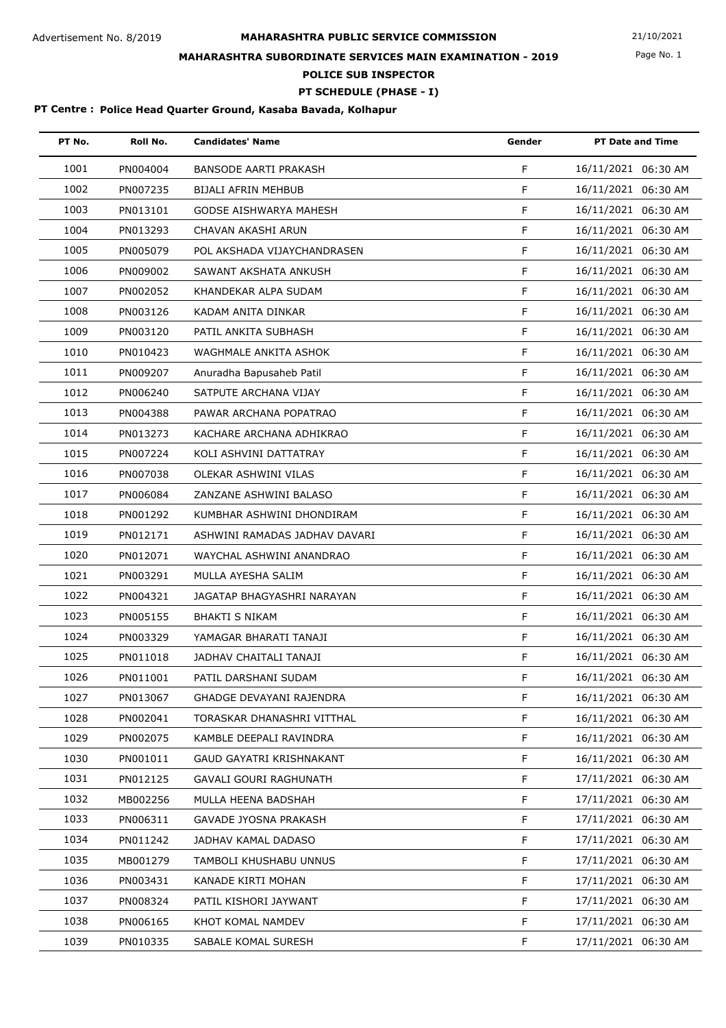Advertisement No. 8/2019

# MAHARASHTRA PUBLIC SERVICE COMMISSION

21/10/2021

## MAHARASHTRA SUBORDINATE SERVICES MAIN EXAMINATION - 2019

### POLICE SUB INSPECTOR

### PT SCHEDULE (PHASE - I)

**PT Centre : Police Head Quarter Ground, Kasaba Bavada, Kolhapur**

| PT No. | Roll No. | Candidates' Name | Gender | PT Date and Time |
|---|---|---|---|---|
| 1001 | PN004004 | BANSODE AARTI PRAKASH | F | 16/11/2021 06:30 AM |
| 1002 | PN007235 | BIJALI AFRIN MEHBUB | F | 16/11/2021 06:30 AM |
| 1003 | PN013101 | GODSE AISHWARYA MAHESH | F | 16/11/2021 06:30 AM |
| 1004 | PN013293 | CHAVAN AKASHI ARUN | F | 16/11/2021 06:30 AM |
| 1005 | PN005079 | POL AKSHADA VIJAYCHANDRASEN | F | 16/11/2021 06:30 AM |
| 1006 | PN009002 | SAWANT AKSHATA ANKUSH | F | 16/11/2021 06:30 AM |
| 1007 | PN002052 | KHANDEKAR ALPA SUDAM | F | 16/11/2021 06:30 AM |
| 1008 | PN003126 | KADAM ANITA DINKAR | F | 16/11/2021 06:30 AM |
| 1009 | PN003120 | PATIL ANKITA SUBHASH | F | 16/11/2021 06:30 AM |
| 1010 | PN010423 | WAGHMALE ANKITA ASHOK | F | 16/11/2021 06:30 AM |
| 1011 | PN009207 | Anuradha Bapusaheb Patil | F | 16/11/2021 06:30 AM |
| 1012 | PN006240 | SATPUTE ARCHANA VIJAY | F | 16/11/2021 06:30 AM |
| 1013 | PN004388 | PAWAR ARCHANA POPATRAO | F | 16/11/2021 06:30 AM |
| 1014 | PN013273 | KACHARE ARCHANA ADHIKRAO | F | 16/11/2021 06:30 AM |
| 1015 | PN007224 | KOLI ASHVINI DATTATRAY | F | 16/11/2021 06:30 AM |
| 1016 | PN007038 | OLEKAR ASHWINI VILAS | F | 16/11/2021 06:30 AM |
| 1017 | PN006084 | ZANZANE ASHWINI BALASO | F | 16/11/2021 06:30 AM |
| 1018 | PN001292 | KUMBHAR ASHWINI DHONDIRAM | F | 16/11/2021 06:30 AM |
| 1019 | PN012171 | ASHWINI RAMADAS JADHAV DAVARI | F | 16/11/2021 06:30 AM |
| 1020 | PN012071 | WAYCHAL ASHWINI ANANDRAO | F | 16/11/2021 06:30 AM |
| 1021 | PN003291 | MULLA AYESHA SALIM | F | 16/11/2021 06:30 AM |
| 1022 | PN004321 | JAGATAP BHAGYASHRI NARAYAN | F | 16/11/2021 06:30 AM |
| 1023 | PN005155 | BHAKTI S NIKAM | F | 16/11/2021 06:30 AM |
| 1024 | PN003329 | YAMAGAR BHARATI TANAJI | F | 16/11/2021 06:30 AM |
| 1025 | PN011018 | JADHAV CHAITALI TANAJI | F | 16/11/2021 06:30 AM |
| 1026 | PN011001 | PATIL DARSHANI SUDAM | F | 16/11/2021 06:30 AM |
| 1027 | PN013067 | GHADGE DEVAYANI RAJENDRA | F | 16/11/2021 06:30 AM |
| 1028 | PN002041 | TORASKAR DHANASHRI VITTHAL | F | 16/11/2021 06:30 AM |
| 1029 | PN002075 | KAMBLE DEEPALI RAVINDRA | F | 16/11/2021 06:30 AM |
| 1030 | PN001011 | GAUD GAYATRI KRISHNAKANT | F | 16/11/2021 06:30 AM |
| 1031 | PN012125 | GAVALI GOURI RAGHUNATH | F | 17/11/2021 06:30 AM |
| 1032 | MB002256 | MULLA HEENA BADSHAH | F | 17/11/2021 06:30 AM |
| 1033 | PN006311 | GAVADE JYOSNA PRAKASH | F | 17/11/2021 06:30 AM |
| 1034 | PN011242 | JADHAV KAMAL DADASO | F | 17/11/2021 06:30 AM |
| 1035 | MB001279 | TAMBOLI KHUSHABU UNNUS | F | 17/11/2021 06:30 AM |
| 1036 | PN003431 | KANADE KIRTI MOHAN | F | 17/11/2021 06:30 AM |
| 1037 | PN008324 | PATIL KISHORI JAYWANT | F | 17/11/2021 06:30 AM |
| 1038 | PN006165 | KHOT KOMAL NAMDEV | F | 17/11/2021 06:30 AM |
| 1039 | PN010335 | SABALE KOMAL SURESH | F | 17/11/2021 06:30 AM |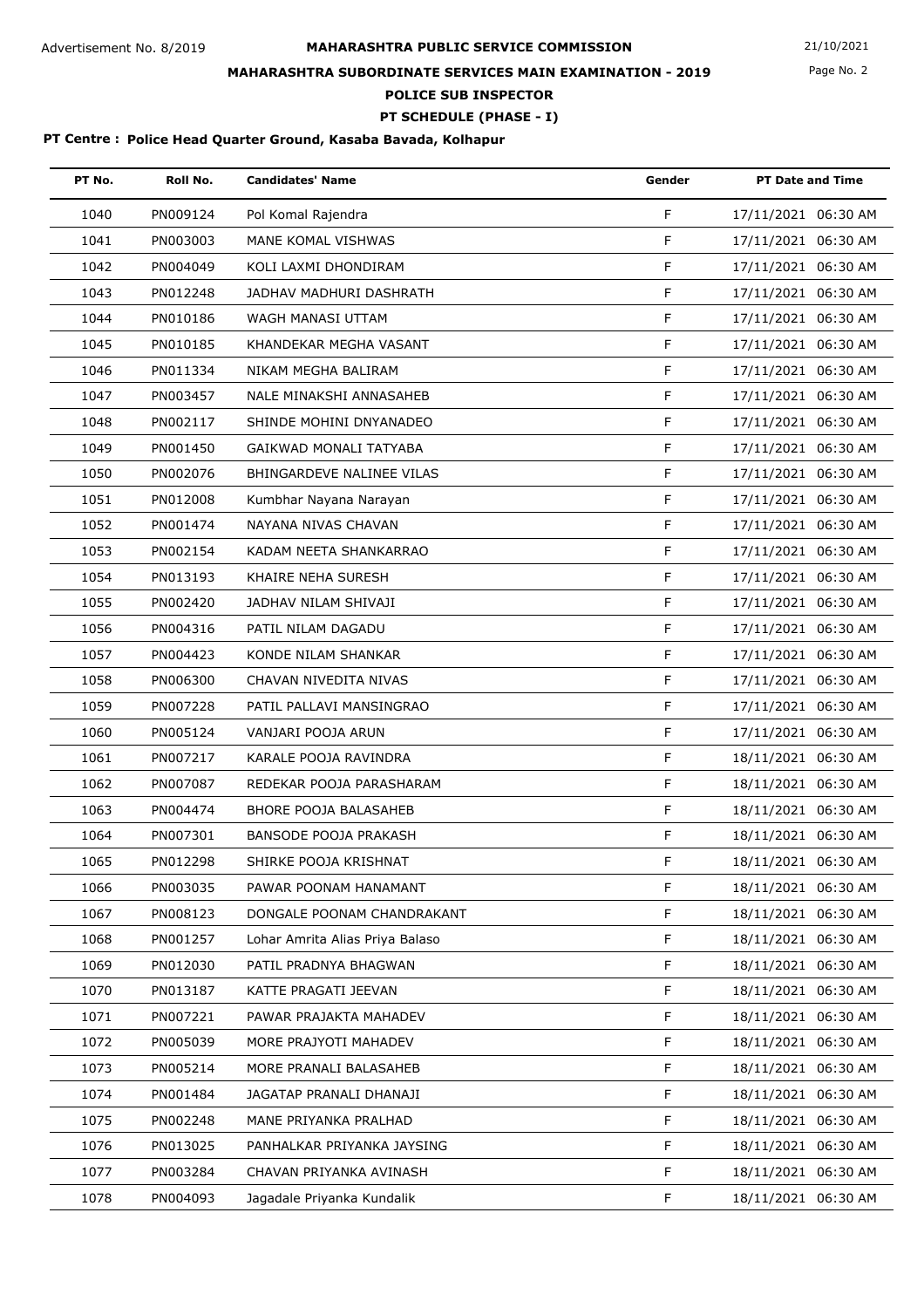Advertisement No. 8/2019

# MAHARASHTRA PUBLIC SERVICE COMMISSION

21/10/2021

## MAHARASHTRA SUBORDINATE SERVICES MAIN EXAMINATION - 2019

### POLICE SUB INSPECTOR

### PT SCHEDULE (PHASE - I)

**PT Centre : Police Head Quarter Ground, Kasaba Bavada, Kolhapur**

| PT No. | Roll No. | Candidates' Name | Gender | PT Date and Time |
|---|---|---|---|---|
| 1040 | PN009124 | Pol Komal Rajendra | F | 17/11/2021 06:30 AM |
| 1041 | PN003003 | MANE KOMAL VISHWAS | F | 17/11/2021 06:30 AM |
| 1042 | PN004049 | KOLI LAXMI DHONDIRAM | F | 17/11/2021 06:30 AM |
| 1043 | PN012248 | JADHAV MADHURI DASHRATH | F | 17/11/2021 06:30 AM |
| 1044 | PN010186 | WAGH MANASI UTTAM | F | 17/11/2021 06:30 AM |
| 1045 | PN010185 | KHANDEKAR MEGHA VASANT | F | 17/11/2021 06:30 AM |
| 1046 | PN011334 | NIKAM MEGHA BALIRAM | F | 17/11/2021 06:30 AM |
| 1047 | PN003457 | NALE MINAKSHI ANNASAHEB | F | 17/11/2021 06:30 AM |
| 1048 | PN002117 | SHINDE MOHINI DNYANADEO | F | 17/11/2021 06:30 AM |
| 1049 | PN001450 | GAIKWAD MONALI TATYABA | F | 17/11/2021 06:30 AM |
| 1050 | PN002076 | BHINGARDEVE NALINEE VILAS | F | 17/11/2021 06:30 AM |
| 1051 | PN012008 | Kumbhar Nayana Narayan | F | 17/11/2021 06:30 AM |
| 1052 | PN001474 | NAYANA NIVAS CHAVAN | F | 17/11/2021 06:30 AM |
| 1053 | PN002154 | KADAM NEETA SHANKARRAO | F | 17/11/2021 06:30 AM |
| 1054 | PN013193 | KHAIRE NEHA SURESH | F | 17/11/2021 06:30 AM |
| 1055 | PN002420 | JADHAV NILAM SHIVAJI | F | 17/11/2021 06:30 AM |
| 1056 | PN004316 | PATIL NILAM DAGADU | F | 17/11/2021 06:30 AM |
| 1057 | PN004423 | KONDE NILAM SHANKAR | F | 17/11/2021 06:30 AM |
| 1058 | PN006300 | CHAVAN NIVEDITA NIVAS | F | 17/11/2021 06:30 AM |
| 1059 | PN007228 | PATIL PALLAVI MANSINGRAO | F | 17/11/2021 06:30 AM |
| 1060 | PN005124 | VANJARI POOJA ARUN | F | 17/11/2021 06:30 AM |
| 1061 | PN007217 | KARALE POOJA RAVINDRA | F | 18/11/2021 06:30 AM |
| 1062 | PN007087 | REDEKAR POOJA PARASHARAM | F | 18/11/2021 06:30 AM |
| 1063 | PN004474 | BHORE POOJA BALASAHEB | F | 18/11/2021 06:30 AM |
| 1064 | PN007301 | BANSODE POOJA PRAKASH | F | 18/11/2021 06:30 AM |
| 1065 | PN012298 | SHIRKE POOJA KRISHNAT | F | 18/11/2021 06:30 AM |
| 1066 | PN003035 | PAWAR POONAM HANAMANT | F | 18/11/2021 06:30 AM |
| 1067 | PN008123 | DONGALE POONAM CHANDRAKANT | F | 18/11/2021 06:30 AM |
| 1068 | PN001257 | Lohar Amrita Alias Priya Balaso | F | 18/11/2021 06:30 AM |
| 1069 | PN012030 | PATIL PRADNYA BHAGWAN | F | 18/11/2021 06:30 AM |
| 1070 | PN013187 | KATTE PRAGATI JEEVAN | F | 18/11/2021 06:30 AM |
| 1071 | PN007221 | PAWAR PRAJAKTA MAHADEV | F | 18/11/2021 06:30 AM |
| 1072 | PN005039 | MORE PRAJYOTI MAHADEV | F | 18/11/2021 06:30 AM |
| 1073 | PN005214 | MORE PRANALI BALASAHEB | F | 18/11/2021 06:30 AM |
| 1074 | PN001484 | JAGATAP PRANALI DHANAJI | F | 18/11/2021 06:30 AM |
| 1075 | PN002248 | MANE PRIYANKA PRALHAD | F | 18/11/2021 06:30 AM |
| 1076 | PN013025 | PANHALKAR PRIYANKA JAYSING | F | 18/11/2021 06:30 AM |
| 1077 | PN003284 | CHAVAN PRIYANKA AVINASH | F | 18/11/2021 06:30 AM |
| 1078 | PN004093 | Jagadale Priyanka Kundalik | F | 18/11/2021 06:30 AM |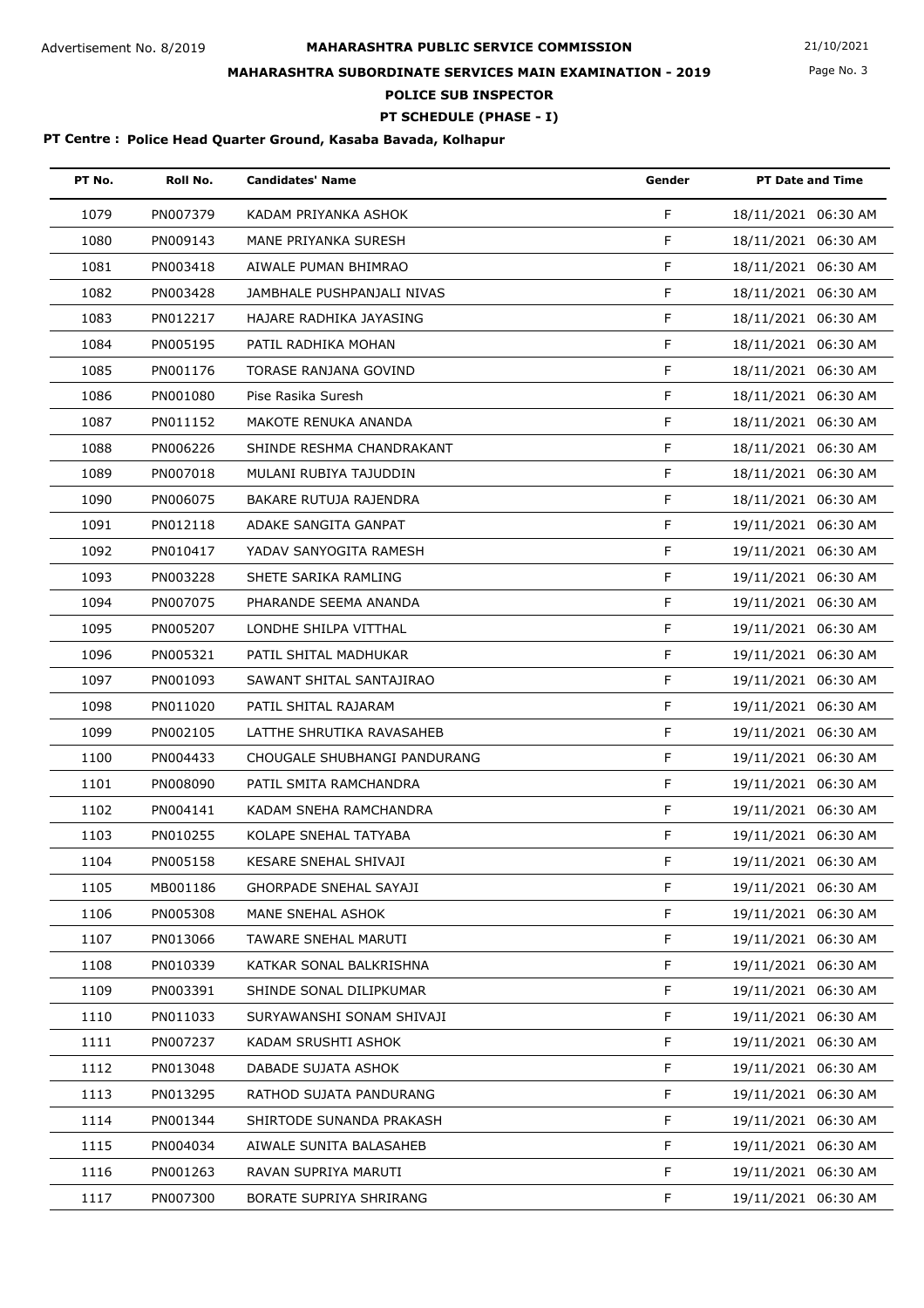Advertisement No. 8/2019

# MAHARASHTRA PUBLIC SERVICE COMMISSION

21/10/2021

## MAHARASHTRA SUBORDINATE SERVICES MAIN EXAMINATION - 2019

## POLICE SUB INSPECTOR

## PT SCHEDULE (PHASE - I)

**PT Centre : Police Head Quarter Ground, Kasaba Bavada, Kolhapur**

| PT No. | Roll No. | Candidates' Name | Gender | PT Date and Time |
|---|---|---|---|---|
| 1079 | PN007379 | KADAM PRIYANKA ASHOK | F | 18/11/2021 06:30 AM |
| 1080 | PN009143 | MANE PRIYANKA SURESH | F | 18/11/2021 06:30 AM |
| 1081 | PN003418 | AIWALE PUMAN BHIMRAO | F | 18/11/2021 06:30 AM |
| 1082 | PN003428 | JAMBHALE PUSHPANJALI NIVAS | F | 18/11/2021 06:30 AM |
| 1083 | PN012217 | HAJARE RADHIKA JAYASING | F | 18/11/2021 06:30 AM |
| 1084 | PN005195 | PATIL RADHIKA MOHAN | F | 18/11/2021 06:30 AM |
| 1085 | PN001176 | TORASE RANJANA GOVIND | F | 18/11/2021 06:30 AM |
| 1086 | PN001080 | Pise Rasika Suresh | F | 18/11/2021 06:30 AM |
| 1087 | PN011152 | MAKOTE RENUKA ANANDA | F | 18/11/2021 06:30 AM |
| 1088 | PN006226 | SHINDE RESHMA CHANDRAKANT | F | 18/11/2021 06:30 AM |
| 1089 | PN007018 | MULANI RUBIYA TAJUDDIN | F | 18/11/2021 06:30 AM |
| 1090 | PN006075 | BAKARE RUTUJA RAJENDRA | F | 18/11/2021 06:30 AM |
| 1091 | PN012118 | ADAKE SANGITA GANPAT | F | 19/11/2021 06:30 AM |
| 1092 | PN010417 | YADAV SANYOGITA RAMESH | F | 19/11/2021 06:30 AM |
| 1093 | PN003228 | SHETE SARIKA RAMLING | F | 19/11/2021 06:30 AM |
| 1094 | PN007075 | PHARANDE SEEMA ANANDA | F | 19/11/2021 06:30 AM |
| 1095 | PN005207 | LONDHE SHILPA VITTHAL | F | 19/11/2021 06:30 AM |
| 1096 | PN005321 | PATIL SHITAL MADHUKAR | F | 19/11/2021 06:30 AM |
| 1097 | PN001093 | SAWANT SHITAL SANTAJIRAO | F | 19/11/2021 06:30 AM |
| 1098 | PN011020 | PATIL SHITAL RAJARAM | F | 19/11/2021 06:30 AM |
| 1099 | PN002105 | LATTHE SHRUTIKA RAVASAHEB | F | 19/11/2021 06:30 AM |
| 1100 | PN004433 | CHOUGALE SHUBHANGI PANDURANG | F | 19/11/2021 06:30 AM |
| 1101 | PN008090 | PATIL SMITA RAMCHANDRA | F | 19/11/2021 06:30 AM |
| 1102 | PN004141 | KADAM SNEHA RAMCHANDRA | F | 19/11/2021 06:30 AM |
| 1103 | PN010255 | KOLAPE SNEHAL TATYABA | F | 19/11/2021 06:30 AM |
| 1104 | PN005158 | KESARE SNEHAL SHIVAJI | F | 19/11/2021 06:30 AM |
| 1105 | MB001186 | GHORPADE SNEHAL SAYAJI | F | 19/11/2021 06:30 AM |
| 1106 | PN005308 | MANE SNEHAL ASHOK | F | 19/11/2021 06:30 AM |
| 1107 | PN013066 | TAWARE SNEHAL MARUTI | F | 19/11/2021 06:30 AM |
| 1108 | PN010339 | KATKAR SONAL BALKRISHNA | F | 19/11/2021 06:30 AM |
| 1109 | PN003391 | SHINDE SONAL DILIPKUMAR | F | 19/11/2021 06:30 AM |
| 1110 | PN011033 | SURYAWANSHI SONAM SHIVAJI | F | 19/11/2021 06:30 AM |
| 1111 | PN007237 | KADAM SRUSHTI ASHOK | F | 19/11/2021 06:30 AM |
| 1112 | PN013048 | DABADE SUJATA ASHOK | F | 19/11/2021 06:30 AM |
| 1113 | PN013295 | RATHOD SUJATA PANDURANG | F | 19/11/2021 06:30 AM |
| 1114 | PN001344 | SHIRTODE SUNANDA PRAKASH | F | 19/11/2021 06:30 AM |
| 1115 | PN004034 | AIWALE SUNITA BALASAHEB | F | 19/11/2021 06:30 AM |
| 1116 | PN001263 | RAVAN SUPRIYA MARUTI | F | 19/11/2021 06:30 AM |
| 1117 | PN007300 | BORATE SUPRIYA SHRIRANG | F | 19/11/2021 06:30 AM |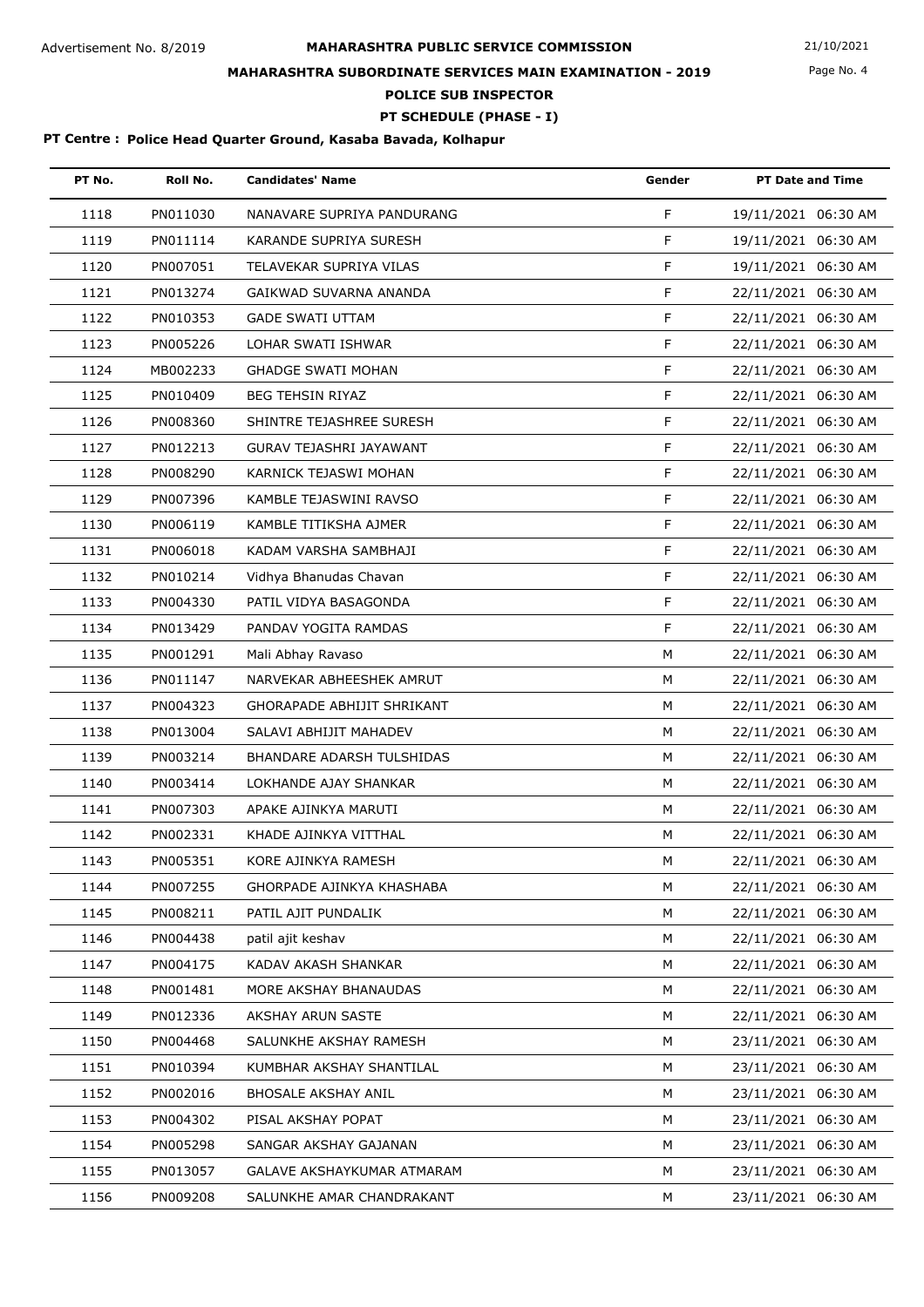**MAHARASHTRA PUBLIC SERVICE COMMISSION**

Advertisement No. 8/2019

21/10/2021

**MAHARASHTRA SUBORDINATE SERVICES MAIN EXAMINATION - 2019**

**POLICE SUB INSPECTOR**

**PT SCHEDULE (PHASE - I)**

**PT Centre : Police Head Quarter Ground, Kasaba Bavada, Kolhapur**

| PT No. | Roll No. | Candidates' Name | Gender | PT Date and Time |
|---|---|---|---|---|
| 1118 | PN011030 | NANAVARE SUPRIYA PANDURANG | F | 19/11/2021 06:30 AM |
| 1119 | PN011114 | KARANDE SUPRIYA SURESH | F | 19/11/2021 06:30 AM |
| 1120 | PN007051 | TELAVEKAR SUPRIYA VILAS | F | 19/11/2021 06:30 AM |
| 1121 | PN013274 | GAIKWAD SUVARNA ANANDA | F | 22/11/2021 06:30 AM |
| 1122 | PN010353 | GADE SWATI UTTAM | F | 22/11/2021 06:30 AM |
| 1123 | PN005226 | LOHAR SWATI ISHWAR | F | 22/11/2021 06:30 AM |
| 1124 | MB002233 | GHADGE SWATI MOHAN | F | 22/11/2021 06:30 AM |
| 1125 | PN010409 | BEG TEHSIN RIYAZ | F | 22/11/2021 06:30 AM |
| 1126 | PN008360 | SHINTRE TEJASHREE SURESH | F | 22/11/2021 06:30 AM |
| 1127 | PN012213 | GURAV TEJASHRI JAYAWANT | F | 22/11/2021 06:30 AM |
| 1128 | PN008290 | KARNICK TEJASWI MOHAN | F | 22/11/2021 06:30 AM |
| 1129 | PN007396 | KAMBLE TEJASWINI RAVSO | F | 22/11/2021 06:30 AM |
| 1130 | PN006119 | KAMBLE TITIKSHA AJMER | F | 22/11/2021 06:30 AM |
| 1131 | PN006018 | KADAM VARSHA SAMBHAJI | F | 22/11/2021 06:30 AM |
| 1132 | PN010214 | Vidhya Bhanudas Chavan | F | 22/11/2021 06:30 AM |
| 1133 | PN004330 | PATIL VIDYA BASAGONDA | F | 22/11/2021 06:30 AM |
| 1134 | PN013429 | PANDAV YOGITA RAMDAS | F | 22/11/2021 06:30 AM |
| 1135 | PN001291 | Mali Abhay Ravaso | M | 22/11/2021 06:30 AM |
| 1136 | PN011147 | NARVEKAR ABHEESHEK AMRUT | M | 22/11/2021 06:30 AM |
| 1137 | PN004323 | GHORAPADE ABHIJIT SHRIKANT | M | 22/11/2021 06:30 AM |
| 1138 | PN013004 | SALAVI ABHIJIT MAHADEV | M | 22/11/2021 06:30 AM |
| 1139 | PN003214 | BHANDARE ADARSH TULSHIDAS | M | 22/11/2021 06:30 AM |
| 1140 | PN003414 | LOKHANDE AJAY SHANKAR | M | 22/11/2021 06:30 AM |
| 1141 | PN007303 | APAKE AJINKYA MARUTI | M | 22/11/2021 06:30 AM |
| 1142 | PN002331 | KHADE AJINKYA VITTHAL | M | 22/11/2021 06:30 AM |
| 1143 | PN005351 | KORE AJINKYA RAMESH | M | 22/11/2021 06:30 AM |
| 1144 | PN007255 | GHORPADE AJINKYA KHASHABA | M | 22/11/2021 06:30 AM |
| 1145 | PN008211 | PATIL AJIT PUNDALIK | M | 22/11/2021 06:30 AM |
| 1146 | PN004438 | patil ajit keshav | M | 22/11/2021 06:30 AM |
| 1147 | PN004175 | KADAV AKASH SHANKAR | M | 22/11/2021 06:30 AM |
| 1148 | PN001481 | MORE AKSHAY BHANAUDAS | M | 22/11/2021 06:30 AM |
| 1149 | PN012336 | AKSHAY ARUN SASTE | M | 22/11/2021 06:30 AM |
| 1150 | PN004468 | SALUNKHE AKSHAY RAMESH | M | 23/11/2021 06:30 AM |
| 1151 | PN010394 | KUMBHAR AKSHAY SHANTILAL | M | 23/11/2021 06:30 AM |
| 1152 | PN002016 | BHOSALE AKSHAY ANIL | M | 23/11/2021 06:30 AM |
| 1153 | PN004302 | PISAL AKSHAY POPAT | M | 23/11/2021 06:30 AM |
| 1154 | PN005298 | SANGAR AKSHAY GAJANAN | M | 23/11/2021 06:30 AM |
| 1155 | PN013057 | GALAVE AKSHAYKUMAR ATMARAM | M | 23/11/2021 06:30 AM |
| 1156 | PN009208 | SALUNKHE AMAR CHANDRAKANT | M | 23/11/2021 06:30 AM |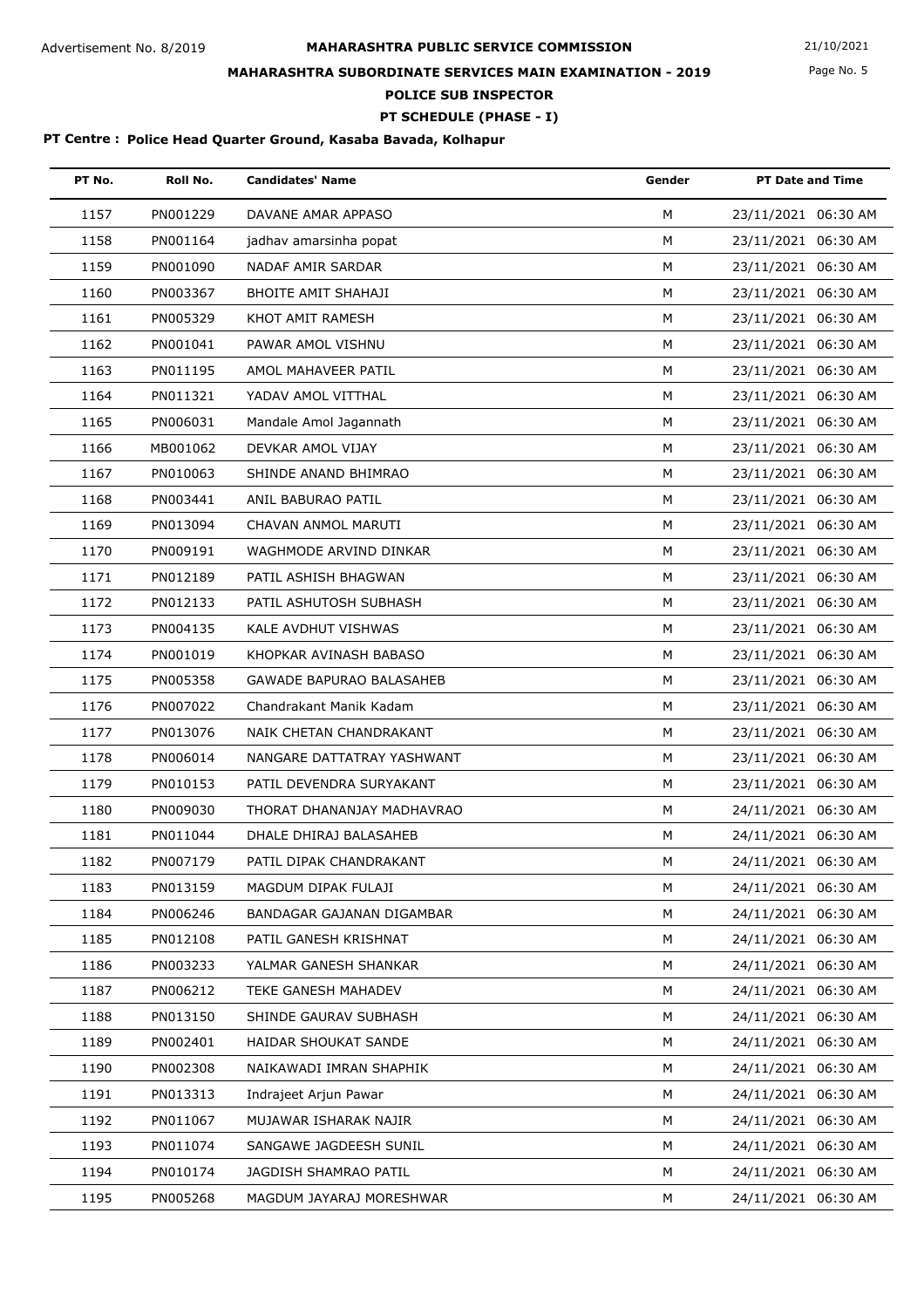Advertisement No. 8/2019

# MAHARASHTRA PUBLIC SERVICE COMMISSION

## MAHARASHTRA SUBORDINATE SERVICES MAIN EXAMINATION - 2019

### POLICE SUB INSPECTOR

### PT SCHEDULE (PHASE - I)

21/10/2021

**PT Centre : Police Head Quarter Ground, Kasaba Bavada, Kolhapur**

| PT No. | Roll No. | Candidates' Name | Gender | PT Date and Time |
|---|---|---|---|---|
| 1157 | PN001229 | DAVANE AMAR APPASO | M | 23/11/2021 06:30 AM |
| 1158 | PN001164 | jadhav amarsinha popat | M | 23/11/2021 06:30 AM |
| 1159 | PN001090 | NADAF AMIR SARDAR | M | 23/11/2021 06:30 AM |
| 1160 | PN003367 | BHOITE AMIT SHAHAJI | M | 23/11/2021 06:30 AM |
| 1161 | PN005329 | KHOT AMIT RAMESH | M | 23/11/2021 06:30 AM |
| 1162 | PN001041 | PAWAR AMOL VISHNU | M | 23/11/2021 06:30 AM |
| 1163 | PN011195 | AMOL MAHAVEER PATIL | M | 23/11/2021 06:30 AM |
| 1164 | PN011321 | YADAV AMOL VITTHAL | M | 23/11/2021 06:30 AM |
| 1165 | PN006031 | Mandale Amol Jagannath | M | 23/11/2021 06:30 AM |
| 1166 | MB001062 | DEVKAR AMOL VIJAY | M | 23/11/2021 06:30 AM |
| 1167 | PN010063 | SHINDE ANAND BHIMRAO | M | 23/11/2021 06:30 AM |
| 1168 | PN003441 | ANIL BABURAO PATIL | M | 23/11/2021 06:30 AM |
| 1169 | PN013094 | CHAVAN ANMOL MARUTI | M | 23/11/2021 06:30 AM |
| 1170 | PN009191 | WAGHMODE ARVIND DINKAR | M | 23/11/2021 06:30 AM |
| 1171 | PN012189 | PATIL ASHISH BHAGWAN | M | 23/11/2021 06:30 AM |
| 1172 | PN012133 | PATIL ASHUTOSH SUBHASH | M | 23/11/2021 06:30 AM |
| 1173 | PN004135 | KALE AVDHUT VISHWAS | M | 23/11/2021 06:30 AM |
| 1174 | PN001019 | KHOPKAR AVINASH BABASO | M | 23/11/2021 06:30 AM |
| 1175 | PN005358 | GAWADE BAPURAO BALASAHEB | M | 23/11/2021 06:30 AM |
| 1176 | PN007022 | Chandrakant Manik Kadam | M | 23/11/2021 06:30 AM |
| 1177 | PN013076 | NAIK CHETAN CHANDRAKANT | M | 23/11/2021 06:30 AM |
| 1178 | PN006014 | NANGARE DATTATRAY YASHWANT | M | 23/11/2021 06:30 AM |
| 1179 | PN010153 | PATIL DEVENDRA SURYAKANT | M | 23/11/2021 06:30 AM |
| 1180 | PN009030 | THORAT DHANANJAY MADHAVRAO | M | 24/11/2021 06:30 AM |
| 1181 | PN011044 | DHALE DHIRAJ BALASAHEB | M | 24/11/2021 06:30 AM |
| 1182 | PN007179 | PATIL DIPAK CHANDRAKANT | M | 24/11/2021 06:30 AM |
| 1183 | PN013159 | MAGDUM DIPAK FULAJI | M | 24/11/2021 06:30 AM |
| 1184 | PN006246 | BANDAGAR GAJANAN DIGAMBAR | M | 24/11/2021 06:30 AM |
| 1185 | PN012108 | PATIL GANESH KRISHNAT | M | 24/11/2021 06:30 AM |
| 1186 | PN003233 | YALMAR GANESH SHANKAR | M | 24/11/2021 06:30 AM |
| 1187 | PN006212 | TEKE GANESH MAHADEV | M | 24/11/2021 06:30 AM |
| 1188 | PN013150 | SHINDE GAURAV SUBHASH | M | 24/11/2021 06:30 AM |
| 1189 | PN002401 | HAIDAR SHOUKAT SANDE | M | 24/11/2021 06:30 AM |
| 1190 | PN002308 | NAIKAWADI IMRAN SHAPHIK | M | 24/11/2021 06:30 AM |
| 1191 | PN013313 | Indrajeet Arjun Pawar | M | 24/11/2021 06:30 AM |
| 1192 | PN011067 | MUJAWAR ISHARAK NAJIR | M | 24/11/2021 06:30 AM |
| 1193 | PN011074 | SANGAWE JAGDEESH SUNIL | M | 24/11/2021 06:30 AM |
| 1194 | PN010174 | JAGDISH SHAMRAO PATIL | M | 24/11/2021 06:30 AM |
| 1195 | PN005268 | MAGDUM JAYARAJ MORESHWAR | M | 24/11/2021 06:30 AM |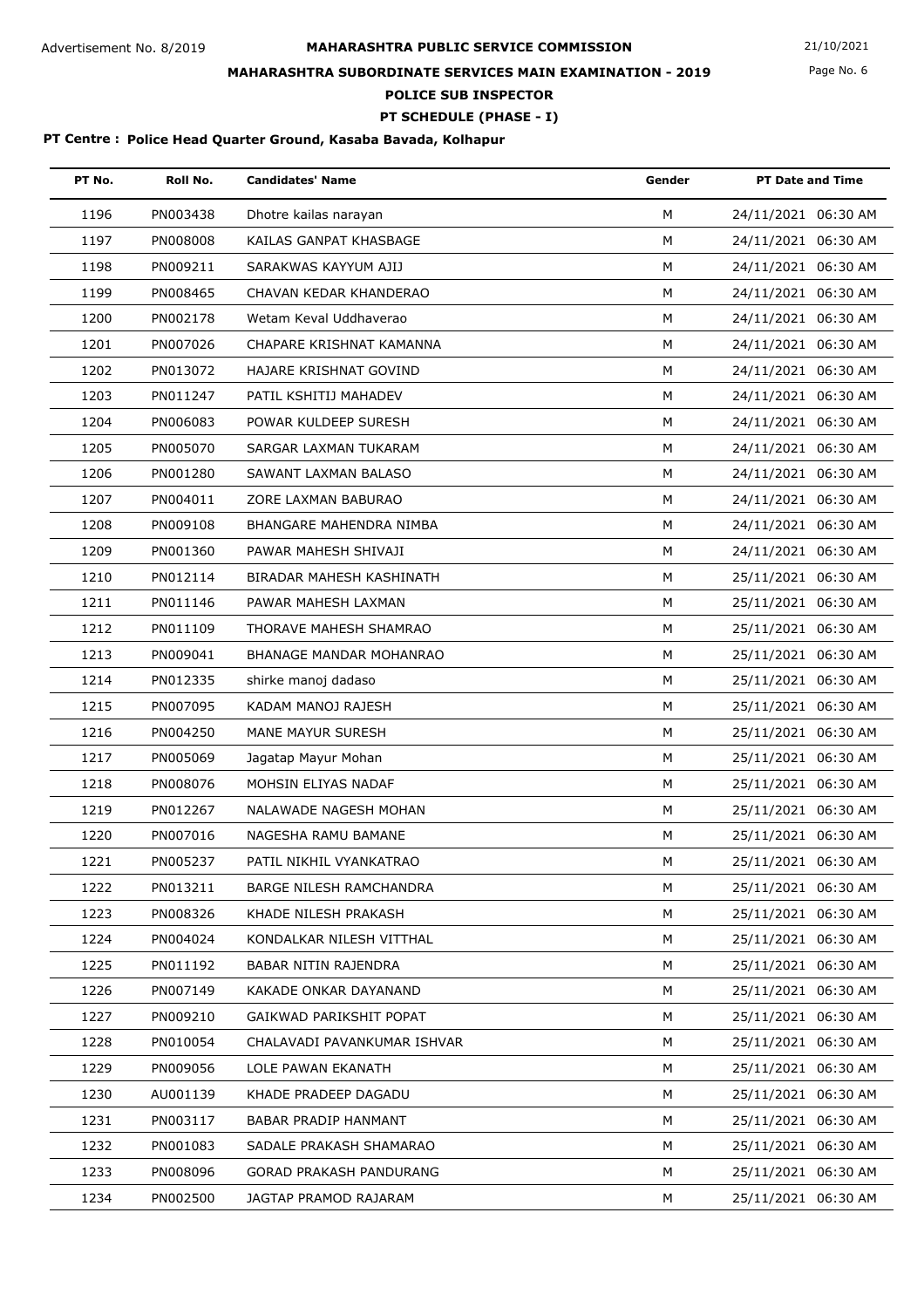Advertisement No. 8/2019

# MAHARASHTRA PUBLIC SERVICE COMMISSION

21/10/2021

## MAHARASHTRA SUBORDINATE SERVICES MAIN EXAMINATION - 2019

### POLICE SUB INSPECTOR

### PT SCHEDULE (PHASE - I)

**PT Centre : Police Head Quarter Ground, Kasaba Bavada, Kolhapur**

| PT No. | Roll No. | Candidates' Name | Gender | PT Date and Time |
|---|---|---|---|---|
| 1196 | PN003438 | Dhotre kailas narayan | M | 24/11/2021 06:30 AM |
| 1197 | PN008008 | KAILAS GANPAT KHASBAGE | M | 24/11/2021 06:30 AM |
| 1198 | PN009211 | SARAKWAS KAYYUM AJIJ | M | 24/11/2021 06:30 AM |
| 1199 | PN008465 | CHAVAN KEDAR KHANDERAO | M | 24/11/2021 06:30 AM |
| 1200 | PN002178 | Wetam Keval Uddhaverao | M | 24/11/2021 06:30 AM |
| 1201 | PN007026 | CHAPARE KRISHNAT KAMANNA | M | 24/11/2021 06:30 AM |
| 1202 | PN013072 | HAJARE KRISHNAT GOVIND | M | 24/11/2021 06:30 AM |
| 1203 | PN011247 | PATIL KSHITIJ MAHADEV | M | 24/11/2021 06:30 AM |
| 1204 | PN006083 | POWAR KULDEEP SURESH | M | 24/11/2021 06:30 AM |
| 1205 | PN005070 | SARGAR LAXMAN TUKARAM | M | 24/11/2021 06:30 AM |
| 1206 | PN001280 | SAWANT LAXMAN BALASO | M | 24/11/2021 06:30 AM |
| 1207 | PN004011 | ZORE LAXMAN BABURAO | M | 24/11/2021 06:30 AM |
| 1208 | PN009108 | BHANGARE MAHENDRA NIMBA | M | 24/11/2021 06:30 AM |
| 1209 | PN001360 | PAWAR MAHESH SHIVAJI | M | 24/11/2021 06:30 AM |
| 1210 | PN012114 | BIRADAR MAHESH KASHINATH | M | 25/11/2021 06:30 AM |
| 1211 | PN011146 | PAWAR MAHESH LAXMAN | M | 25/11/2021 06:30 AM |
| 1212 | PN011109 | THORAVE MAHESH SHAMRAO | M | 25/11/2021 06:30 AM |
| 1213 | PN009041 | BHANAGE MANDAR MOHANRAO | M | 25/11/2021 06:30 AM |
| 1214 | PN012335 | shirke manoj dadaso | M | 25/11/2021 06:30 AM |
| 1215 | PN007095 | KADAM MANOJ RAJESH | M | 25/11/2021 06:30 AM |
| 1216 | PN004250 | MANE MAYUR SURESH | M | 25/11/2021 06:30 AM |
| 1217 | PN005069 | Jagatap Mayur Mohan | M | 25/11/2021 06:30 AM |
| 1218 | PN008076 | MOHSIN ELIYAS NADAF | M | 25/11/2021 06:30 AM |
| 1219 | PN012267 | NALAWADE NAGESH MOHAN | M | 25/11/2021 06:30 AM |
| 1220 | PN007016 | NAGESHA RAMU BAMANE | M | 25/11/2021 06:30 AM |
| 1221 | PN005237 | PATIL NIKHIL VYANKATRAO | M | 25/11/2021 06:30 AM |
| 1222 | PN013211 | BARGE NILESH RAMCHANDRA | M | 25/11/2021 06:30 AM |
| 1223 | PN008326 | KHADE NILESH PRAKASH | M | 25/11/2021 06:30 AM |
| 1224 | PN004024 | KONDALKAR NILESH VITTHAL | M | 25/11/2021 06:30 AM |
| 1225 | PN011192 | BABAR NITIN RAJENDRA | M | 25/11/2021 06:30 AM |
| 1226 | PN007149 | KAKADE ONKAR DAYANAND | M | 25/11/2021 06:30 AM |
| 1227 | PN009210 | GAIKWAD PARIKSHIT POPAT | M | 25/11/2021 06:30 AM |
| 1228 | PN010054 | CHALAVADI PAVANKUMAR ISHVAR | M | 25/11/2021 06:30 AM |
| 1229 | PN009056 | LOLE PAWAN EKANATH | M | 25/11/2021 06:30 AM |
| 1230 | AU001139 | KHADE PRADEEP DAGADU | M | 25/11/2021 06:30 AM |
| 1231 | PN003117 | BABAR PRADIP HANMANT | M | 25/11/2021 06:30 AM |
| 1232 | PN001083 | SADALE PRAKASH SHAMARAO | M | 25/11/2021 06:30 AM |
| 1233 | PN008096 | GORAD PRAKASH PANDURANG | M | 25/11/2021 06:30 AM |
| 1234 | PN002500 | JAGTAP PRAMOD RAJARAM | M | 25/11/2021 06:30 AM |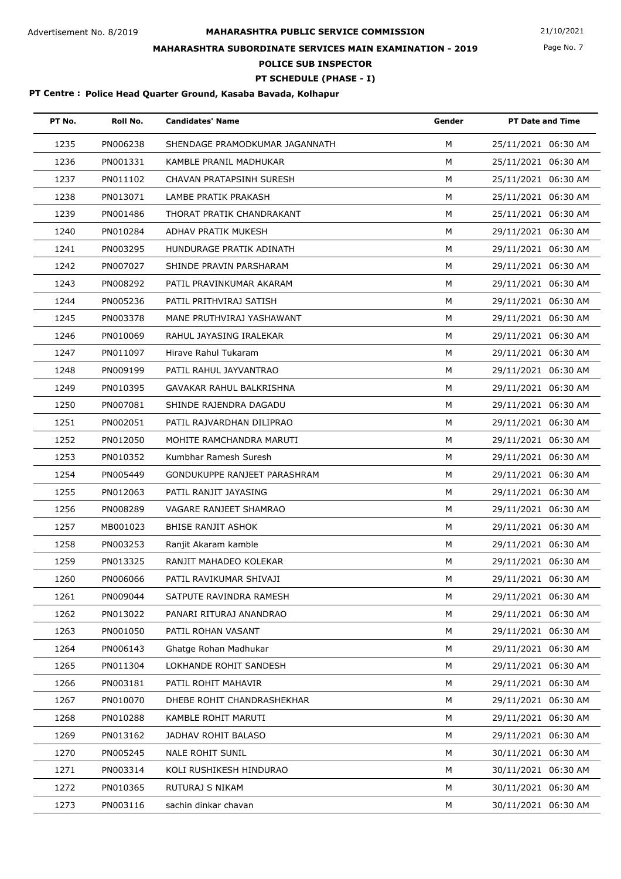Advertisement No. 8/2019

# MAHARASHTRA PUBLIC SERVICE COMMISSION

21/10/2021

## MAHARASHTRA SUBORDINATE SERVICES MAIN EXAMINATION - 2019

### POLICE SUB INSPECTOR

### PT SCHEDULE (PHASE - I)

**PT Centre : Police Head Quarter Ground, Kasaba Bavada, Kolhapur**

| PT No. | Roll No. | Candidates' Name | Gender | PT Date and Time |
|---|---|---|---|---|
| 1235 | PN006238 | SHENDAGE PRAMODKUMAR JAGANNATH | M | 25/11/2021 06:30 AM |
| 1236 | PN001331 | KAMBLE PRANIL MADHUKAR | M | 25/11/2021 06:30 AM |
| 1237 | PN011102 | CHAVAN PRATAPSINH SURESH | M | 25/11/2021 06:30 AM |
| 1238 | PN013071 | LAMBE PRATIK PRAKASH | M | 25/11/2021 06:30 AM |
| 1239 | PN001486 | THORAT PRATIK CHANDRAKANT | M | 25/11/2021 06:30 AM |
| 1240 | PN010284 | ADHAV PRATIK MUKESH | M | 29/11/2021 06:30 AM |
| 1241 | PN003295 | HUNDURAGE PRATIK ADINATH | M | 29/11/2021 06:30 AM |
| 1242 | PN007027 | SHINDE PRAVIN PARSHARAM | M | 29/11/2021 06:30 AM |
| 1243 | PN008292 | PATIL PRAVINKUMAR AKARAM | M | 29/11/2021 06:30 AM |
| 1244 | PN005236 | PATIL PRITHVIRAJ SATISH | M | 29/11/2021 06:30 AM |
| 1245 | PN003378 | MANE PRUTHVIRAJ YASHAWANT | M | 29/11/2021 06:30 AM |
| 1246 | PN010069 | RAHUL JAYASING IRALEKAR | M | 29/11/2021 06:30 AM |
| 1247 | PN011097 | Hirave Rahul Tukaram | M | 29/11/2021 06:30 AM |
| 1248 | PN009199 | PATIL RAHUL JAYVANTRAO | M | 29/11/2021 06:30 AM |
| 1249 | PN010395 | GAVAKAR RAHUL BALKRISHNA | M | 29/11/2021 06:30 AM |
| 1250 | PN007081 | SHINDE RAJENDRA DAGADU | M | 29/11/2021 06:30 AM |
| 1251 | PN002051 | PATIL RAJVARDHAN DILIPRAO | M | 29/11/2021 06:30 AM |
| 1252 | PN012050 | MOHITE RAMCHANDRA MARUTI | M | 29/11/2021 06:30 AM |
| 1253 | PN010352 | Kumbhar Ramesh Suresh | M | 29/11/2021 06:30 AM |
| 1254 | PN005449 | GONDUKUPPE RANJEET PARASHRAM | M | 29/11/2021 06:30 AM |
| 1255 | PN012063 | PATIL RANJIT JAYASING | M | 29/11/2021 06:30 AM |
| 1256 | PN008289 | VAGARE RANJEET SHAMRAO | M | 29/11/2021 06:30 AM |
| 1257 | MB001023 | BHISE RANJIT ASHOK | M | 29/11/2021 06:30 AM |
| 1258 | PN003253 | Ranjit Akaram kamble | M | 29/11/2021 06:30 AM |
| 1259 | PN013325 | RANJIT MAHADEO KOLEKAR | M | 29/11/2021 06:30 AM |
| 1260 | PN006066 | PATIL RAVIKUMAR SHIVAJI | M | 29/11/2021 06:30 AM |
| 1261 | PN009044 | SATPUTE RAVINDRA RAMESH | M | 29/11/2021 06:30 AM |
| 1262 | PN013022 | PANARI RITURAJ ANANDRAO | M | 29/11/2021 06:30 AM |
| 1263 | PN001050 | PATIL ROHAN VASANT | M | 29/11/2021 06:30 AM |
| 1264 | PN006143 | Ghatge Rohan Madhukar | M | 29/11/2021 06:30 AM |
| 1265 | PN011304 | LOKHANDE ROHIT SANDESH | M | 29/11/2021 06:30 AM |
| 1266 | PN003181 | PATIL ROHIT MAHAVIR | M | 29/11/2021 06:30 AM |
| 1267 | PN010070 | DHEBE ROHIT CHANDRASHEKHAR | M | 29/11/2021 06:30 AM |
| 1268 | PN010288 | KAMBLE ROHIT MARUTI | M | 29/11/2021 06:30 AM |
| 1269 | PN013162 | JADHAV ROHIT BALASO | M | 29/11/2021 06:30 AM |
| 1270 | PN005245 | NALE ROHIT SUNIL | M | 30/11/2021 06:30 AM |
| 1271 | PN003314 | KOLI RUSHIKESH HINDURAO | M | 30/11/2021 06:30 AM |
| 1272 | PN010365 | RUTURAJ S NIKAM | M | 30/11/2021 06:30 AM |
| 1273 | PN003116 | sachin dinkar chavan | M | 30/11/2021 06:30 AM |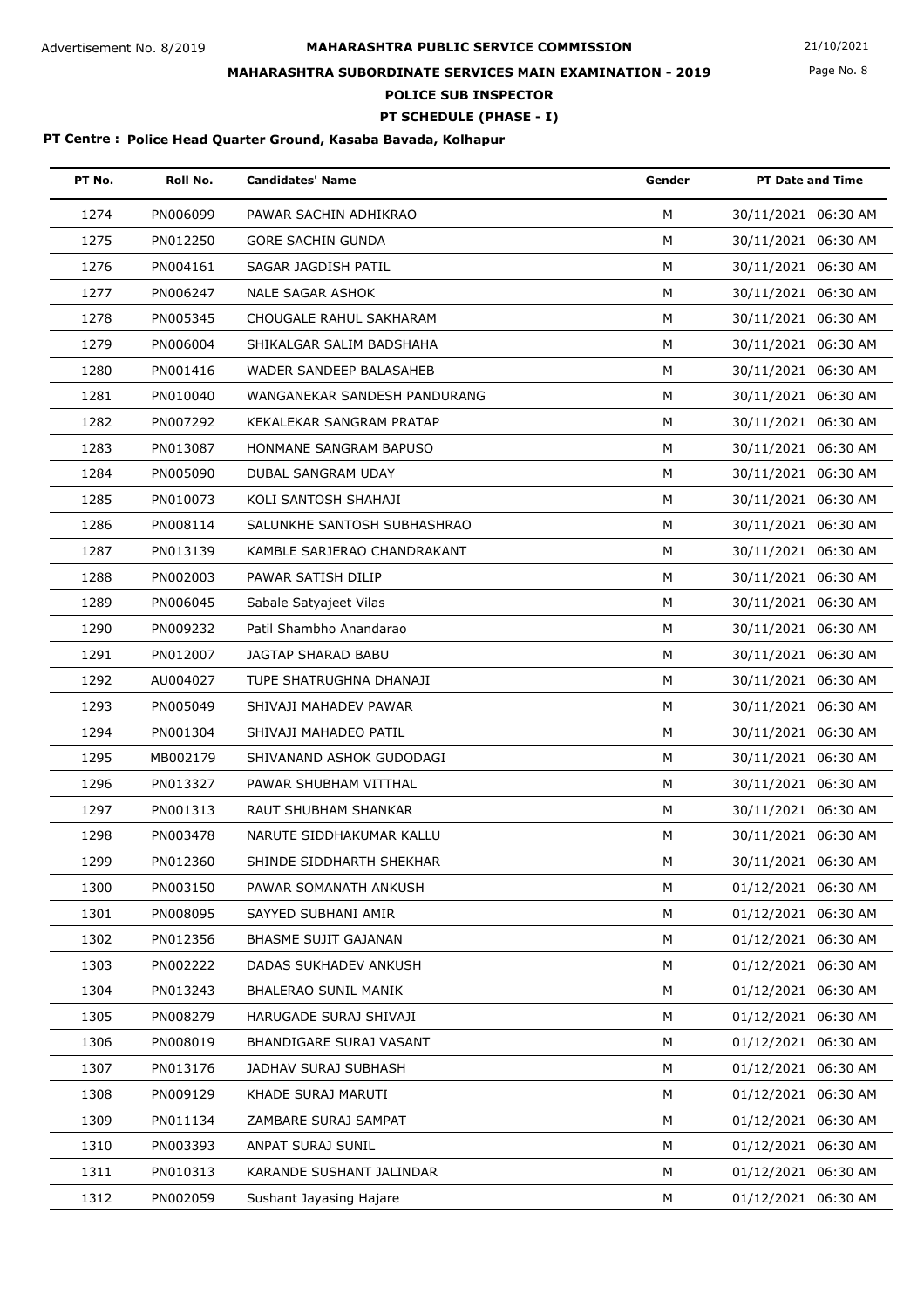Advertisement No. 8/2019

# MAHARASHTRA PUBLIC SERVICE COMMISSION

21/10/2021

## MAHARASHTRA SUBORDINATE SERVICES MAIN EXAMINATION - 2019

## POLICE SUB INSPECTOR

## PT SCHEDULE (PHASE - I)

**PT Centre : Police Head Quarter Ground, Kasaba Bavada, Kolhapur**

| PT No. | Roll No. | Candidates' Name | Gender | PT Date and Time |
|---|---|---|---|---|
| 1274 | PN006099 | PAWAR SACHIN ADHIKRAO | M | 30/11/2021 06:30 AM |
| 1275 | PN012250 | GORE SACHIN GUNDA | M | 30/11/2021 06:30 AM |
| 1276 | PN004161 | SAGAR JAGDISH PATIL | M | 30/11/2021 06:30 AM |
| 1277 | PN006247 | NALE SAGAR ASHOK | M | 30/11/2021 06:30 AM |
| 1278 | PN005345 | CHOUGALE RAHUL SAKHARAM | M | 30/11/2021 06:30 AM |
| 1279 | PN006004 | SHIKALGAR SALIM BADSHAHA | M | 30/11/2021 06:30 AM |
| 1280 | PN001416 | WADER SANDEEP BALASAHEB | M | 30/11/2021 06:30 AM |
| 1281 | PN010040 | WANGANEKAR SANDESH PANDURANG | M | 30/11/2021 06:30 AM |
| 1282 | PN007292 | KEKALEKAR SANGRAM PRATAP | M | 30/11/2021 06:30 AM |
| 1283 | PN013087 | HONMANE SANGRAM BAPUSO | M | 30/11/2021 06:30 AM |
| 1284 | PN005090 | DUBAL SANGRAM UDAY | M | 30/11/2021 06:30 AM |
| 1285 | PN010073 | KOLI SANTOSH SHAHAJI | M | 30/11/2021 06:30 AM |
| 1286 | PN008114 | SALUNKHE SANTOSH SUBHASHRAO | M | 30/11/2021 06:30 AM |
| 1287 | PN013139 | KAMBLE SARJERAO CHANDRAKANT | M | 30/11/2021 06:30 AM |
| 1288 | PN002003 | PAWAR SATISH DILIP | M | 30/11/2021 06:30 AM |
| 1289 | PN006045 | Sabale Satyajeet Vilas | M | 30/11/2021 06:30 AM |
| 1290 | PN009232 | Patil Shambho Anandarao | M | 30/11/2021 06:30 AM |
| 1291 | PN012007 | JAGTAP SHARAD BABU | M | 30/11/2021 06:30 AM |
| 1292 | AU004027 | TUPE SHATRUGHNA DHANAJI | M | 30/11/2021 06:30 AM |
| 1293 | PN005049 | SHIVAJI MAHADEV PAWAR | M | 30/11/2021 06:30 AM |
| 1294 | PN001304 | SHIVAJI MAHADEO PATIL | M | 30/11/2021 06:30 AM |
| 1295 | MB002179 | SHIVANAND ASHOK GUDODAGI | M | 30/11/2021 06:30 AM |
| 1296 | PN013327 | PAWAR SHUBHAM VITTHAL | M | 30/11/2021 06:30 AM |
| 1297 | PN001313 | RAUT SHUBHAM SHANKAR | M | 30/11/2021 06:30 AM |
| 1298 | PN003478 | NARUTE SIDDHAKUMAR KALLU | M | 30/11/2021 06:30 AM |
| 1299 | PN012360 | SHINDE SIDDHARTH SHEKHAR | M | 30/11/2021 06:30 AM |
| 1300 | PN003150 | PAWAR SOMANATH ANKUSH | M | 01/12/2021 06:30 AM |
| 1301 | PN008095 | SAYYED SUBHANI AMIR | M | 01/12/2021 06:30 AM |
| 1302 | PN012356 | BHASME SUJIT GAJANAN | M | 01/12/2021 06:30 AM |
| 1303 | PN002222 | DADAS SUKHADEV ANKUSH | M | 01/12/2021 06:30 AM |
| 1304 | PN013243 | BHALERAO SUNIL MANIK | M | 01/12/2021 06:30 AM |
| 1305 | PN008279 | HARUGADE SURAJ SHIVAJI | M | 01/12/2021 06:30 AM |
| 1306 | PN008019 | BHANDIGARE SURAJ VASANT | M | 01/12/2021 06:30 AM |
| 1307 | PN013176 | JADHAV SURAJ SUBHASH | M | 01/12/2021 06:30 AM |
| 1308 | PN009129 | KHADE SURAJ MARUTI | M | 01/12/2021 06:30 AM |
| 1309 | PN011134 | ZAMBARE SURAJ SAMPAT | M | 01/12/2021 06:30 AM |
| 1310 | PN003393 | ANPAT SURAJ SUNIL | M | 01/12/2021 06:30 AM |
| 1311 | PN010313 | KARANDE SUSHANT JALINDAR | M | 01/12/2021 06:30 AM |
| 1312 | PN002059 | Sushant Jayasing Hajare | M | 01/12/2021 06:30 AM |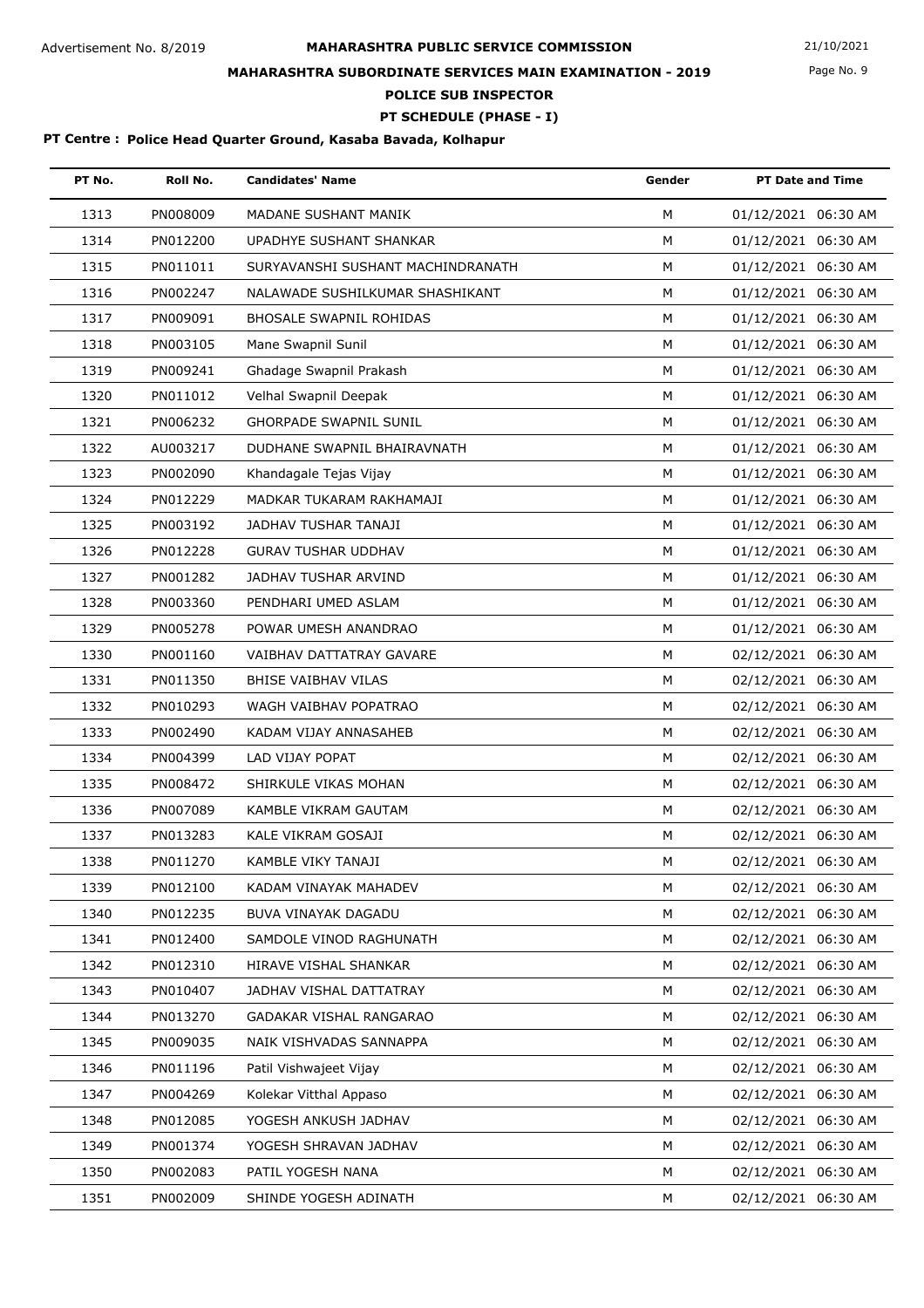Advertisement No. 8/2019

# MAHARASHTRA PUBLIC SERVICE COMMISSION

21/10/2021

## MAHARASHTRA SUBORDINATE SERVICES MAIN EXAMINATION - 2019

## POLICE SUB INSPECTOR

## PT SCHEDULE (PHASE - I)

**PT Centre : Police Head Quarter Ground, Kasaba Bavada, Kolhapur**

| PT No. | Roll No. | Candidates' Name | Gender | PT Date and Time |
|---|---|---|---|---|
| 1313 | PN008009 | MADANE SUSHANT MANIK | M | 01/12/2021 06:30 AM |
| 1314 | PN012200 | UPADHYE SUSHANT SHANKAR | M | 01/12/2021 06:30 AM |
| 1315 | PN011011 | SURYAVANSHI SUSHANT MACHINDRANATH | M | 01/12/2021 06:30 AM |
| 1316 | PN002247 | NALAWADE SUSHILKUMAR SHASHIKANT | M | 01/12/2021 06:30 AM |
| 1317 | PN009091 | BHOSALE SWAPNIL ROHIDAS | M | 01/12/2021 06:30 AM |
| 1318 | PN003105 | Mane Swapnil Sunil | M | 01/12/2021 06:30 AM |
| 1319 | PN009241 | Ghadage Swapnil Prakash | M | 01/12/2021 06:30 AM |
| 1320 | PN011012 | Velhal Swapnil Deepak | M | 01/12/2021 06:30 AM |
| 1321 | PN006232 | GHORPADE SWAPNIL SUNIL | M | 01/12/2021 06:30 AM |
| 1322 | AU003217 | DUDHANE SWAPNIL BHAIRAVNATH | M | 01/12/2021 06:30 AM |
| 1323 | PN002090 | Khandagale Tejas Vijay | M | 01/12/2021 06:30 AM |
| 1324 | PN012229 | MADKAR TUKARAM RAKHAMAJI | M | 01/12/2021 06:30 AM |
| 1325 | PN003192 | JADHAV TUSHAR TANAJI | M | 01/12/2021 06:30 AM |
| 1326 | PN012228 | GURAV TUSHAR UDDHAV | M | 01/12/2021 06:30 AM |
| 1327 | PN001282 | JADHAV TUSHAR ARVIND | M | 01/12/2021 06:30 AM |
| 1328 | PN003360 | PENDHARI UMED ASLAM | M | 01/12/2021 06:30 AM |
| 1329 | PN005278 | POWAR UMESH ANANDRAO | M | 01/12/2021 06:30 AM |
| 1330 | PN001160 | VAIBHAV DATTATRAY GAVARE | M | 02/12/2021 06:30 AM |
| 1331 | PN011350 | BHISE VAIBHAV VILAS | M | 02/12/2021 06:30 AM |
| 1332 | PN010293 | WAGH VAIBHAV POPATRAO | M | 02/12/2021 06:30 AM |
| 1333 | PN002490 | KADAM VIJAY ANNASAHEB | M | 02/12/2021 06:30 AM |
| 1334 | PN004399 | LAD VIJAY POPAT | M | 02/12/2021 06:30 AM |
| 1335 | PN008472 | SHIRKULE VIKAS MOHAN | M | 02/12/2021 06:30 AM |
| 1336 | PN007089 | KAMBLE VIKRAM GAUTAM | M | 02/12/2021 06:30 AM |
| 1337 | PN013283 | KALE VIKRAM GOSAJI | M | 02/12/2021 06:30 AM |
| 1338 | PN011270 | KAMBLE VIKY TANAJI | M | 02/12/2021 06:30 AM |
| 1339 | PN012100 | KADAM VINAYAK MAHADEV | M | 02/12/2021 06:30 AM |
| 1340 | PN012235 | BUVA VINAYAK DAGADU | M | 02/12/2021 06:30 AM |
| 1341 | PN012400 | SAMDOLE VINOD RAGHUNATH | M | 02/12/2021 06:30 AM |
| 1342 | PN012310 | HIRAVE VISHAL SHANKAR | M | 02/12/2021 06:30 AM |
| 1343 | PN010407 | JADHAV VISHAL DATTATRAY | M | 02/12/2021 06:30 AM |
| 1344 | PN013270 | GADAKAR VISHAL RANGARAO | M | 02/12/2021 06:30 AM |
| 1345 | PN009035 | NAIK VISHVADAS SANNAPPA | M | 02/12/2021 06:30 AM |
| 1346 | PN011196 | Patil Vishwajeet Vijay | M | 02/12/2021 06:30 AM |
| 1347 | PN004269 | Kolekar Vitthal Appaso | M | 02/12/2021 06:30 AM |
| 1348 | PN012085 | YOGESH ANKUSH JADHAV | M | 02/12/2021 06:30 AM |
| 1349 | PN001374 | YOGESH SHRAVAN JADHAV | M | 02/12/2021 06:30 AM |
| 1350 | PN002083 | PATIL YOGESH NANA | M | 02/12/2021 06:30 AM |
| 1351 | PN002009 | SHINDE YOGESH ADINATH | M | 02/12/2021 06:30 AM |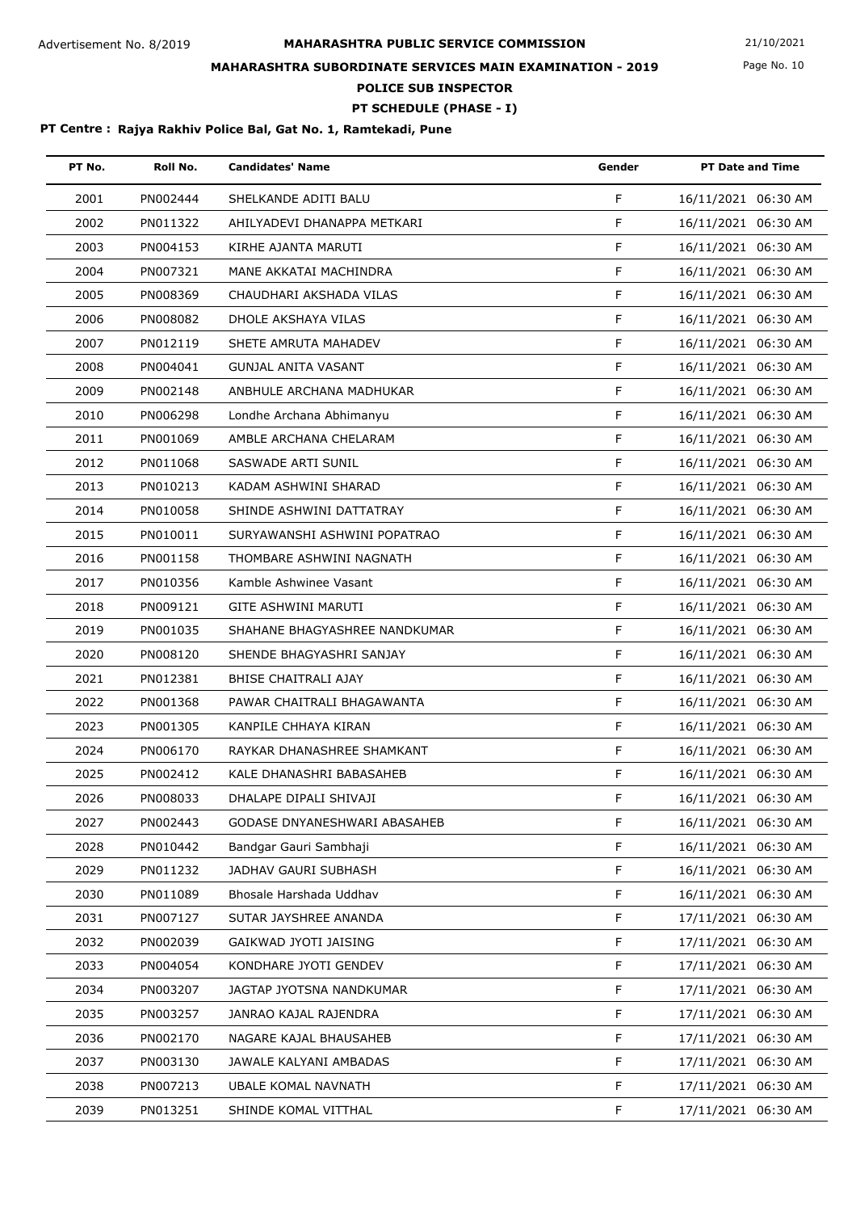Advertisement No. 8/2019

# MAHARASHTRA PUBLIC SERVICE COMMISSION

21/10/2021

## MAHARASHTRA SUBORDINATE SERVICES MAIN EXAMINATION - 2019

## POLICE SUB INSPECTOR

### PT SCHEDULE (PHASE - I)

**PT Centre : Rajya Rakhiv Police Bal, Gat No. 1, Ramtekadi, Pune**

| PT No. | Roll No. | Candidates' Name | Gender | PT Date and Time |
|---|---|---|---|---|
| 2001 | PN002444 | SHELKANDE ADITI BALU | F | 16/11/2021 06:30 AM |
| 2002 | PN011322 | AHILYADEVI DHANAPPA METKARI | F | 16/11/2021 06:30 AM |
| 2003 | PN004153 | KIRHE AJANTA MARUTI | F | 16/11/2021 06:30 AM |
| 2004 | PN007321 | MANE AKKATAI MACHINDRA | F | 16/11/2021 06:30 AM |
| 2005 | PN008369 | CHAUDHARI AKSHADA VILAS | F | 16/11/2021 06:30 AM |
| 2006 | PN008082 | DHOLE AKSHAYA VILAS | F | 16/11/2021 06:30 AM |
| 2007 | PN012119 | SHETE AMRUTA MAHADEV | F | 16/11/2021 06:30 AM |
| 2008 | PN004041 | GUNJAL ANITA VASANT | F | 16/11/2021 06:30 AM |
| 2009 | PN002148 | ANBHULE ARCHANA MADHUKAR | F | 16/11/2021 06:30 AM |
| 2010 | PN006298 | Londhe Archana Abhimanyu | F | 16/11/2021 06:30 AM |
| 2011 | PN001069 | AMBLE ARCHANA CHELARAM | F | 16/11/2021 06:30 AM |
| 2012 | PN011068 | SASWADE ARTI SUNIL | F | 16/11/2021 06:30 AM |
| 2013 | PN010213 | KADAM ASHWINI SHARAD | F | 16/11/2021 06:30 AM |
| 2014 | PN010058 | SHINDE ASHWINI DATTATRAY | F | 16/11/2021 06:30 AM |
| 2015 | PN010011 | SURYAWANSHI ASHWINI POPATRAO | F | 16/11/2021 06:30 AM |
| 2016 | PN001158 | THOMBARE ASHWINI NAGNATH | F | 16/11/2021 06:30 AM |
| 2017 | PN010356 | Kamble Ashwinee Vasant | F | 16/11/2021 06:30 AM |
| 2018 | PN009121 | GITE ASHWINI MARUTI | F | 16/11/2021 06:30 AM |
| 2019 | PN001035 | SHAHANE BHAGYASHREE NANDKUMAR | F | 16/11/2021 06:30 AM |
| 2020 | PN008120 | SHENDE BHAGYASHRI SANJAY | F | 16/11/2021 06:30 AM |
| 2021 | PN012381 | BHISE CHAITRALI AJAY | F | 16/11/2021 06:30 AM |
| 2022 | PN001368 | PAWAR CHAITRALI BHAGAWANTA | F | 16/11/2021 06:30 AM |
| 2023 | PN001305 | KANPILE CHHAYA KIRAN | F | 16/11/2021 06:30 AM |
| 2024 | PN006170 | RAYKAR DHANASHREE SHAMKANT | F | 16/11/2021 06:30 AM |
| 2025 | PN002412 | KALE DHANASHRI BABASAHEB | F | 16/11/2021 06:30 AM |
| 2026 | PN008033 | DHALAPE DIPALI SHIVAJI | F | 16/11/2021 06:30 AM |
| 2027 | PN002443 | GODASE DNYANESHWARI ABASAHEB | F | 16/11/2021 06:30 AM |
| 2028 | PN010442 | Bandgar Gauri Sambhaji | F | 16/11/2021 06:30 AM |
| 2029 | PN011232 | JADHAV GAURI SUBHASH | F | 16/11/2021 06:30 AM |
| 2030 | PN011089 | Bhosale Harshada Uddhav | F | 16/11/2021 06:30 AM |
| 2031 | PN007127 | SUTAR JAYSHREE ANANDA | F | 17/11/2021 06:30 AM |
| 2032 | PN002039 | GAIKWAD JYOTI JAISING | F | 17/11/2021 06:30 AM |
| 2033 | PN004054 | KONDHARE JYOTI GENDEV | F | 17/11/2021 06:30 AM |
| 2034 | PN003207 | JAGTAP JYOTSNA NANDKUMAR | F | 17/11/2021 06:30 AM |
| 2035 | PN003257 | JANRAO KAJAL RAJENDRA | F | 17/11/2021 06:30 AM |
| 2036 | PN002170 | NAGARE KAJAL BHAUSAHEB | F | 17/11/2021 06:30 AM |
| 2037 | PN003130 | JAWALE KALYANI AMBADAS | F | 17/11/2021 06:30 AM |
| 2038 | PN007213 | UBALE KOMAL NAVNATH | F | 17/11/2021 06:30 AM |
| 2039 | PN013251 | SHINDE KOMAL VITTHAL | F | 17/11/2021 06:30 AM |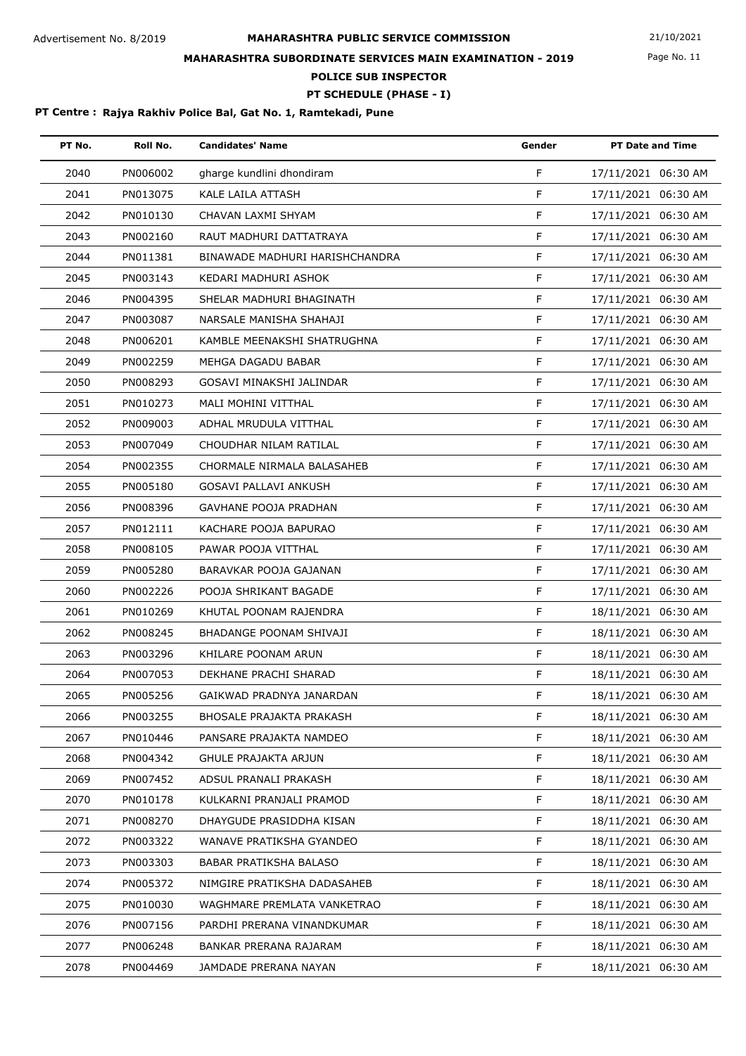Advertisement No. 8/2019

# MAHARASHTRA PUBLIC SERVICE COMMISSION

21/10/2021

## MAHARASHTRA SUBORDINATE SERVICES MAIN EXAMINATION - 2019

### POLICE SUB INSPECTOR

### PT SCHEDULE (PHASE - I)

**PT Centre : Rajya Rakhiv Police Bal, Gat No. 1, Ramtekadi, Pune**

| PT No. | Roll No. | Candidates' Name | Gender | PT Date and Time |
|---|---|---|---|---|
| 2040 | PN006002 | gharge kundlini dhondiram | F | 17/11/2021 06:30 AM |
| 2041 | PN013075 | KALE LAILA ATTASH | F | 17/11/2021 06:30 AM |
| 2042 | PN010130 | CHAVAN LAXMI SHYAM | F | 17/11/2021 06:30 AM |
| 2043 | PN002160 | RAUT MADHURI DATTATRAYA | F | 17/11/2021 06:30 AM |
| 2044 | PN011381 | BINAWADE MADHURI HARISHCHANDRA | F | 17/11/2021 06:30 AM |
| 2045 | PN003143 | KEDARI MADHURI ASHOK | F | 17/11/2021 06:30 AM |
| 2046 | PN004395 | SHELAR MADHURI BHAGINATH | F | 17/11/2021 06:30 AM |
| 2047 | PN003087 | NARSALE MANISHA SHAHAJI | F | 17/11/2021 06:30 AM |
| 2048 | PN006201 | KAMBLE MEENAKSHI SHATRUGHNA | F | 17/11/2021 06:30 AM |
| 2049 | PN002259 | MEHGA DAGADU BABAR | F | 17/11/2021 06:30 AM |
| 2050 | PN008293 | GOSAVI MINAKSHI JALINDAR | F | 17/11/2021 06:30 AM |
| 2051 | PN010273 | MALI MOHINI VITTHAL | F | 17/11/2021 06:30 AM |
| 2052 | PN009003 | ADHAL MRUDULA VITTHAL | F | 17/11/2021 06:30 AM |
| 2053 | PN007049 | CHOUDHAR NILAM RATILAL | F | 17/11/2021 06:30 AM |
| 2054 | PN002355 | CHORMALE NIRMALA BALASAHEB | F | 17/11/2021 06:30 AM |
| 2055 | PN005180 | GOSAVI PALLAVI ANKUSH | F | 17/11/2021 06:30 AM |
| 2056 | PN008396 | GAVHANE POOJA PRADHAN | F | 17/11/2021 06:30 AM |
| 2057 | PN012111 | KACHARE POOJA BAPURAO | F | 17/11/2021 06:30 AM |
| 2058 | PN008105 | PAWAR POOJA VITTHAL | F | 17/11/2021 06:30 AM |
| 2059 | PN005280 | BARAVKAR POOJA GAJANAN | F | 17/11/2021 06:30 AM |
| 2060 | PN002226 | POOJA SHRIKANT BAGADE | F | 17/11/2021 06:30 AM |
| 2061 | PN010269 | KHUTAL POONAM RAJENDRA | F | 18/11/2021 06:30 AM |
| 2062 | PN008245 | BHADANGE POONAM SHIVAJI | F | 18/11/2021 06:30 AM |
| 2063 | PN003296 | KHILARE POONAM ARUN | F | 18/11/2021 06:30 AM |
| 2064 | PN007053 | DEKHANE PRACHI SHARAD | F | 18/11/2021 06:30 AM |
| 2065 | PN005256 | GAIKWAD PRADNYA JANARDAN | F | 18/11/2021 06:30 AM |
| 2066 | PN003255 | BHOSALE PRAJAKTA PRAKASH | F | 18/11/2021 06:30 AM |
| 2067 | PN010446 | PANSARE PRAJAKTA NAMDEO | F | 18/11/2021 06:30 AM |
| 2068 | PN004342 | GHULE PRAJAKTA ARJUN | F | 18/11/2021 06:30 AM |
| 2069 | PN007452 | ADSUL PRANALI PRAKASH | F | 18/11/2021 06:30 AM |
| 2070 | PN010178 | KULKARNI PRANJALI PRAMOD | F | 18/11/2021 06:30 AM |
| 2071 | PN008270 | DHAYGUDE PRASIDDHA KISAN | F | 18/11/2021 06:30 AM |
| 2072 | PN003322 | WANAVE PRATIKSHA GYANDEO | F | 18/11/2021 06:30 AM |
| 2073 | PN003303 | BABAR PRATIKSHA BALASO | F | 18/11/2021 06:30 AM |
| 2074 | PN005372 | NIMGIRE PRATIKSHA DADASAHEB | F | 18/11/2021 06:30 AM |
| 2075 | PN010030 | WAGHMARE PREMLATA VANKETRAO | F | 18/11/2021 06:30 AM |
| 2076 | PN007156 | PARDHI PRERANA VINANDKUMAR | F | 18/11/2021 06:30 AM |
| 2077 | PN006248 | BANKAR PRERANA RAJARAM | F | 18/11/2021 06:30 AM |
| 2078 | PN004469 | JAMDADE PRERANA NAYAN | F | 18/11/2021 06:30 AM |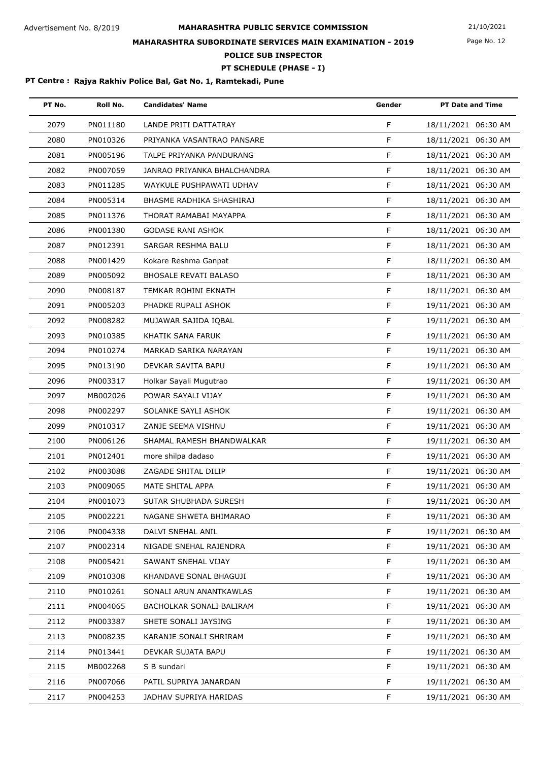Advertisement No. 8/2019

# MAHARASHTRA PUBLIC SERVICE COMMISSION

21/10/2021

## MAHARASHTRA SUBORDINATE SERVICES MAIN EXAMINATION - 2019

### POLICE SUB INSPECTOR

### PT SCHEDULE (PHASE - I)

**PT Centre : Rajya Rakhiv Police Bal, Gat No. 1, Ramtekadi, Pune**

| PT No. | Roll No. | Candidates' Name | Gender | PT Date and Time |
|---|---|---|---|---|
| 2079 | PN011180 | LANDE PRITI DATTATRAY | F | 18/11/2021 06:30 AM |
| 2080 | PN010326 | PRIYANKA VASANTRAO PANSARE | F | 18/11/2021 06:30 AM |
| 2081 | PN005196 | TALPE PRIYANKA PANDURANG | F | 18/11/2021 06:30 AM |
| 2082 | PN007059 | JANRAO PRIYANKA BHALCHANDRA | F | 18/11/2021 06:30 AM |
| 2083 | PN011285 | WAYKULE PUSHPAWATI UDHAV | F | 18/11/2021 06:30 AM |
| 2084 | PN005314 | BHASME RADHIKA SHASHIRAJ | F | 18/11/2021 06:30 AM |
| 2085 | PN011376 | THORAT RAMABAI MAYAPPA | F | 18/11/2021 06:30 AM |
| 2086 | PN001380 | GODASE RANI ASHOK | F | 18/11/2021 06:30 AM |
| 2087 | PN012391 | SARGAR RESHMA BALU | F | 18/11/2021 06:30 AM |
| 2088 | PN001429 | Kokare Reshma Ganpat | F | 18/11/2021 06:30 AM |
| 2089 | PN005092 | BHOSALE REVATI BALASO | F | 18/11/2021 06:30 AM |
| 2090 | PN008187 | TEMKAR ROHINI EKNATH | F | 18/11/2021 06:30 AM |
| 2091 | PN005203 | PHADKE RUPALI ASHOK | F | 19/11/2021 06:30 AM |
| 2092 | PN008282 | MUJAWAR SAJIDA IQBAL | F | 19/11/2021 06:30 AM |
| 2093 | PN010385 | KHATIK SANA FARUK | F | 19/11/2021 06:30 AM |
| 2094 | PN010274 | MARKAD SARIKA NARAYAN | F | 19/11/2021 06:30 AM |
| 2095 | PN013190 | DEVKAR SAVITA BAPU | F | 19/11/2021 06:30 AM |
| 2096 | PN003317 | Holkar Sayali Mugutrao | F | 19/11/2021 06:30 AM |
| 2097 | MB002026 | POWAR SAYALI VIJAY | F | 19/11/2021 06:30 AM |
| 2098 | PN002297 | SOLANKE SAYLI ASHOK | F | 19/11/2021 06:30 AM |
| 2099 | PN010317 | ZANJE SEEMA VISHNU | F | 19/11/2021 06:30 AM |
| 2100 | PN006126 | SHAMAL RAMESH BHANDWALKAR | F | 19/11/2021 06:30 AM |
| 2101 | PN012401 | more shilpa dadaso | F | 19/11/2021 06:30 AM |
| 2102 | PN003088 | ZAGADE SHITAL DILIP | F | 19/11/2021 06:30 AM |
| 2103 | PN009065 | MATE SHITAL APPA | F | 19/11/2021 06:30 AM |
| 2104 | PN001073 | SUTAR SHUBHADA SURESH | F | 19/11/2021 06:30 AM |
| 2105 | PN002221 | NAGANE SHWETA BHIMARAO | F | 19/11/2021 06:30 AM |
| 2106 | PN004338 | DALVI SNEHAL ANIL | F | 19/11/2021 06:30 AM |
| 2107 | PN002314 | NIGADE SNEHAL RAJENDRA | F | 19/11/2021 06:30 AM |
| 2108 | PN005421 | SAWANT SNEHAL VIJAY | F | 19/11/2021 06:30 AM |
| 2109 | PN010308 | KHANDAVE SONAL BHAGUJI | F | 19/11/2021 06:30 AM |
| 2110 | PN010261 | SONALI ARUN ANANTKAWLAS | F | 19/11/2021 06:30 AM |
| 2111 | PN004065 | BACHOLKAR SONALI BALIRAM | F | 19/11/2021 06:30 AM |
| 2112 | PN003387 | SHETE SONALI JAYSING | F | 19/11/2021 06:30 AM |
| 2113 | PN008235 | KARANJE SONALI SHRIRAM | F | 19/11/2021 06:30 AM |
| 2114 | PN013441 | DEVKAR SUJATA BAPU | F | 19/11/2021 06:30 AM |
| 2115 | MB002268 | S B sundari | F | 19/11/2021 06:30 AM |
| 2116 | PN007066 | PATIL SUPRIYA JANARDAN | F | 19/11/2021 06:30 AM |
| 2117 | PN004253 | JADHAV SUPRIYA HARIDAS | F | 19/11/2021 06:30 AM |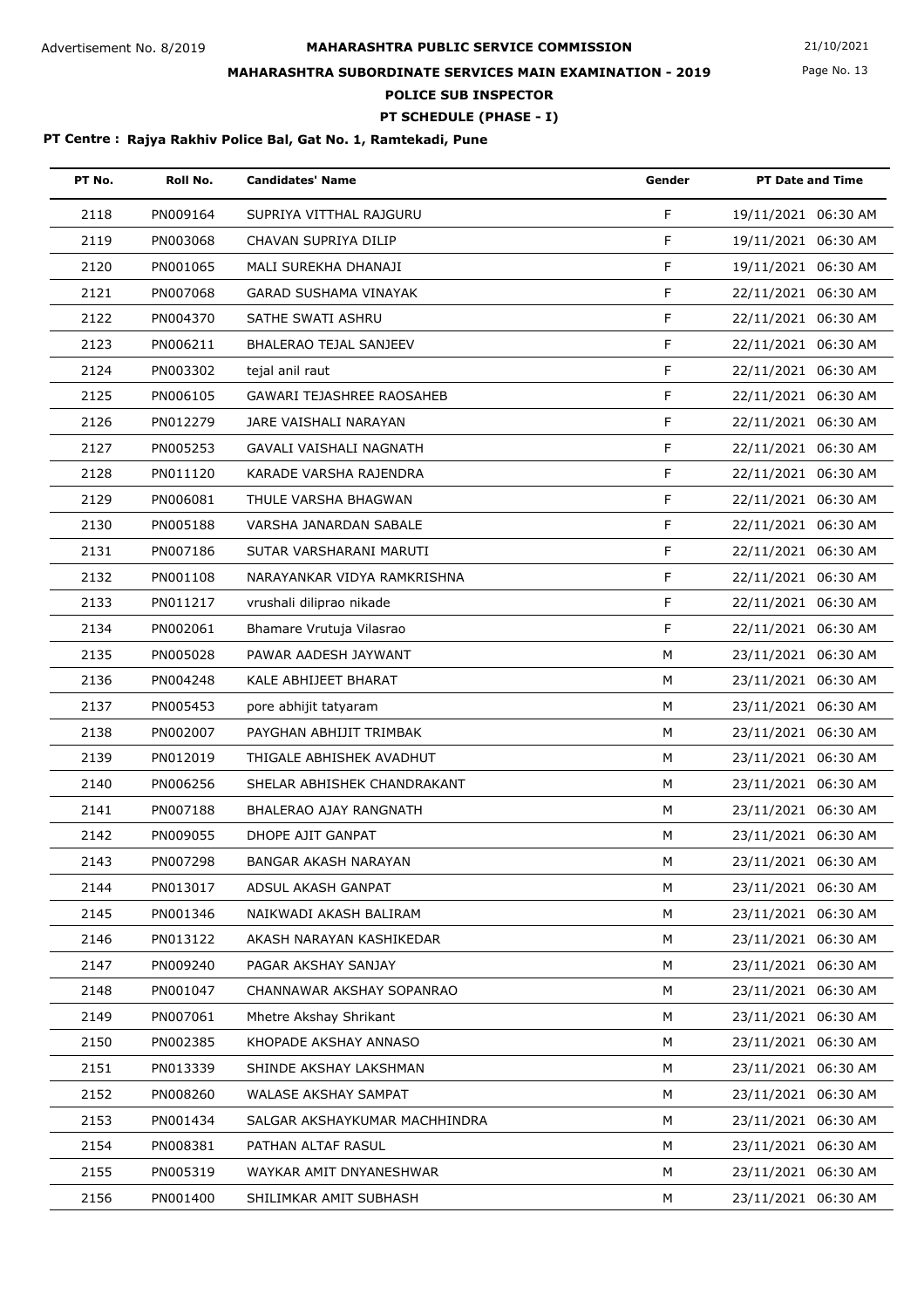Advertisement No. 8/2019

# MAHARASHTRA PUBLIC SERVICE COMMISSION

21/10/2021

## MAHARASHTRA SUBORDINATE SERVICES MAIN EXAMINATION - 2019

## POLICE SUB INSPECTOR

## PT SCHEDULE (PHASE - I)

**PT Centre : Rajya Rakhiv Police Bal, Gat No. 1, Ramtekadi, Pune**

| PT No. | Roll No. | Candidates' Name | Gender | PT Date and Time |
|---|---|---|---|---|
| 2118 | PN009164 | SUPRIYA VITTHAL RAJGURU | F | 19/11/2021 06:30 AM |
| 2119 | PN003068 | CHAVAN SUPRIYA DILIP | F | 19/11/2021 06:30 AM |
| 2120 | PN001065 | MALI SUREKHA DHANAJI | F | 19/11/2021 06:30 AM |
| 2121 | PN007068 | GARAD SUSHAMA VINAYAK | F | 22/11/2021 06:30 AM |
| 2122 | PN004370 | SATHE SWATI ASHRU | F | 22/11/2021 06:30 AM |
| 2123 | PN006211 | BHALERAO TEJAL SANJEEV | F | 22/11/2021 06:30 AM |
| 2124 | PN003302 | tejal anil raut | F | 22/11/2021 06:30 AM |
| 2125 | PN006105 | GAWARI TEJASHREE RAOSAHEB | F | 22/11/2021 06:30 AM |
| 2126 | PN012279 | JARE VAISHALI NARAYAN | F | 22/11/2021 06:30 AM |
| 2127 | PN005253 | GAVALI VAISHALI NAGNATH | F | 22/11/2021 06:30 AM |
| 2128 | PN011120 | KARADE VARSHA RAJENDRA | F | 22/11/2021 06:30 AM |
| 2129 | PN006081 | THULE VARSHA BHAGWAN | F | 22/11/2021 06:30 AM |
| 2130 | PN005188 | VARSHA JANARDAN SABALE | F | 22/11/2021 06:30 AM |
| 2131 | PN007186 | SUTAR VARSHARANI MARUTI | F | 22/11/2021 06:30 AM |
| 2132 | PN001108 | NARAYANKAR VIDYA RAMKRISHNA | F | 22/11/2021 06:30 AM |
| 2133 | PN011217 | vrushali diliprao nikade | F | 22/11/2021 06:30 AM |
| 2134 | PN002061 | Bhamare Vrutuja Vilasrao | F | 22/11/2021 06:30 AM |
| 2135 | PN005028 | PAWAR AADESH JAYWANT | M | 23/11/2021 06:30 AM |
| 2136 | PN004248 | KALE ABHIJEET BHARAT | M | 23/11/2021 06:30 AM |
| 2137 | PN005453 | pore abhijit tatyaram | M | 23/11/2021 06:30 AM |
| 2138 | PN002007 | PAYGHAN ABHIJIT TRIMBAK | M | 23/11/2021 06:30 AM |
| 2139 | PN012019 | THIGALE ABHISHEK AVADHUT | M | 23/11/2021 06:30 AM |
| 2140 | PN006256 | SHELAR ABHISHEK CHANDRAKANT | M | 23/11/2021 06:30 AM |
| 2141 | PN007188 | BHALERAO AJAY RANGNATH | M | 23/11/2021 06:30 AM |
| 2142 | PN009055 | DHOPE AJIT GANPAT | M | 23/11/2021 06:30 AM |
| 2143 | PN007298 | BANGAR AKASH NARAYAN | M | 23/11/2021 06:30 AM |
| 2144 | PN013017 | ADSUL AKASH GANPAT | M | 23/11/2021 06:30 AM |
| 2145 | PN001346 | NAIKWADI AKASH BALIRAM | M | 23/11/2021 06:30 AM |
| 2146 | PN013122 | AKASH NARAYAN KASHIKEDAR | M | 23/11/2021 06:30 AM |
| 2147 | PN009240 | PAGAR AKSHAY SANJAY | M | 23/11/2021 06:30 AM |
| 2148 | PN001047 | CHANNAWAR AKSHAY SOPANRAO | M | 23/11/2021 06:30 AM |
| 2149 | PN007061 | Mhetre Akshay Shrikant | M | 23/11/2021 06:30 AM |
| 2150 | PN002385 | KHOPADE AKSHAY ANNASO | M | 23/11/2021 06:30 AM |
| 2151 | PN013339 | SHINDE AKSHAY LAKSHMAN | M | 23/11/2021 06:30 AM |
| 2152 | PN008260 | WALASE AKSHAY SAMPAT | M | 23/11/2021 06:30 AM |
| 2153 | PN001434 | SALGAR AKSHAYKUMAR MACHHINDRA | M | 23/11/2021 06:30 AM |
| 2154 | PN008381 | PATHAN ALTAF RASUL | M | 23/11/2021 06:30 AM |
| 2155 | PN005319 | WAYKAR AMIT DNYANESHWAR | M | 23/11/2021 06:30 AM |
| 2156 | PN001400 | SHILIMKAR AMIT SUBHASH | M | 23/11/2021 06:30 AM |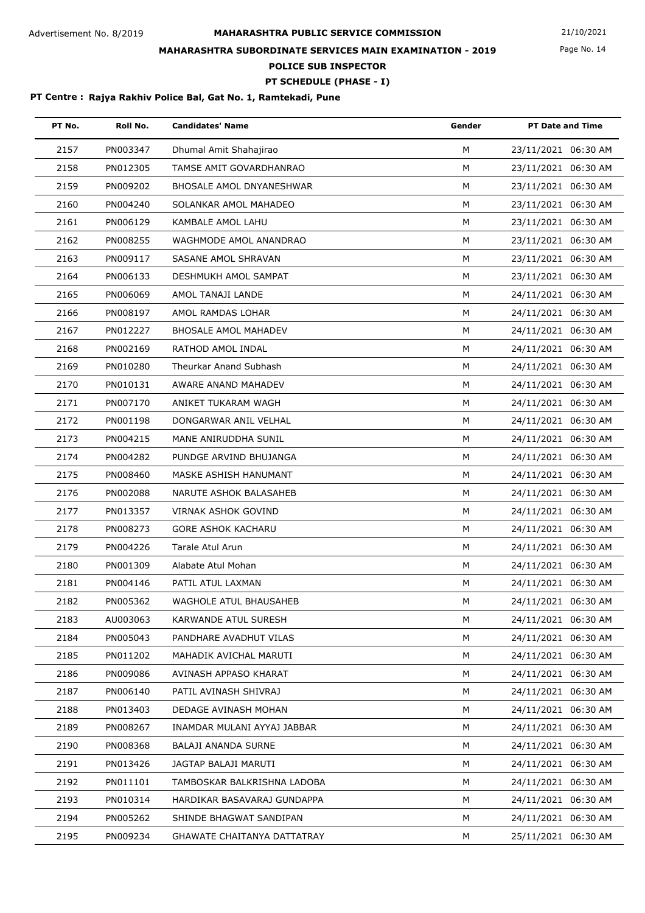# MAHARASHTRA PUBLIC SERVICE COMMISSION

Advertisement No. 8/2019

21/10/2021

## MAHARASHTRA SUBORDINATE SERVICES MAIN EXAMINATION - 2019

### POLICE SUB INSPECTOR

### PT SCHEDULE (PHASE - I)

**PT Centre : Rajya Rakhiv Police Bal, Gat No. 1, Ramtekadi, Pune**

| PT No. | Roll No. | Candidates' Name | Gender | PT Date and Time |
|---|---|---|---|---|
| 2157 | PN003347 | Dhumal Amit Shahajirao | M | 23/11/2021 06:30 AM |
| 2158 | PN012305 | TAMSE AMIT GOVARDHANRAO | M | 23/11/2021 06:30 AM |
| 2159 | PN009202 | BHOSALE AMOL DNYANESHWAR | M | 23/11/2021 06:30 AM |
| 2160 | PN004240 | SOLANKAR AMOL MAHADEO | M | 23/11/2021 06:30 AM |
| 2161 | PN006129 | KAMBALE AMOL LAHU | M | 23/11/2021 06:30 AM |
| 2162 | PN008255 | WAGHMODE AMOL ANANDRAO | M | 23/11/2021 06:30 AM |
| 2163 | PN009117 | SASANE AMOL SHRAVAN | M | 23/11/2021 06:30 AM |
| 2164 | PN006133 | DESHMUKH AMOL SAMPAT | M | 23/11/2021 06:30 AM |
| 2165 | PN006069 | AMOL TANAJI LANDE | M | 24/11/2021 06:30 AM |
| 2166 | PN008197 | AMOL RAMDAS LOHAR | M | 24/11/2021 06:30 AM |
| 2167 | PN012227 | BHOSALE AMOL MAHADEV | M | 24/11/2021 06:30 AM |
| 2168 | PN002169 | RATHOD AMOL INDAL | M | 24/11/2021 06:30 AM |
| 2169 | PN010280 | Theurkar Anand Subhash | M | 24/11/2021 06:30 AM |
| 2170 | PN010131 | AWARE ANAND MAHADEV | M | 24/11/2021 06:30 AM |
| 2171 | PN007170 | ANIKET TUKARAM WAGH | M | 24/11/2021 06:30 AM |
| 2172 | PN001198 | DONGARWAR ANIL VELHAL | M | 24/11/2021 06:30 AM |
| 2173 | PN004215 | MANE ANIRUDDHA SUNIL | M | 24/11/2021 06:30 AM |
| 2174 | PN004282 | PUNDGE ARVIND BHUJANGA | M | 24/11/2021 06:30 AM |
| 2175 | PN008460 | MASKE ASHISH HANUMANT | M | 24/11/2021 06:30 AM |
| 2176 | PN002088 | NARUTE ASHOK BALASAHEB | M | 24/11/2021 06:30 AM |
| 2177 | PN013357 | VIRNAK ASHOK GOVIND | M | 24/11/2021 06:30 AM |
| 2178 | PN008273 | GORE ASHOK KACHARU | M | 24/11/2021 06:30 AM |
| 2179 | PN004226 | Tarale Atul Arun | M | 24/11/2021 06:30 AM |
| 2180 | PN001309 | Alabate Atul Mohan | M | 24/11/2021 06:30 AM |
| 2181 | PN004146 | PATIL ATUL LAXMAN | M | 24/11/2021 06:30 AM |
| 2182 | PN005362 | WAGHOLE ATUL BHAUSAHEB | M | 24/11/2021 06:30 AM |
| 2183 | AU003063 | KARWANDE ATUL SURESH | M | 24/11/2021 06:30 AM |
| 2184 | PN005043 | PANDHARE AVADHUT VILAS | M | 24/11/2021 06:30 AM |
| 2185 | PN011202 | MAHADIK AVICHAL MARUTI | M | 24/11/2021 06:30 AM |
| 2186 | PN009086 | AVINASH APPASO KHARAT | M | 24/11/2021 06:30 AM |
| 2187 | PN006140 | PATIL AVINASH SHIVRAJ | M | 24/11/2021 06:30 AM |
| 2188 | PN013403 | DEDAGE AVINASH MOHAN | M | 24/11/2021 06:30 AM |
| 2189 | PN008267 | INAMDAR MULANI AYYAJ JABBAR | M | 24/11/2021 06:30 AM |
| 2190 | PN008368 | BALAJI ANANDA SURNE | M | 24/11/2021 06:30 AM |
| 2191 | PN013426 | JAGTAP BALAJI MARUTI | M | 24/11/2021 06:30 AM |
| 2192 | PN011101 | TAMBOSKAR BALKRISHNA LADOBA | M | 24/11/2021 06:30 AM |
| 2193 | PN010314 | HARDIKAR BASAVARAJ GUNDAPPA | M | 24/11/2021 06:30 AM |
| 2194 | PN005262 | SHINDE BHAGWAT SANDIPAN | M | 24/11/2021 06:30 AM |
| 2195 | PN009234 | GHAWATE CHAITANYA DATTATRAY | M | 25/11/2021 06:30 AM |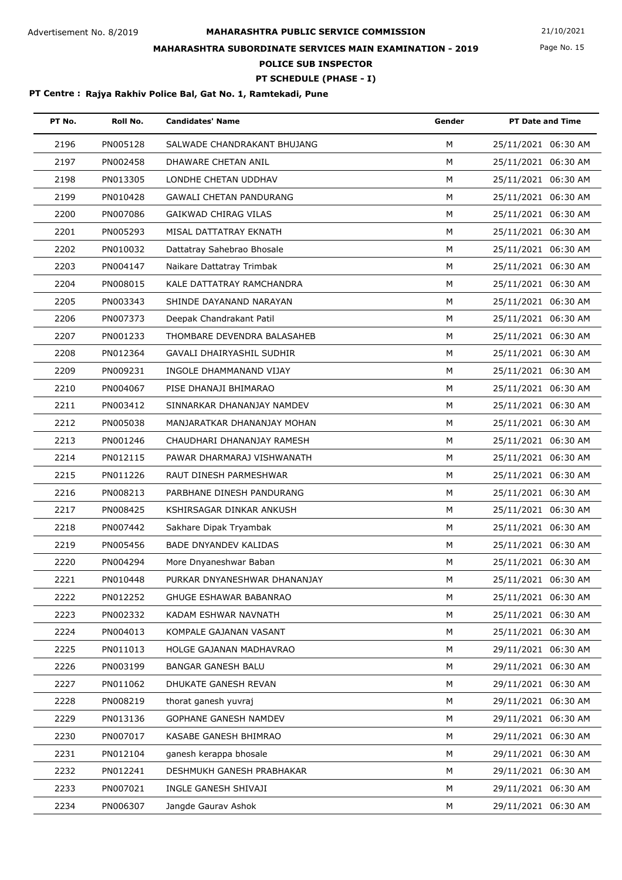# MAHARASHTRA PUBLIC SERVICE COMMISSION

Advertisement No. 8/2019

21/10/2021

## MAHARASHTRA SUBORDINATE SERVICES MAIN EXAMINATION - 2019

### POLICE SUB INSPECTOR

### PT SCHEDULE (PHASE - I)

**PT Centre : Rajya Rakhiv Police Bal, Gat No. 1, Ramtekadi, Pune**

| PT No. | Roll No. | Candidates' Name | Gender | PT Date and Time |
|---|---|---|---|---|
| 2196 | PN005128 | SALWADE CHANDRAKANT BHUJANG | M | 25/11/2021 06:30 AM |
| 2197 | PN002458 | DHAWARE CHETAN ANIL | M | 25/11/2021 06:30 AM |
| 2198 | PN013305 | LONDHE CHETAN UDDHAV | M | 25/11/2021 06:30 AM |
| 2199 | PN010428 | GAWALI CHETAN PANDURANG | M | 25/11/2021 06:30 AM |
| 2200 | PN007086 | GAIKWAD CHIRAG VILAS | M | 25/11/2021 06:30 AM |
| 2201 | PN005293 | MISAL DATTATRAY EKNATH | M | 25/11/2021 06:30 AM |
| 2202 | PN010032 | Dattatray Sahebrao Bhosale | M | 25/11/2021 06:30 AM |
| 2203 | PN004147 | Naikare Dattatray Trimbak | M | 25/11/2021 06:30 AM |
| 2204 | PN008015 | KALE DATTATRAY RAMCHANDRA | M | 25/11/2021 06:30 AM |
| 2205 | PN003343 | SHINDE DAYANAND NARAYAN | M | 25/11/2021 06:30 AM |
| 2206 | PN007373 | Deepak Chandrakant Patil | M | 25/11/2021 06:30 AM |
| 2207 | PN001233 | THOMBARE DEVENDRA BALASAHEB | M | 25/11/2021 06:30 AM |
| 2208 | PN012364 | GAVALI DHAIRYASHIL SUDHIR | M | 25/11/2021 06:30 AM |
| 2209 | PN009231 | INGOLE DHAMMANAND VIJAY | M | 25/11/2021 06:30 AM |
| 2210 | PN004067 | PISE DHANAJI BHIMARAO | M | 25/11/2021 06:30 AM |
| 2211 | PN003412 | SINNARKAR DHANANJAY NAMDEV | M | 25/11/2021 06:30 AM |
| 2212 | PN005038 | MANJARATKAR DHANANJAY MOHAN | M | 25/11/2021 06:30 AM |
| 2213 | PN001246 | CHAUDHARI DHANANJAY RAMESH | M | 25/11/2021 06:30 AM |
| 2214 | PN012115 | PAWAR DHARMARAJ VISHWANATH | M | 25/11/2021 06:30 AM |
| 2215 | PN011226 | RAUT DINESH PARMESHWAR | M | 25/11/2021 06:30 AM |
| 2216 | PN008213 | PARBHANE DINESH PANDURANG | M | 25/11/2021 06:30 AM |
| 2217 | PN008425 | KSHIRSAGAR DINKAR ANKUSH | M | 25/11/2021 06:30 AM |
| 2218 | PN007442 | Sakhare Dipak Tryambak | M | 25/11/2021 06:30 AM |
| 2219 | PN005456 | BADE DNYANDEV KALIDAS | M | 25/11/2021 06:30 AM |
| 2220 | PN004294 | More Dnyaneshwar Baban | M | 25/11/2021 06:30 AM |
| 2221 | PN010448 | PURKAR DNYANESHWAR DHANANJAY | M | 25/11/2021 06:30 AM |
| 2222 | PN012252 | GHUGE ESHAWAR BABANRAO | M | 25/11/2021 06:30 AM |
| 2223 | PN002332 | KADAM ESHWAR NAVNATH | M | 25/11/2021 06:30 AM |
| 2224 | PN004013 | KOMPALE GAJANAN VASANT | M | 25/11/2021 06:30 AM |
| 2225 | PN011013 | HOLGE GAJANAN MADHAVRAO | M | 29/11/2021 06:30 AM |
| 2226 | PN003199 | BANGAR GANESH BALU | M | 29/11/2021 06:30 AM |
| 2227 | PN011062 | DHUKATE GANESH REVAN | M | 29/11/2021 06:30 AM |
| 2228 | PN008219 | thorat ganesh yuvraj | M | 29/11/2021 06:30 AM |
| 2229 | PN013136 | GOPHANE GANESH NAMDEV | M | 29/11/2021 06:30 AM |
| 2230 | PN007017 | KASABE GANESH BHIMRAO | M | 29/11/2021 06:30 AM |
| 2231 | PN012104 | ganesh kerappa bhosale | M | 29/11/2021 06:30 AM |
| 2232 | PN012241 | DESHMUKH GANESH PRABHAKAR | M | 29/11/2021 06:30 AM |
| 2233 | PN007021 | INGLE GANESH SHIVAJI | M | 29/11/2021 06:30 AM |
| 2234 | PN006307 | Jangde Gaurav Ashok | M | 29/11/2021 06:30 AM |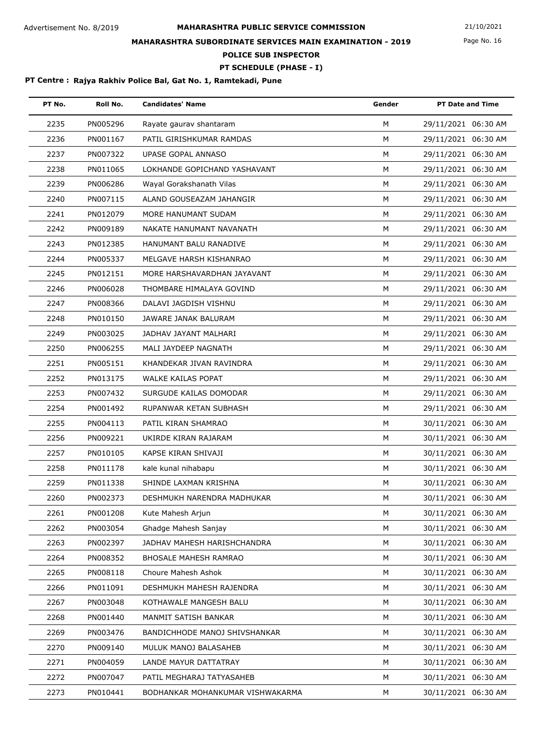Advertisement No. 8/2019

# MAHARASHTRA PUBLIC SERVICE COMMISSION

21/10/2021

## MAHARASHTRA SUBORDINATE SERVICES MAIN EXAMINATION - 2019

## POLICE SUB INSPECTOR

### PT SCHEDULE (PHASE - I)

**PT Centre : Rajya Rakhiv Police Bal, Gat No. 1, Ramtekadi, Pune**

| PT No. | Roll No. | Candidates' Name | Gender | PT Date and Time |
|---|---|---|---|---|
| 2235 | PN005296 | Rayate gaurav shantaram | M | 29/11/2021 06:30 AM |
| 2236 | PN001167 | PATIL GIRISHKUMAR RAMDAS | M | 29/11/2021 06:30 AM |
| 2237 | PN007322 | UPASE GOPAL ANNASO | M | 29/11/2021 06:30 AM |
| 2238 | PN011065 | LOKHANDE GOPICHAND YASHAVANT | M | 29/11/2021 06:30 AM |
| 2239 | PN006286 | Wayal Gorakshanath Vilas | M | 29/11/2021 06:30 AM |
| 2240 | PN007115 | ALAND GOUSEAZAM JAHANGIR | M | 29/11/2021 06:30 AM |
| 2241 | PN012079 | MORE HANUMANT SUDAM | M | 29/11/2021 06:30 AM |
| 2242 | PN009189 | NAKATE HANUMANT NAVANATH | M | 29/11/2021 06:30 AM |
| 2243 | PN012385 | HANUMANT BALU RANADIVE | M | 29/11/2021 06:30 AM |
| 2244 | PN005337 | MELGAVE HARSH KISHANRAO | M | 29/11/2021 06:30 AM |
| 2245 | PN012151 | MORE HARSHAVARDHAN JAYAVANT | M | 29/11/2021 06:30 AM |
| 2246 | PN006028 | THOMBARE HIMALAYA GOVIND | M | 29/11/2021 06:30 AM |
| 2247 | PN008366 | DALAVI JAGDISH VISHNU | M | 29/11/2021 06:30 AM |
| 2248 | PN010150 | JAWARE JANAK BALURAM | M | 29/11/2021 06:30 AM |
| 2249 | PN003025 | JADHAV JAYANT MALHARI | M | 29/11/2021 06:30 AM |
| 2250 | PN006255 | MALI JAYDEEP NAGNATH | M | 29/11/2021 06:30 AM |
| 2251 | PN005151 | KHANDEKAR JIVAN RAVINDRA | M | 29/11/2021 06:30 AM |
| 2252 | PN013175 | WALKE KAILAS POPAT | M | 29/11/2021 06:30 AM |
| 2253 | PN007432 | SURGUDE KAILAS DOMODAR | M | 29/11/2021 06:30 AM |
| 2254 | PN001492 | RUPANWAR KETAN SUBHASH | M | 29/11/2021 06:30 AM |
| 2255 | PN004113 | PATIL KIRAN SHAMRAO | M | 30/11/2021 06:30 AM |
| 2256 | PN009221 | UKIRDE KIRAN RAJARAM | M | 30/11/2021 06:30 AM |
| 2257 | PN010105 | KAPSE KIRAN SHIVAJI | M | 30/11/2021 06:30 AM |
| 2258 | PN011178 | kale kunal nihabapu | M | 30/11/2021 06:30 AM |
| 2259 | PN011338 | SHINDE LAXMAN KRISHNA | M | 30/11/2021 06:30 AM |
| 2260 | PN002373 | DESHMUKH NARENDRA MADHUKAR | M | 30/11/2021 06:30 AM |
| 2261 | PN001208 | Kute Mahesh Arjun | M | 30/11/2021 06:30 AM |
| 2262 | PN003054 | Ghadge Mahesh Sanjay | M | 30/11/2021 06:30 AM |
| 2263 | PN002397 | JADHAV MAHESH HARISHCHANDRA | M | 30/11/2021 06:30 AM |
| 2264 | PN008352 | BHOSALE MAHESH RAMRAO | M | 30/11/2021 06:30 AM |
| 2265 | PN008118 | Choure Mahesh Ashok | M | 30/11/2021 06:30 AM |
| 2266 | PN011091 | DESHMUKH MAHESH RAJENDRA | M | 30/11/2021 06:30 AM |
| 2267 | PN003048 | KOTHAWALE MANGESH BALU | M | 30/11/2021 06:30 AM |
| 2268 | PN001440 | MANMIT SATISH BANKAR | M | 30/11/2021 06:30 AM |
| 2269 | PN003476 | BANDICHHODE MANOJ SHIVSHANKAR | M | 30/11/2021 06:30 AM |
| 2270 | PN009140 | MULUK MANOJ BALASAHEB | M | 30/11/2021 06:30 AM |
| 2271 | PN004059 | LANDE MAYUR DATTATRAY | M | 30/11/2021 06:30 AM |
| 2272 | PN007047 | PATIL MEGHARAJ TATYASAHEB | M | 30/11/2021 06:30 AM |
| 2273 | PN010441 | BODHANKAR MOHANKUMAR VISHWAKARMA | M | 30/11/2021 06:30 AM |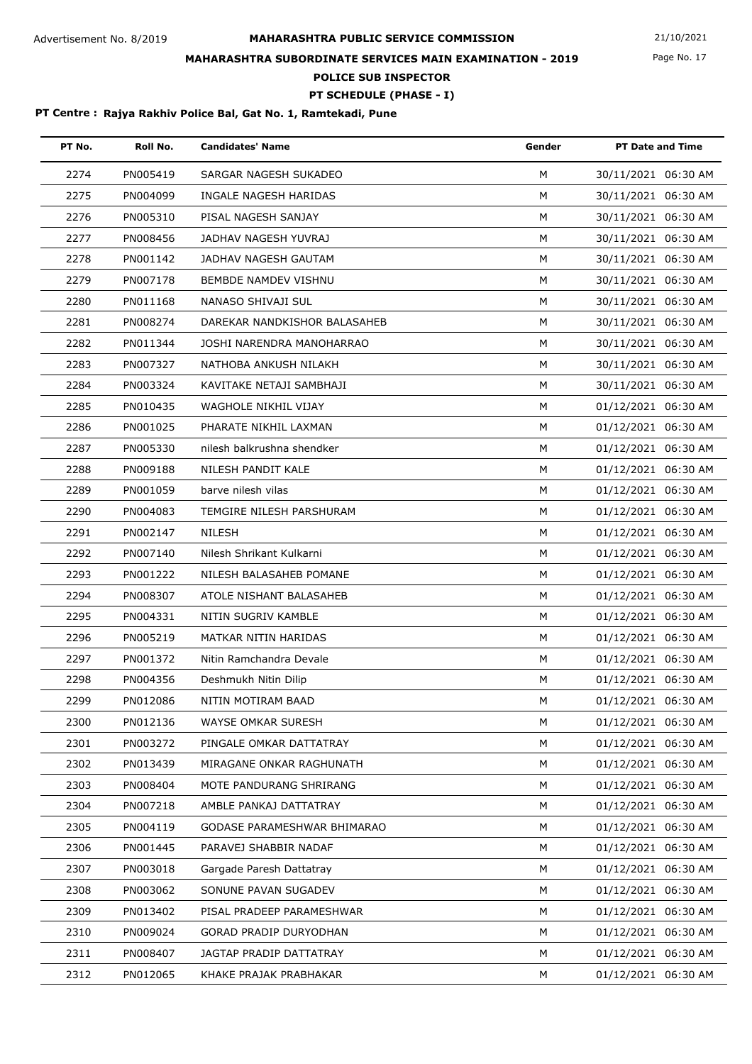Advertisement No. 8/2019

# MAHARASHTRA PUBLIC SERVICE COMMISSION

21/10/2021

## MAHARASHTRA SUBORDINATE SERVICES MAIN EXAMINATION - 2019

## POLICE SUB INSPECTOR

## PT SCHEDULE (PHASE - I)

**PT Centre : Rajya Rakhiv Police Bal, Gat No. 1, Ramtekadi, Pune**

| PT No. | Roll No. | Candidates' Name | Gender | PT Date and Time |
|---|---|---|---|---|
| 2274 | PN005419 | SARGAR NAGESH SUKADEO | M | 30/11/2021 06:30 AM |
| 2275 | PN004099 | INGALE NAGESH HARIDAS | M | 30/11/2021 06:30 AM |
| 2276 | PN005310 | PISAL NAGESH SANJAY | M | 30/11/2021 06:30 AM |
| 2277 | PN008456 | JADHAV NAGESH YUVRAJ | M | 30/11/2021 06:30 AM |
| 2278 | PN001142 | JADHAV NAGESH GAUTAM | M | 30/11/2021 06:30 AM |
| 2279 | PN007178 | BEMBDE NAMDEV VISHNU | M | 30/11/2021 06:30 AM |
| 2280 | PN011168 | NANASO SHIVAJI SUL | M | 30/11/2021 06:30 AM |
| 2281 | PN008274 | DAREKAR NANDKISHOR BALASAHEB | M | 30/11/2021 06:30 AM |
| 2282 | PN011344 | JOSHI NARENDRA MANOHARRAO | M | 30/11/2021 06:30 AM |
| 2283 | PN007327 | NATHOBA ANKUSH NILAKH | M | 30/11/2021 06:30 AM |
| 2284 | PN003324 | KAVITAKE NETAJI SAMBHAJI | M | 30/11/2021 06:30 AM |
| 2285 | PN010435 | WAGHOLE NIKHIL VIJAY | M | 01/12/2021 06:30 AM |
| 2286 | PN001025 | PHARATE NIKHIL LAXMAN | M | 01/12/2021 06:30 AM |
| 2287 | PN005330 | nilesh balkrushna shendker | M | 01/12/2021 06:30 AM |
| 2288 | PN009188 | NILESH PANDIT KALE | M | 01/12/2021 06:30 AM |
| 2289 | PN001059 | barve nilesh vilas | M | 01/12/2021 06:30 AM |
| 2290 | PN004083 | TEMGIRE NILESH PARSHURAM | M | 01/12/2021 06:30 AM |
| 2291 | PN002147 | NILESH | M | 01/12/2021 06:30 AM |
| 2292 | PN007140 | Nilesh Shrikant Kulkarni | M | 01/12/2021 06:30 AM |
| 2293 | PN001222 | NILESH BALASAHEB POMANE | M | 01/12/2021 06:30 AM |
| 2294 | PN008307 | ATOLE NISHANT BALASAHEB | M | 01/12/2021 06:30 AM |
| 2295 | PN004331 | NITIN SUGRIV KAMBLE | M | 01/12/2021 06:30 AM |
| 2296 | PN005219 | MATKAR NITIN HARIDAS | M | 01/12/2021 06:30 AM |
| 2297 | PN001372 | Nitin Ramchandra Devale | M | 01/12/2021 06:30 AM |
| 2298 | PN004356 | Deshmukh Nitin Dilip | M | 01/12/2021 06:30 AM |
| 2299 | PN012086 | NITIN MOTIRAM BAAD | M | 01/12/2021 06:30 AM |
| 2300 | PN012136 | WAYSE OMKAR SURESH | M | 01/12/2021 06:30 AM |
| 2301 | PN003272 | PINGALE OMKAR DATTATRAY | M | 01/12/2021 06:30 AM |
| 2302 | PN013439 | MIRAGANE ONKAR RAGHUNATH | M | 01/12/2021 06:30 AM |
| 2303 | PN008404 | MOTE PANDURANG SHRIRANG | M | 01/12/2021 06:30 AM |
| 2304 | PN007218 | AMBLE PANKAJ DATTATRAY | M | 01/12/2021 06:30 AM |
| 2305 | PN004119 | GODASE PARAMESHWAR BHIMARAO | M | 01/12/2021 06:30 AM |
| 2306 | PN001445 | PARAVEJ SHABBIR NADAF | M | 01/12/2021 06:30 AM |
| 2307 | PN003018 | Gargade Paresh Dattatray | M | 01/12/2021 06:30 AM |
| 2308 | PN003062 | SONUNE PAVAN SUGADEV | M | 01/12/2021 06:30 AM |
| 2309 | PN013402 | PISAL PRADEEP PARAMESHWAR | M | 01/12/2021 06:30 AM |
| 2310 | PN009024 | GORAD PRADIP DURYODHAN | M | 01/12/2021 06:30 AM |
| 2311 | PN008407 | JAGTAP PRADIP DATTATRAY | M | 01/12/2021 06:30 AM |
| 2312 | PN012065 | KHAKE PRAJAK PRABHAKAR | M | 01/12/2021 06:30 AM |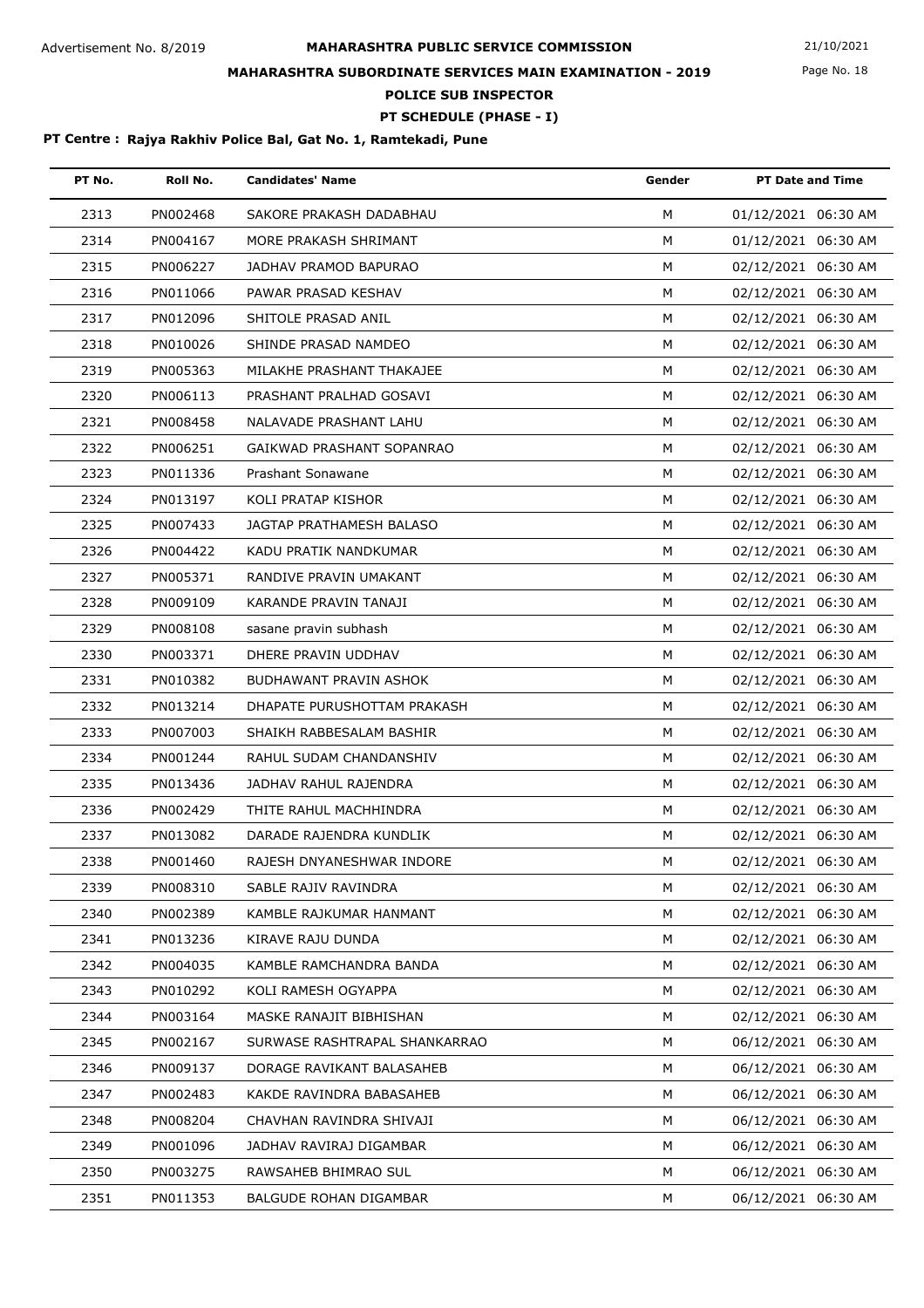Advertisement No. 8/2019

# MAHARASHTRA PUBLIC SERVICE COMMISSION

21/10/2021

## MAHARASHTRA SUBORDINATE SERVICES MAIN EXAMINATION - 2019

## POLICE SUB INSPECTOR

### PT SCHEDULE (PHASE - I)

**PT Centre : Rajya Rakhiv Police Bal, Gat No. 1, Ramtekadi, Pune**

| PT No. | Roll No. | Candidates' Name | Gender | PT Date and Time |
|---|---|---|---|---|
| 2313 | PN002468 | SAKORE PRAKASH DADABHAU | M | 01/12/2021 06:30 AM |
| 2314 | PN004167 | MORE PRAKASH SHRIMANT | M | 01/12/2021 06:30 AM |
| 2315 | PN006227 | JADHAV PRAMOD BAPURAO | M | 02/12/2021 06:30 AM |
| 2316 | PN011066 | PAWAR PRASAD KESHAV | M | 02/12/2021 06:30 AM |
| 2317 | PN012096 | SHITOLE PRASAD ANIL | M | 02/12/2021 06:30 AM |
| 2318 | PN010026 | SHINDE PRASAD NAMDEO | M | 02/12/2021 06:30 AM |
| 2319 | PN005363 | MILAKHE PRASHANT THAKAJEE | M | 02/12/2021 06:30 AM |
| 2320 | PN006113 | PRASHANT PRALHAD GOSAVI | M | 02/12/2021 06:30 AM |
| 2321 | PN008458 | NALAVADE PRASHANT LAHU | M | 02/12/2021 06:30 AM |
| 2322 | PN006251 | GAIKWAD PRASHANT SOPANRAO | M | 02/12/2021 06:30 AM |
| 2323 | PN011336 | Prashant Sonawane | M | 02/12/2021 06:30 AM |
| 2324 | PN013197 | KOLI PRATAP KISHOR | M | 02/12/2021 06:30 AM |
| 2325 | PN007433 | JAGTAP PRATHAMESH BALASO | M | 02/12/2021 06:30 AM |
| 2326 | PN004422 | KADU PRATIK NANDKUMAR | M | 02/12/2021 06:30 AM |
| 2327 | PN005371 | RANDIVE PRAVIN UMAKANT | M | 02/12/2021 06:30 AM |
| 2328 | PN009109 | KARANDE PRAVIN TANAJI | M | 02/12/2021 06:30 AM |
| 2329 | PN008108 | sasane pravin subhash | M | 02/12/2021 06:30 AM |
| 2330 | PN003371 | DHERE PRAVIN UDDHAV | M | 02/12/2021 06:30 AM |
| 2331 | PN010382 | BUDHAWANT PRAVIN ASHOK | M | 02/12/2021 06:30 AM |
| 2332 | PN013214 | DHAPATE PURUSHOTTAM PRAKASH | M | 02/12/2021 06:30 AM |
| 2333 | PN007003 | SHAIKH RABBESALAM BASHIR | M | 02/12/2021 06:30 AM |
| 2334 | PN001244 | RAHUL SUDAM CHANDANSHIV | M | 02/12/2021 06:30 AM |
| 2335 | PN013436 | JADHAV RAHUL RAJENDRA | M | 02/12/2021 06:30 AM |
| 2336 | PN002429 | THITE RAHUL MACHHINDRA | M | 02/12/2021 06:30 AM |
| 2337 | PN013082 | DARADE RAJENDRA KUNDLIK | M | 02/12/2021 06:30 AM |
| 2338 | PN001460 | RAJESH DNYANESHWAR INDORE | M | 02/12/2021 06:30 AM |
| 2339 | PN008310 | SABLE RAJIV RAVINDRA | M | 02/12/2021 06:30 AM |
| 2340 | PN002389 | KAMBLE RAJKUMAR HANMANT | M | 02/12/2021 06:30 AM |
| 2341 | PN013236 | KIRAVE RAJU DUNDA | M | 02/12/2021 06:30 AM |
| 2342 | PN004035 | KAMBLE RAMCHANDRA BANDA | M | 02/12/2021 06:30 AM |
| 2343 | PN010292 | KOLI RAMESH OGYAPPA | M | 02/12/2021 06:30 AM |
| 2344 | PN003164 | MASKE RANAJIT BIBHISHAN | M | 02/12/2021 06:30 AM |
| 2345 | PN002167 | SURWASE RASHTRAPAL SHANKARRAO | M | 06/12/2021 06:30 AM |
| 2346 | PN009137 | DORAGE RAVIKANT BALASAHEB | M | 06/12/2021 06:30 AM |
| 2347 | PN002483 | KAKDE RAVINDRA BABASAHEB | M | 06/12/2021 06:30 AM |
| 2348 | PN008204 | CHAVHAN RAVINDRA SHIVAJI | M | 06/12/2021 06:30 AM |
| 2349 | PN001096 | JADHAV RAVIRAJ DIGAMBAR | M | 06/12/2021 06:30 AM |
| 2350 | PN003275 | RAWSAHEB BHIMRAO SUL | M | 06/12/2021 06:30 AM |
| 2351 | PN011353 | BALGUDE ROHAN DIGAMBAR | M | 06/12/2021 06:30 AM |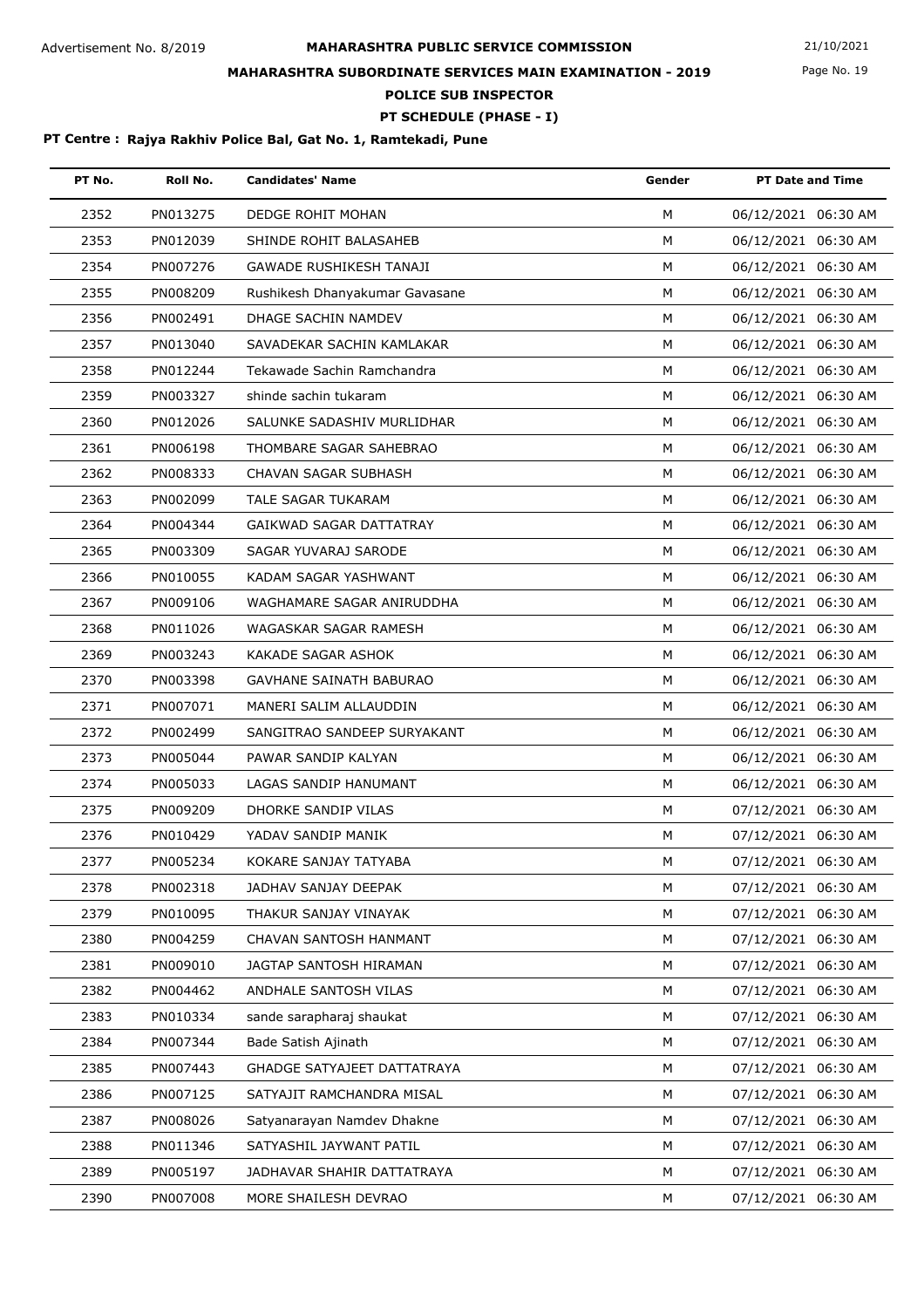Advertisement No. 8/2019

# MAHARASHTRA PUBLIC SERVICE COMMISSION

21/10/2021

## MAHARASHTRA SUBORDINATE SERVICES MAIN EXAMINATION - 2019

### POLICE SUB INSPECTOR

### PT SCHEDULE (PHASE - I)

**PT Centre : Rajya Rakhiv Police Bal, Gat No. 1, Ramtekadi, Pune**

| PT No. | Roll No. | Candidates' Name | Gender | PT Date and Time |
|---|---|---|---|---|
| 2352 | PN013275 | DEDGE ROHIT MOHAN | M | 06/12/2021 06:30 AM |
| 2353 | PN012039 | SHINDE ROHIT BALASAHEB | M | 06/12/2021 06:30 AM |
| 2354 | PN007276 | GAWADE RUSHIKESH TANAJI | M | 06/12/2021 06:30 AM |
| 2355 | PN008209 | Rushikesh Dhanyakumar Gavasane | M | 06/12/2021 06:30 AM |
| 2356 | PN002491 | DHAGE SACHIN NAMDEV | M | 06/12/2021 06:30 AM |
| 2357 | PN013040 | SAVADEKAR SACHIN KAMLAKAR | M | 06/12/2021 06:30 AM |
| 2358 | PN012244 | Tekawade Sachin Ramchandra | M | 06/12/2021 06:30 AM |
| 2359 | PN003327 | shinde sachin tukaram | M | 06/12/2021 06:30 AM |
| 2360 | PN012026 | SALUNKE SADASHIV MURLIDHAR | M | 06/12/2021 06:30 AM |
| 2361 | PN006198 | THOMBARE SAGAR SAHEBRAO | M | 06/12/2021 06:30 AM |
| 2362 | PN008333 | CHAVAN SAGAR SUBHASH | M | 06/12/2021 06:30 AM |
| 2363 | PN002099 | TALE SAGAR TUKARAM | M | 06/12/2021 06:30 AM |
| 2364 | PN004344 | GAIKWAD SAGAR DATTATRAY | M | 06/12/2021 06:30 AM |
| 2365 | PN003309 | SAGAR YUVARAJ SARODE | M | 06/12/2021 06:30 AM |
| 2366 | PN010055 | KADAM SAGAR YASHWANT | M | 06/12/2021 06:30 AM |
| 2367 | PN009106 | WAGHAMARE SAGAR ANIRUDDHA | M | 06/12/2021 06:30 AM |
| 2368 | PN011026 | WAGASKAR SAGAR RAMESH | M | 06/12/2021 06:30 AM |
| 2369 | PN003243 | KAKADE SAGAR ASHOK | M | 06/12/2021 06:30 AM |
| 2370 | PN003398 | GAVHANE SAINATH BABURAO | M | 06/12/2021 06:30 AM |
| 2371 | PN007071 | MANERI SALIM ALLAUDDIN | M | 06/12/2021 06:30 AM |
| 2372 | PN002499 | SANGITRAO SANDEEP SURYAKANT | M | 06/12/2021 06:30 AM |
| 2373 | PN005044 | PAWAR SANDIP KALYAN | M | 06/12/2021 06:30 AM |
| 2374 | PN005033 | LAGAS SANDIP HANUMANT | M | 06/12/2021 06:30 AM |
| 2375 | PN009209 | DHORKE SANDIP VILAS | M | 07/12/2021 06:30 AM |
| 2376 | PN010429 | YADAV SANDIP MANIK | M | 07/12/2021 06:30 AM |
| 2377 | PN005234 | KOKARE SANJAY TATYABA | M | 07/12/2021 06:30 AM |
| 2378 | PN002318 | JADHAV SANJAY DEEPAK | M | 07/12/2021 06:30 AM |
| 2379 | PN010095 | THAKUR SANJAY VINAYAK | M | 07/12/2021 06:30 AM |
| 2380 | PN004259 | CHAVAN SANTOSH HANMANT | M | 07/12/2021 06:30 AM |
| 2381 | PN009010 | JAGTAP SANTOSH HIRAMAN | M | 07/12/2021 06:30 AM |
| 2382 | PN004462 | ANDHALE SANTOSH VILAS | M | 07/12/2021 06:30 AM |
| 2383 | PN010334 | sande sarapharaj shaukat | M | 07/12/2021 06:30 AM |
| 2384 | PN007344 | Bade Satish Ajinath | M | 07/12/2021 06:30 AM |
| 2385 | PN007443 | GHADGE SATYAJEET DATTATRAYA | M | 07/12/2021 06:30 AM |
| 2386 | PN007125 | SATYAJIT RAMCHANDRA MISAL | M | 07/12/2021 06:30 AM |
| 2387 | PN008026 | Satyanarayan Namdev Dhakne | M | 07/12/2021 06:30 AM |
| 2388 | PN011346 | SATYASHIL JAYWANT PATIL | M | 07/12/2021 06:30 AM |
| 2389 | PN005197 | JADHAVAR SHAHIR DATTATRAYA | M | 07/12/2021 06:30 AM |
| 2390 | PN007008 | MORE SHAILESH DEVRAO | M | 07/12/2021 06:30 AM |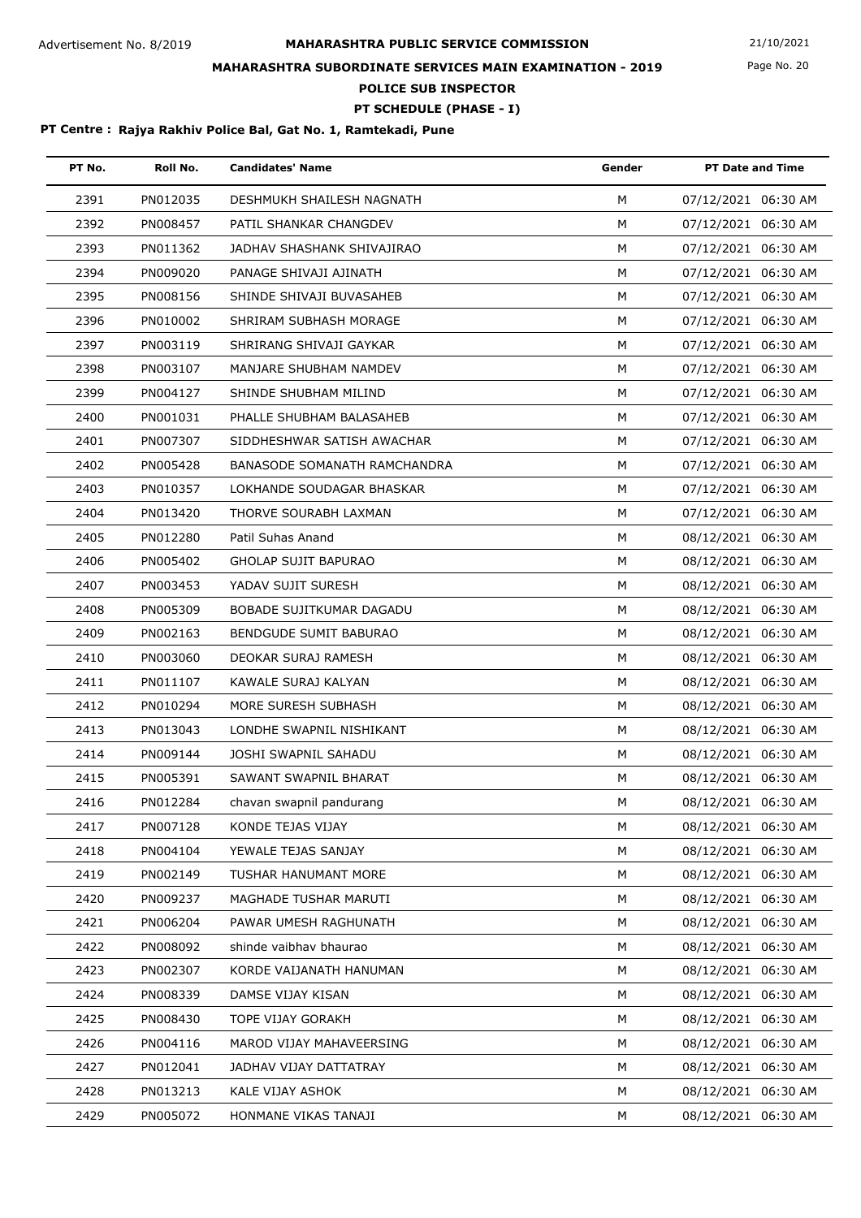Advertisement No. 8/2019

**MAHARASHTRA PUBLIC SERVICE COMMISSION**

21/10/2021

**MAHARASHTRA SUBORDINATE SERVICES MAIN EXAMINATION - 2019**

**POLICE SUB INSPECTOR**

**PT SCHEDULE (PHASE - I)**

**PT Centre : Rajya Rakhiv Police Bal, Gat No. 1, Ramtekadi, Pune**

| PT No. | Roll No. | Candidates' Name | Gender | PT Date and Time |
|---|---|---|---|---|
| 2391 | PN012035 | DESHMUKH SHAILESH NAGNATH | M | 07/12/2021 06:30 AM |
| 2392 | PN008457 | PATIL SHANKAR CHANGDEV | M | 07/12/2021 06:30 AM |
| 2393 | PN011362 | JADHAV SHASHANK SHIVAJIRAO | M | 07/12/2021 06:30 AM |
| 2394 | PN009020 | PANAGE SHIVAJI AJINATH | M | 07/12/2021 06:30 AM |
| 2395 | PN008156 | SHINDE SHIVAJI BUVASAHEB | M | 07/12/2021 06:30 AM |
| 2396 | PN010002 | SHRIRAM SUBHASH MORAGE | M | 07/12/2021 06:30 AM |
| 2397 | PN003119 | SHRIRANG SHIVAJI GAYKAR | M | 07/12/2021 06:30 AM |
| 2398 | PN003107 | MANJARE SHUBHAM NAMDEV | M | 07/12/2021 06:30 AM |
| 2399 | PN004127 | SHINDE SHUBHAM MILIND | M | 07/12/2021 06:30 AM |
| 2400 | PN001031 | PHALLE SHUBHAM BALASAHEB | M | 07/12/2021 06:30 AM |
| 2401 | PN007307 | SIDDHESHWAR SATISH AWACHAR | M | 07/12/2021 06:30 AM |
| 2402 | PN005428 | BANASODE SOMANATH RAMCHANDRA | M | 07/12/2021 06:30 AM |
| 2403 | PN010357 | LOKHANDE SOUDAGAR BHASKAR | M | 07/12/2021 06:30 AM |
| 2404 | PN013420 | THORVE SOURABH LAXMAN | M | 07/12/2021 06:30 AM |
| 2405 | PN012280 | Patil Suhas Anand | M | 08/12/2021 06:30 AM |
| 2406 | PN005402 | GHOLAP SUJIT BAPURAO | M | 08/12/2021 06:30 AM |
| 2407 | PN003453 | YADAV SUJIT SURESH | M | 08/12/2021 06:30 AM |
| 2408 | PN005309 | BOBADE SUJITKUMAR DAGADU | M | 08/12/2021 06:30 AM |
| 2409 | PN002163 | BENDGUDE SUMIT BABURAO | M | 08/12/2021 06:30 AM |
| 2410 | PN003060 | DEOKAR SURAJ RAMESH | M | 08/12/2021 06:30 AM |
| 2411 | PN011107 | KAWALE SURAJ KALYAN | M | 08/12/2021 06:30 AM |
| 2412 | PN010294 | MORE SURESH SUBHASH | M | 08/12/2021 06:30 AM |
| 2413 | PN013043 | LONDHE SWAPNIL NISHIKANT | M | 08/12/2021 06:30 AM |
| 2414 | PN009144 | JOSHI SWAPNIL SAHADU | M | 08/12/2021 06:30 AM |
| 2415 | PN005391 | SAWANT SWAPNIL BHARAT | M | 08/12/2021 06:30 AM |
| 2416 | PN012284 | chavan swapnil pandurang | M | 08/12/2021 06:30 AM |
| 2417 | PN007128 | KONDE TEJAS VIJAY | M | 08/12/2021 06:30 AM |
| 2418 | PN004104 | YEWALE TEJAS SANJAY | M | 08/12/2021 06:30 AM |
| 2419 | PN002149 | TUSHAR HANUMANT MORE | M | 08/12/2021 06:30 AM |
| 2420 | PN009237 | MAGHADE TUSHAR MARUTI | M | 08/12/2021 06:30 AM |
| 2421 | PN006204 | PAWAR UMESH RAGHUNATH | M | 08/12/2021 06:30 AM |
| 2422 | PN008092 | shinde vaibhav bhaurao | M | 08/12/2021 06:30 AM |
| 2423 | PN002307 | KORDE VAIJANATH HANUMAN | M | 08/12/2021 06:30 AM |
| 2424 | PN008339 | DAMSE VIJAY KISAN | M | 08/12/2021 06:30 AM |
| 2425 | PN008430 | TOPE VIJAY GORAKH | M | 08/12/2021 06:30 AM |
| 2426 | PN004116 | MAROD VIJAY MAHAVEERSING | M | 08/12/2021 06:30 AM |
| 2427 | PN012041 | JADHAV VIJAY DATTATRAY | M | 08/12/2021 06:30 AM |
| 2428 | PN013213 | KALE VIJAY ASHOK | M | 08/12/2021 06:30 AM |
| 2429 | PN005072 | HONMANE VIKAS TANAJI | M | 08/12/2021 06:30 AM |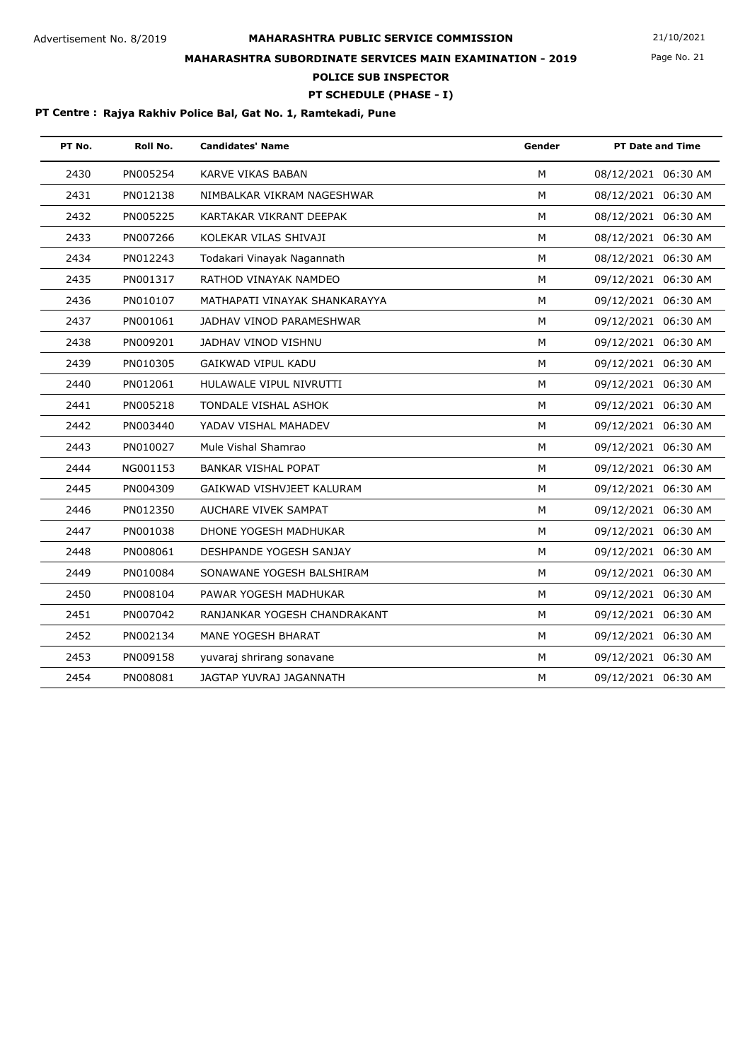Advertisement No. 8/2019

# MAHARASHTRA PUBLIC SERVICE COMMISSION

21/10/2021

## MAHARASHTRA SUBORDINATE SERVICES MAIN EXAMINATION - 2019

### POLICE SUB INSPECTOR

### PT SCHEDULE (PHASE - I)

**PT Centre : Rajya Rakhiv Police Bal, Gat No. 1, Ramtekadi, Pune**

| PT No. | Roll No. | Candidates' Name | Gender | PT Date and Time |
|---|---|---|---|---|
| 2430 | PN005254 | KARVE VIKAS BABAN | M | 08/12/2021 06:30 AM |
| 2431 | PN012138 | NIMBALKAR VIKRAM NAGESHWAR | M | 08/12/2021 06:30 AM |
| 2432 | PN005225 | KARTAKAR VIKRANT DEEPAK | M | 08/12/2021 06:30 AM |
| 2433 | PN007266 | KOLEKAR VILAS SHIVAJI | M | 08/12/2021 06:30 AM |
| 2434 | PN012243 | Todakari Vinayak Nagannath | M | 08/12/2021 06:30 AM |
| 2435 | PN001317 | RATHOD VINAYAK NAMDEO | M | 09/12/2021 06:30 AM |
| 2436 | PN010107 | MATHAPATI VINAYAK SHANKARAYYA | M | 09/12/2021 06:30 AM |
| 2437 | PN001061 | JADHAV VINOD PARAMESHWAR | M | 09/12/2021 06:30 AM |
| 2438 | PN009201 | JADHAV VINOD VISHNU | M | 09/12/2021 06:30 AM |
| 2439 | PN010305 | GAIKWAD VIPUL KADU | M | 09/12/2021 06:30 AM |
| 2440 | PN012061 | HULAWALE VIPUL NIVRUTTI | M | 09/12/2021 06:30 AM |
| 2441 | PN005218 | TONDALE VISHAL ASHOK | M | 09/12/2021 06:30 AM |
| 2442 | PN003440 | YADAV VISHAL MAHADEV | M | 09/12/2021 06:30 AM |
| 2443 | PN010027 | Mule Vishal Shamrao | M | 09/12/2021 06:30 AM |
| 2444 | NG001153 | BANKAR VISHAL POPAT | M | 09/12/2021 06:30 AM |
| 2445 | PN004309 | GAIKWAD VISHVJEET KALURAM | M | 09/12/2021 06:30 AM |
| 2446 | PN012350 | AUCHARE VIVEK SAMPAT | M | 09/12/2021 06:30 AM |
| 2447 | PN001038 | DHONE YOGESH MADHUKAR | M | 09/12/2021 06:30 AM |
| 2448 | PN008061 | DESHPANDE YOGESH SANJAY | M | 09/12/2021 06:30 AM |
| 2449 | PN010084 | SONAWANE YOGESH BALSHIRAM | M | 09/12/2021 06:30 AM |
| 2450 | PN008104 | PAWAR YOGESH MADHUKAR | M | 09/12/2021 06:30 AM |
| 2451 | PN007042 | RANJANKAR YOGESH CHANDRAKANT | M | 09/12/2021 06:30 AM |
| 2452 | PN002134 | MANE YOGESH BHARAT | M | 09/12/2021 06:30 AM |
| 2453 | PN009158 | yuvaraj shrirang sonavane | M | 09/12/2021 06:30 AM |
| 2454 | PN008081 | JAGTAP YUVRAJ JAGANNATH | M | 09/12/2021 06:30 AM |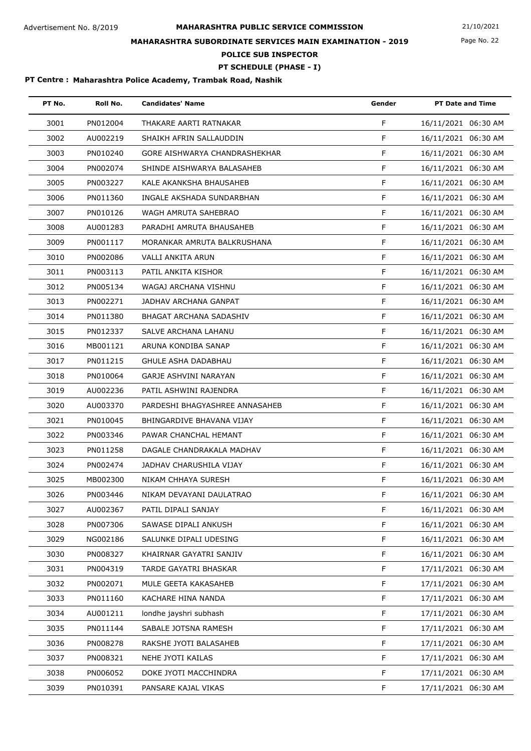Advertisement No. 8/2019

# MAHARASHTRA PUBLIC SERVICE COMMISSION

## MAHARASHTRA SUBORDINATE SERVICES MAIN EXAMINATION - 2019

### POLICE SUB INSPECTOR

### PT SCHEDULE (PHASE - I)

21/10/2021

**PT Centre : Maharashtra Police Academy, Trambak Road, Nashik**

| PT No. | Roll No. | Candidates' Name | Gender | PT Date and Time |
|---|---|---|---|---|
| 3001 | PN012004 | THAKARE AARTI RATNAKAR | F | 16/11/2021 06:30 AM |
| 3002 | AU002219 | SHAIKH AFRIN SALLAUDDIN | F | 16/11/2021 06:30 AM |
| 3003 | PN010240 | GORE AISHWARYA CHANDRASHEKHAR | F | 16/11/2021 06:30 AM |
| 3004 | PN002074 | SHINDE AISHWARYA BALASAHEB | F | 16/11/2021 06:30 AM |
| 3005 | PN003227 | KALE AKANKSHA BHAUSAHEB | F | 16/11/2021 06:30 AM |
| 3006 | PN011360 | INGALE AKSHADA SUNDARBHAN | F | 16/11/2021 06:30 AM |
| 3007 | PN010126 | WAGH AMRUTA SAHEBRAO | F | 16/11/2021 06:30 AM |
| 3008 | AU001283 | PARADHI AMRUTA BHAUSAHEB | F | 16/11/2021 06:30 AM |
| 3009 | PN001117 | MORANKAR AMRUTA BALKRUSHANA | F | 16/11/2021 06:30 AM |
| 3010 | PN002086 | VALLI ANKITA ARUN | F | 16/11/2021 06:30 AM |
| 3011 | PN003113 | PATIL ANKITA KISHOR | F | 16/11/2021 06:30 AM |
| 3012 | PN005134 | WAGAJ ARCHANA VISHNU | F | 16/11/2021 06:30 AM |
| 3013 | PN002271 | JADHAV ARCHANA GANPAT | F | 16/11/2021 06:30 AM |
| 3014 | PN011380 | BHAGAT ARCHANA SADASHIV | F | 16/11/2021 06:30 AM |
| 3015 | PN012337 | SALVE ARCHANA LAHANU | F | 16/11/2021 06:30 AM |
| 3016 | MB001121 | ARUNA KONDIBA SANAP | F | 16/11/2021 06:30 AM |
| 3017 | PN011215 | GHULE ASHA DADABHAU | F | 16/11/2021 06:30 AM |
| 3018 | PN010064 | GARJE ASHVINI NARAYAN | F | 16/11/2021 06:30 AM |
| 3019 | AU002236 | PATIL ASHWINI RAJENDRA | F | 16/11/2021 06:30 AM |
| 3020 | AU003370 | PARDESHI BHAGYASHREE ANNASAHEB | F | 16/11/2021 06:30 AM |
| 3021 | PN010045 | BHINGARDIVE BHAVANA VIJAY | F | 16/11/2021 06:30 AM |
| 3022 | PN003346 | PAWAR CHANCHAL HEMANT | F | 16/11/2021 06:30 AM |
| 3023 | PN011258 | DAGALE CHANDRAKALA MADHAV | F | 16/11/2021 06:30 AM |
| 3024 | PN002474 | JADHAV CHARUSHILA VIJAY | F | 16/11/2021 06:30 AM |
| 3025 | MB002300 | NIKAM CHHAYA SURESH | F | 16/11/2021 06:30 AM |
| 3026 | PN003446 | NIKAM DEVAYANI DAULATRAO | F | 16/11/2021 06:30 AM |
| 3027 | AU002367 | PATIL DIPALI SANJAY | F | 16/11/2021 06:30 AM |
| 3028 | PN007306 | SAWASE DIPALI ANKUSH | F | 16/11/2021 06:30 AM |
| 3029 | NG002186 | SALUNKE DIPALI UDESING | F | 16/11/2021 06:30 AM |
| 3030 | PN008327 | KHAIRNAR GAYATRI SANJIV | F | 16/11/2021 06:30 AM |
| 3031 | PN004319 | TARDE GAYATRI BHASKAR | F | 17/11/2021 06:30 AM |
| 3032 | PN002071 | MULE GEETA KAKASAHEB | F | 17/11/2021 06:30 AM |
| 3033 | PN011160 | KACHARE HINA NANDA | F | 17/11/2021 06:30 AM |
| 3034 | AU001211 | londhe jayshri subhash | F | 17/11/2021 06:30 AM |
| 3035 | PN011144 | SABALE JOTSNA RAMESH | F | 17/11/2021 06:30 AM |
| 3036 | PN008278 | RAKSHE JYOTI BALASAHEB | F | 17/11/2021 06:30 AM |
| 3037 | PN008321 | NEHE JYOTI KAILAS | F | 17/11/2021 06:30 AM |
| 3038 | PN006052 | DOKE JYOTI MACCHINDRA | F | 17/11/2021 06:30 AM |
| 3039 | PN010391 | PANSARE KAJAL VIKAS | F | 17/11/2021 06:30 AM |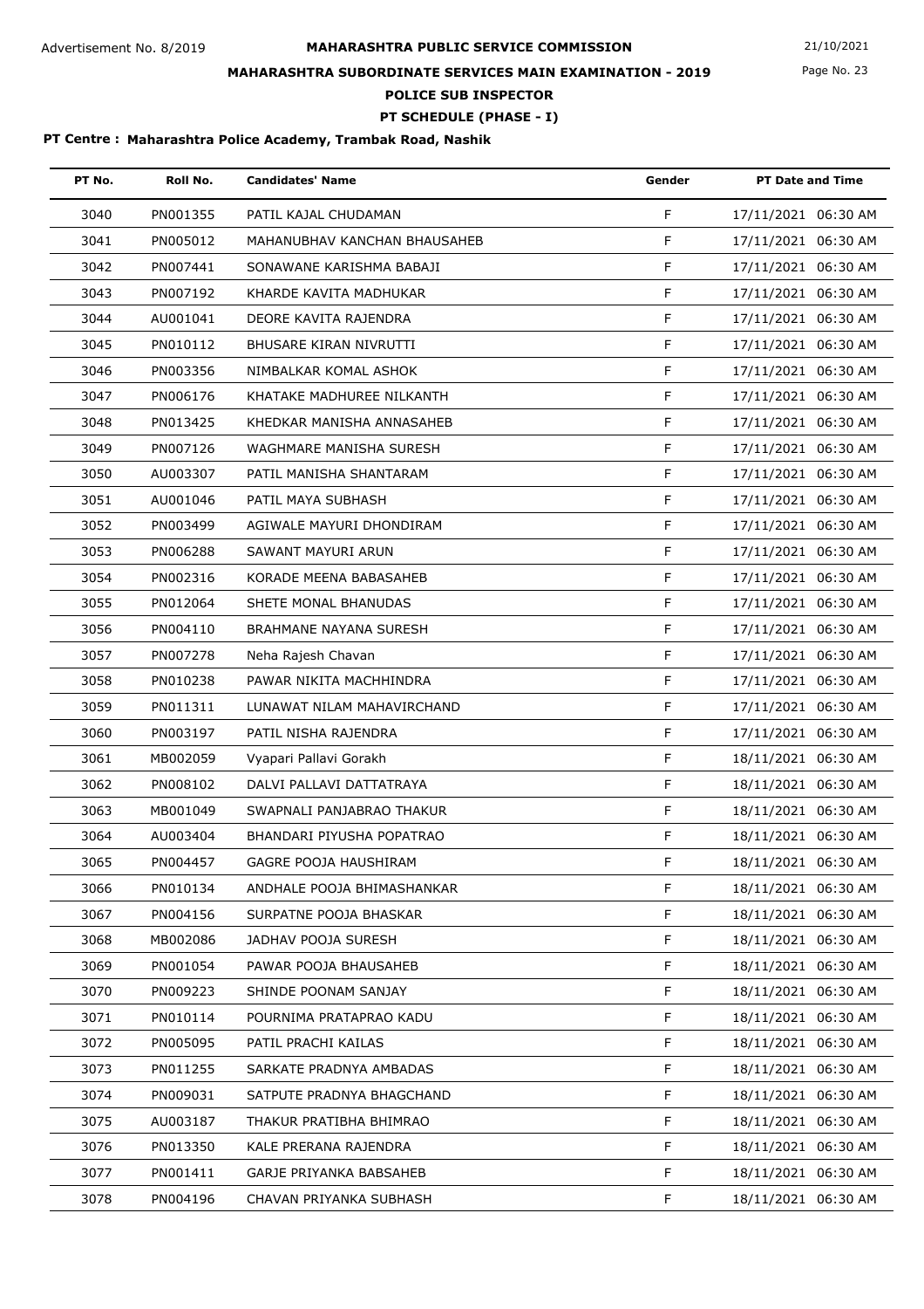Advertisement No. 8/2019

# MAHARASHTRA PUBLIC SERVICE COMMISSION

21/10/2021

## MAHARASHTRA SUBORDINATE SERVICES MAIN EXAMINATION - 2019

## POLICE SUB INSPECTOR

### PT SCHEDULE (PHASE - I)

**PT Centre : Maharashtra Police Academy, Trambak Road, Nashik**

| PT No. | Roll No. | Candidates' Name | Gender | PT Date and Time |
|---|---|---|---|---|
| 3040 | PN001355 | PATIL KAJAL CHUDAMAN | F | 17/11/2021 06:30 AM |
| 3041 | PN005012 | MAHANUBHAV KANCHAN BHAUSAHEB | F | 17/11/2021 06:30 AM |
| 3042 | PN007441 | SONAWANE KARISHMA BABAJI | F | 17/11/2021 06:30 AM |
| 3043 | PN007192 | KHARDE KAVITA MADHUKAR | F | 17/11/2021 06:30 AM |
| 3044 | AU001041 | DEORE KAVITA RAJENDRA | F | 17/11/2021 06:30 AM |
| 3045 | PN010112 | BHUSARE KIRAN NIVRUTTI | F | 17/11/2021 06:30 AM |
| 3046 | PN003356 | NIMBALKAR KOMAL ASHOK | F | 17/11/2021 06:30 AM |
| 3047 | PN006176 | KHATAKE MADHUREE NILKANTH | F | 17/11/2021 06:30 AM |
| 3048 | PN013425 | KHEDKAR MANISHA ANNASAHEB | F | 17/11/2021 06:30 AM |
| 3049 | PN007126 | WAGHMARE MANISHA SURESH | F | 17/11/2021 06:30 AM |
| 3050 | AU003307 | PATIL MANISHA SHANTARAM | F | 17/11/2021 06:30 AM |
| 3051 | AU001046 | PATIL MAYA SUBHASH | F | 17/11/2021 06:30 AM |
| 3052 | PN003499 | AGIWALE MAYURI DHONDIRAM | F | 17/11/2021 06:30 AM |
| 3053 | PN006288 | SAWANT MAYURI ARUN | F | 17/11/2021 06:30 AM |
| 3054 | PN002316 | KORADE MEENA BABASAHEB | F | 17/11/2021 06:30 AM |
| 3055 | PN012064 | SHETE MONAL BHANUDAS | F | 17/11/2021 06:30 AM |
| 3056 | PN004110 | BRAHMANE NAYANA SURESH | F | 17/11/2021 06:30 AM |
| 3057 | PN007278 | Neha Rajesh Chavan | F | 17/11/2021 06:30 AM |
| 3058 | PN010238 | PAWAR NIKITA MACHHINDRA | F | 17/11/2021 06:30 AM |
| 3059 | PN011311 | LUNAWAT NILAM MAHAVIRCHAND | F | 17/11/2021 06:30 AM |
| 3060 | PN003197 | PATIL NISHA RAJENDRA | F | 17/11/2021 06:30 AM |
| 3061 | MB002059 | Vyapari Pallavi Gorakh | F | 18/11/2021 06:30 AM |
| 3062 | PN008102 | DALVI PALLAVI DATTATRAYA | F | 18/11/2021 06:30 AM |
| 3063 | MB001049 | SWAPNALI PANJABRAO THAKUR | F | 18/11/2021 06:30 AM |
| 3064 | AU003404 | BHANDARI PIYUSHA POPATRAO | F | 18/11/2021 06:30 AM |
| 3065 | PN004457 | GAGRE POOJA HAUSHIRAM | F | 18/11/2021 06:30 AM |
| 3066 | PN010134 | ANDHALE POOJA BHIMASHANKAR | F | 18/11/2021 06:30 AM |
| 3067 | PN004156 | SURPATNE POOJA BHASKAR | F | 18/11/2021 06:30 AM |
| 3068 | MB002086 | JADHAV POOJA SURESH | F | 18/11/2021 06:30 AM |
| 3069 | PN001054 | PAWAR POOJA BHAUSAHEB | F | 18/11/2021 06:30 AM |
| 3070 | PN009223 | SHINDE POONAM SANJAY | F | 18/11/2021 06:30 AM |
| 3071 | PN010114 | POURNIMA PRATAPRAO KADU | F | 18/11/2021 06:30 AM |
| 3072 | PN005095 | PATIL PRACHI KAILAS | F | 18/11/2021 06:30 AM |
| 3073 | PN011255 | SARKATE PRADNYA AMBADAS | F | 18/11/2021 06:30 AM |
| 3074 | PN009031 | SATPUTE PRADNYA BHAGCHAND | F | 18/11/2021 06:30 AM |
| 3075 | AU003187 | THAKUR PRATIBHA BHIMRAO | F | 18/11/2021 06:30 AM |
| 3076 | PN013350 | KALE PRERANA RAJENDRA | F | 18/11/2021 06:30 AM |
| 3077 | PN001411 | GARJE PRIYANKA BABSAHEB | F | 18/11/2021 06:30 AM |
| 3078 | PN004196 | CHAVAN PRIYANKA SUBHASH | F | 18/11/2021 06:30 AM |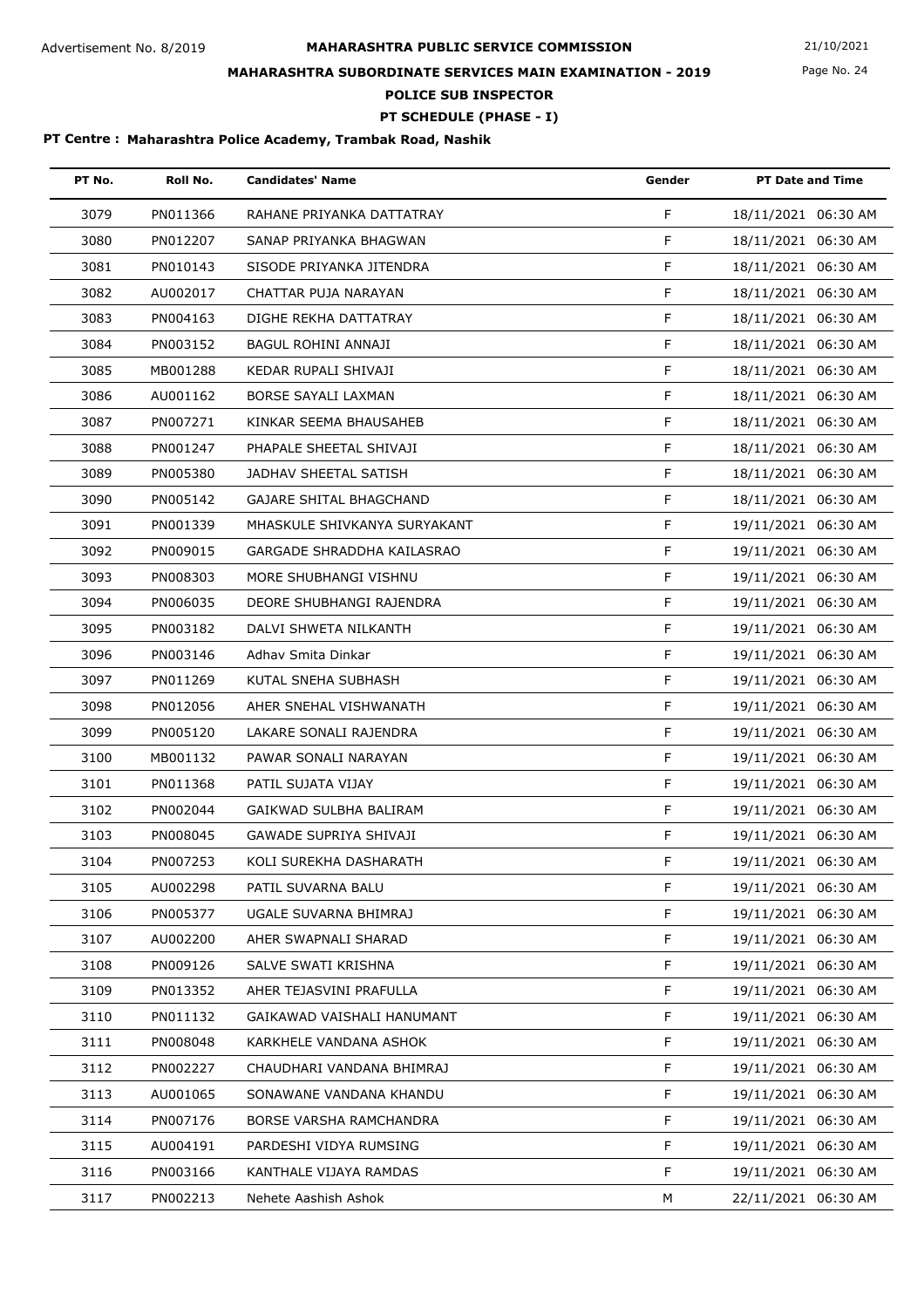Advertisement No. 8/2019

# MAHARASHTRA PUBLIC SERVICE COMMISSION

21/10/2021

## MAHARASHTRA SUBORDINATE SERVICES MAIN EXAMINATION - 2019

## POLICE SUB INSPECTOR

### PT SCHEDULE (PHASE - I)

**PT Centre : Maharashtra Police Academy, Trambak Road, Nashik**

| PT No. | Roll No. | Candidates' Name | Gender | PT Date and Time |
|---|---|---|---|---|
| 3079 | PN011366 | RAHANE PRIYANKA DATTATRAY | F | 18/11/2021 06:30 AM |
| 3080 | PN012207 | SANAP PRIYANKA BHAGWAN | F | 18/11/2021 06:30 AM |
| 3081 | PN010143 | SISODE PRIYANKA JITENDRA | F | 18/11/2021 06:30 AM |
| 3082 | AU002017 | CHATTAR PUJA NARAYAN | F | 18/11/2021 06:30 AM |
| 3083 | PN004163 | DIGHE REKHA DATTATRAY | F | 18/11/2021 06:30 AM |
| 3084 | PN003152 | BAGUL ROHINI ANNAJI | F | 18/11/2021 06:30 AM |
| 3085 | MB001288 | KEDAR RUPALI SHIVAJI | F | 18/11/2021 06:30 AM |
| 3086 | AU001162 | BORSE SAYALI LAXMAN | F | 18/11/2021 06:30 AM |
| 3087 | PN007271 | KINKAR SEEMA BHAUSAHEB | F | 18/11/2021 06:30 AM |
| 3088 | PN001247 | PHAPALE SHEETAL SHIVAJI | F | 18/11/2021 06:30 AM |
| 3089 | PN005380 | JADHAV SHEETAL SATISH | F | 18/11/2021 06:30 AM |
| 3090 | PN005142 | GAJARE SHITAL BHAGCHAND | F | 18/11/2021 06:30 AM |
| 3091 | PN001339 | MHASKULE SHIVKANYA SURYAKANT | F | 19/11/2021 06:30 AM |
| 3092 | PN009015 | GARGADE SHRADDHA KAILASRAO | F | 19/11/2021 06:30 AM |
| 3093 | PN008303 | MORE SHUBHANGI VISHNU | F | 19/11/2021 06:30 AM |
| 3094 | PN006035 | DEORE SHUBHANGI RAJENDRA | F | 19/11/2021 06:30 AM |
| 3095 | PN003182 | DALVI SHWETA NILKANTH | F | 19/11/2021 06:30 AM |
| 3096 | PN003146 | Adhav Smita Dinkar | F | 19/11/2021 06:30 AM |
| 3097 | PN011269 | KUTAL SNEHA SUBHASH | F | 19/11/2021 06:30 AM |
| 3098 | PN012056 | AHER SNEHAL VISHWANATH | F | 19/11/2021 06:30 AM |
| 3099 | PN005120 | LAKARE SONALI RAJENDRA | F | 19/11/2021 06:30 AM |
| 3100 | MB001132 | PAWAR SONALI NARAYAN | F | 19/11/2021 06:30 AM |
| 3101 | PN011368 | PATIL SUJATA VIJAY | F | 19/11/2021 06:30 AM |
| 3102 | PN002044 | GAIKWAD SULBHA BALIRAM | F | 19/11/2021 06:30 AM |
| 3103 | PN008045 | GAWADE SUPRIYA SHIVAJI | F | 19/11/2021 06:30 AM |
| 3104 | PN007253 | KOLI SUREKHA DASHARATH | F | 19/11/2021 06:30 AM |
| 3105 | AU002298 | PATIL SUVARNA BALU | F | 19/11/2021 06:30 AM |
| 3106 | PN005377 | UGALE SUVARNA BHIMRAJ | F | 19/11/2021 06:30 AM |
| 3107 | AU002200 | AHER SWAPNALI SHARAD | F | 19/11/2021 06:30 AM |
| 3108 | PN009126 | SALVE SWATI KRISHNA | F | 19/11/2021 06:30 AM |
| 3109 | PN013352 | AHER TEJASVINI PRAFULLA | F | 19/11/2021 06:30 AM |
| 3110 | PN011132 | GAIKAWAD VAISHALI HANUMANT | F | 19/11/2021 06:30 AM |
| 3111 | PN008048 | KARKHELE VANDANA ASHOK | F | 19/11/2021 06:30 AM |
| 3112 | PN002227 | CHAUDHARI VANDANA BHIMRAJ | F | 19/11/2021 06:30 AM |
| 3113 | AU001065 | SONAWANE VANDANA KHANDU | F | 19/11/2021 06:30 AM |
| 3114 | PN007176 | BORSE VARSHA RAMCHANDRA | F | 19/11/2021 06:30 AM |
| 3115 | AU004191 | PARDESHI VIDYA RUMSING | F | 19/11/2021 06:30 AM |
| 3116 | PN003166 | KANTHALE VIJAYA RAMDAS | F | 19/11/2021 06:30 AM |
| 3117 | PN002213 | Nehete Aashish Ashok | M | 22/11/2021 06:30 AM |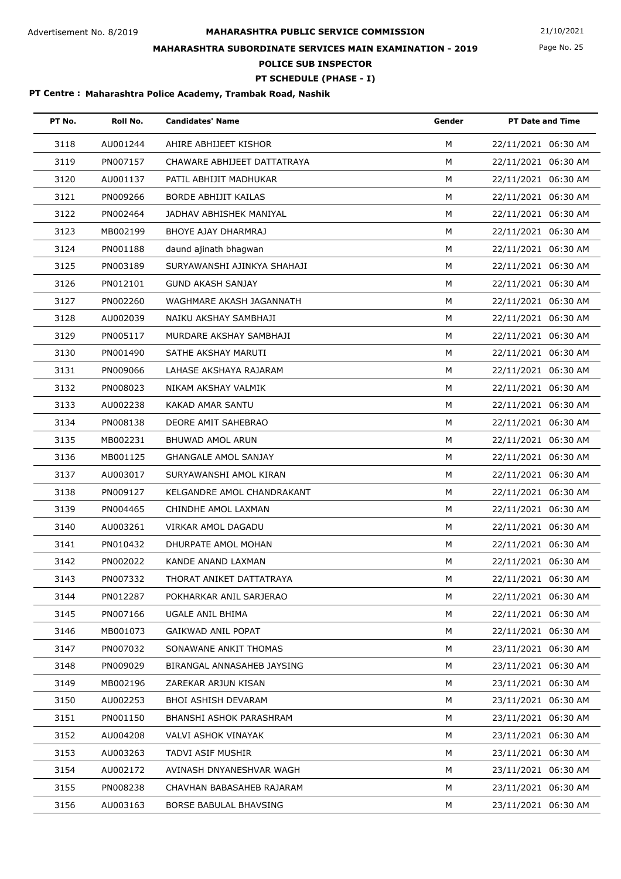Advertisement No. 8/2019

# MAHARASHTRA PUBLIC SERVICE COMMISSION

21/10/2021

## MAHARASHTRA SUBORDINATE SERVICES MAIN EXAMINATION - 2019

## POLICE SUB INSPECTOR

## PT SCHEDULE (PHASE - I)

**PT Centre : Maharashtra Police Academy, Trambak Road, Nashik**

| PT No. | Roll No. | Candidates' Name | Gender | PT Date and Time |
|---|---|---|---|---|
| 3118 | AU001244 | AHIRE ABHIJEET KISHOR | M | 22/11/2021 06:30 AM |
| 3119 | PN007157 | CHAWARE ABHIJEET DATTATRAYA | M | 22/11/2021 06:30 AM |
| 3120 | AU001137 | PATIL ABHIJIT MADHUKAR | M | 22/11/2021 06:30 AM |
| 3121 | PN009266 | BORDE ABHIJIT KAILAS | M | 22/11/2021 06:30 AM |
| 3122 | PN002464 | JADHAV ABHISHEK MANIYAL | M | 22/11/2021 06:30 AM |
| 3123 | MB002199 | BHOYE AJAY DHARMRAJ | M | 22/11/2021 06:30 AM |
| 3124 | PN001188 | daund ajinath bhagwan | M | 22/11/2021 06:30 AM |
| 3125 | PN003189 | SURYAWANSHI AJINKYA SHAHAJI | M | 22/11/2021 06:30 AM |
| 3126 | PN012101 | GUND AKASH SANJAY | M | 22/11/2021 06:30 AM |
| 3127 | PN002260 | WAGHMARE AKASH JAGANNATH | M | 22/11/2021 06:30 AM |
| 3128 | AU002039 | NAIKU AKSHAY SAMBHAJI | M | 22/11/2021 06:30 AM |
| 3129 | PN005117 | MURDARE AKSHAY SAMBHAJI | M | 22/11/2021 06:30 AM |
| 3130 | PN001490 | SATHE AKSHAY MARUTI | M | 22/11/2021 06:30 AM |
| 3131 | PN009066 | LAHASE AKSHAYA RAJARAM | M | 22/11/2021 06:30 AM |
| 3132 | PN008023 | NIKAM AKSHAY VALMIK | M | 22/11/2021 06:30 AM |
| 3133 | AU002238 | KAKAD AMAR SANTU | M | 22/11/2021 06:30 AM |
| 3134 | PN008138 | DEORE AMIT SAHEBRAO | M | 22/11/2021 06:30 AM |
| 3135 | MB002231 | BHUWAD AMOL ARUN | M | 22/11/2021 06:30 AM |
| 3136 | MB001125 | GHANGALE AMOL SANJAY | M | 22/11/2021 06:30 AM |
| 3137 | AU003017 | SURYAWANSHI AMOL KIRAN | M | 22/11/2021 06:30 AM |
| 3138 | PN009127 | KELGANDRE AMOL CHANDRAKANT | M | 22/11/2021 06:30 AM |
| 3139 | PN004465 | CHINDHE AMOL LAXMAN | M | 22/11/2021 06:30 AM |
| 3140 | AU003261 | VIRKAR AMOL DAGADU | M | 22/11/2021 06:30 AM |
| 3141 | PN010432 | DHURPATE AMOL MOHAN | M | 22/11/2021 06:30 AM |
| 3142 | PN002022 | KANDE ANAND LAXMAN | M | 22/11/2021 06:30 AM |
| 3143 | PN007332 | THORAT ANIKET DATTATRAYA | M | 22/11/2021 06:30 AM |
| 3144 | PN012287 | POKHARKAR ANIL SARJERAO | M | 22/11/2021 06:30 AM |
| 3145 | PN007166 | UGALE ANIL BHIMA | M | 22/11/2021 06:30 AM |
| 3146 | MB001073 | GAIKWAD ANIL POPAT | M | 22/11/2021 06:30 AM |
| 3147 | PN007032 | SONAWANE ANKIT THOMAS | M | 23/11/2021 06:30 AM |
| 3148 | PN009029 | BIRANGAL ANNASAHEB JAYSING | M | 23/11/2021 06:30 AM |
| 3149 | MB002196 | ZAREKAR ARJUN KISAN | M | 23/11/2021 06:30 AM |
| 3150 | AU002253 | BHOI ASHISH DEVARAM | M | 23/11/2021 06:30 AM |
| 3151 | PN001150 | BHANSHI ASHOK PARASHRAM | M | 23/11/2021 06:30 AM |
| 3152 | AU004208 | VALVI ASHOK VINAYAK | M | 23/11/2021 06:30 AM |
| 3153 | AU003263 | TADVI ASIF MUSHIR | M | 23/11/2021 06:30 AM |
| 3154 | AU002172 | AVINASH DNYANESHVAR WAGH | M | 23/11/2021 06:30 AM |
| 3155 | PN008238 | CHAVHAN BABASAHEB RAJARAM | M | 23/11/2021 06:30 AM |
| 3156 | AU003163 | BORSE BABULAL BHAVSING | M | 23/11/2021 06:30 AM |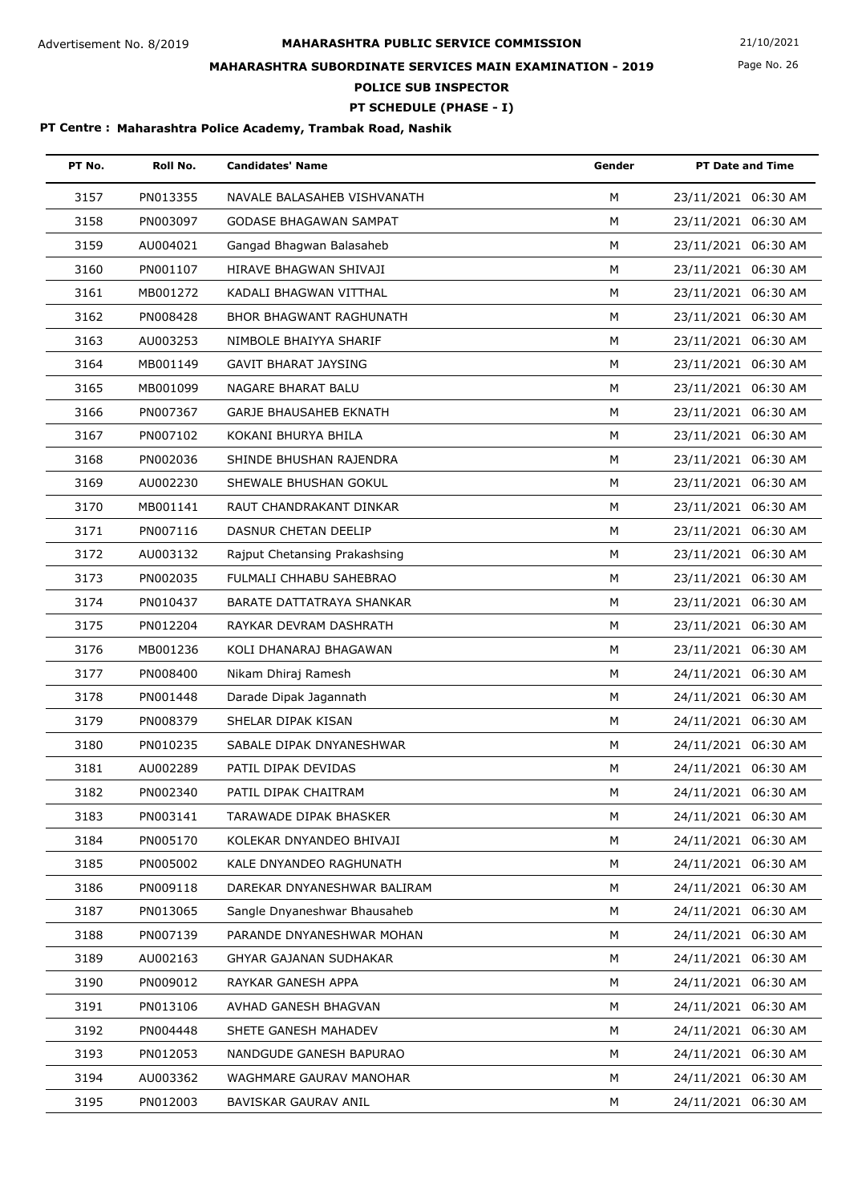Advertisement No. 8/2019

# MAHARASHTRA PUBLIC SERVICE COMMISSION

21/10/2021

## MAHARASHTRA SUBORDINATE SERVICES MAIN EXAMINATION - 2019

## POLICE SUB INSPECTOR

## PT SCHEDULE (PHASE - I)

**PT Centre : Maharashtra Police Academy, Trambak Road, Nashik**

| PT No. | Roll No. | Candidates' Name | Gender | PT Date and Time |
|---|---|---|---|---|
| 3157 | PN013355 | NAVALE BALASAHEB VISHVANATH | M | 23/11/2021 06:30 AM |
| 3158 | PN003097 | GODASE BHAGAWAN SAMPAT | M | 23/11/2021 06:30 AM |
| 3159 | AU004021 | Gangad Bhagwan Balasaheb | M | 23/11/2021 06:30 AM |
| 3160 | PN001107 | HIRAVE BHAGWAN SHIVAJI | M | 23/11/2021 06:30 AM |
| 3161 | MB001272 | KADALI BHAGWAN VITTHAL | M | 23/11/2021 06:30 AM |
| 3162 | PN008428 | BHOR BHAGWANT RAGHUNATH | M | 23/11/2021 06:30 AM |
| 3163 | AU003253 | NIMBOLE BHAIYYA SHARIF | M | 23/11/2021 06:30 AM |
| 3164 | MB001149 | GAVIT BHARAT JAYSING | M | 23/11/2021 06:30 AM |
| 3165 | MB001099 | NAGARE BHARAT BALU | M | 23/11/2021 06:30 AM |
| 3166 | PN007367 | GARJE BHAUSAHEB EKNATH | M | 23/11/2021 06:30 AM |
| 3167 | PN007102 | KOKANI BHURYA BHILA | M | 23/11/2021 06:30 AM |
| 3168 | PN002036 | SHINDE BHUSHAN RAJENDRA | M | 23/11/2021 06:30 AM |
| 3169 | AU002230 | SHEWALE BHUSHAN GOKUL | M | 23/11/2021 06:30 AM |
| 3170 | MB001141 | RAUT CHANDRAKANT DINKAR | M | 23/11/2021 06:30 AM |
| 3171 | PN007116 | DASNUR CHETAN DEELIP | M | 23/11/2021 06:30 AM |
| 3172 | AU003132 | Rajput Chetansing Prakashsing | M | 23/11/2021 06:30 AM |
| 3173 | PN002035 | FULMALI CHHABU SAHEBRAO | M | 23/11/2021 06:30 AM |
| 3174 | PN010437 | BARATE DATTATRAYA SHANKAR | M | 23/11/2021 06:30 AM |
| 3175 | PN012204 | RAYKAR DEVRAM DASHRATH | M | 23/11/2021 06:30 AM |
| 3176 | MB001236 | KOLI DHANARAJ BHAGAWAN | M | 23/11/2021 06:30 AM |
| 3177 | PN008400 | Nikam Dhiraj Ramesh | M | 24/11/2021 06:30 AM |
| 3178 | PN001448 | Darade Dipak Jagannath | M | 24/11/2021 06:30 AM |
| 3179 | PN008379 | SHELAR DIPAK KISAN | M | 24/11/2021 06:30 AM |
| 3180 | PN010235 | SABALE DIPAK DNYANESHWAR | M | 24/11/2021 06:30 AM |
| 3181 | AU002289 | PATIL DIPAK DEVIDAS | M | 24/11/2021 06:30 AM |
| 3182 | PN002340 | PATIL DIPAK CHAITRAM | M | 24/11/2021 06:30 AM |
| 3183 | PN003141 | TARAWADE DIPAK BHASKER | M | 24/11/2021 06:30 AM |
| 3184 | PN005170 | KOLEKAR DNYANDEO BHIVAJI | M | 24/11/2021 06:30 AM |
| 3185 | PN005002 | KALE DNYANDEO RAGHUNATH | M | 24/11/2021 06:30 AM |
| 3186 | PN009118 | DAREKAR DNYANESHWAR BALIRAM | M | 24/11/2021 06:30 AM |
| 3187 | PN013065 | Sangle Dnyaneshwar Bhausaheb | M | 24/11/2021 06:30 AM |
| 3188 | PN007139 | PARANDE DNYANESHWAR MOHAN | M | 24/11/2021 06:30 AM |
| 3189 | AU002163 | GHYAR GAJANAN SUDHAKAR | M | 24/11/2021 06:30 AM |
| 3190 | PN009012 | RAYKAR GANESH APPA | M | 24/11/2021 06:30 AM |
| 3191 | PN013106 | AVHAD GANESH BHAGVAN | M | 24/11/2021 06:30 AM |
| 3192 | PN004448 | SHETE GANESH MAHADEV | M | 24/11/2021 06:30 AM |
| 3193 | PN012053 | NANDGUDE GANESH BAPURAO | M | 24/11/2021 06:30 AM |
| 3194 | AU003362 | WAGHMARE GAURAV MANOHAR | M | 24/11/2021 06:30 AM |
| 3195 | PN012003 | BAVISKAR GAURAV ANIL | M | 24/11/2021 06:30 AM |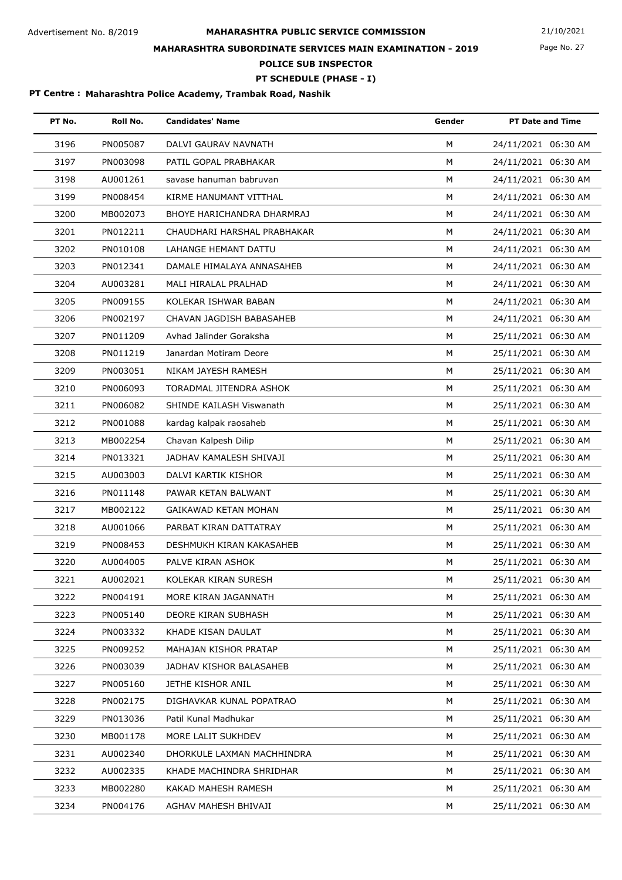Advertisement No. 8/2019

# MAHARASHTRA PUBLIC SERVICE COMMISSION

## MAHARASHTRA SUBORDINATE SERVICES MAIN EXAMINATION - 2019

### POLICE SUB INSPECTOR

### PT SCHEDULE (PHASE - I)

21/10/2021

**PT Centre : Maharashtra Police Academy, Trambak Road, Nashik**

| PT No. | Roll No. | Candidates' Name | Gender | PT Date and Time |
|---|---|---|---|---|
| 3196 | PN005087 | DALVI GAURAV NAVNATH | M | 24/11/2021 06:30 AM |
| 3197 | PN003098 | PATIL GOPAL PRABHAKAR | M | 24/11/2021 06:30 AM |
| 3198 | AU001261 | savase hanuman babruvan | M | 24/11/2021 06:30 AM |
| 3199 | PN008454 | KIRME HANUMANT VITTHAL | M | 24/11/2021 06:30 AM |
| 3200 | MB002073 | BHOYE HARICHANDRA DHARMRAJ | M | 24/11/2021 06:30 AM |
| 3201 | PN012211 | CHAUDHARI HARSHAL PRABHAKAR | M | 24/11/2021 06:30 AM |
| 3202 | PN010108 | LAHANGE HEMANT DATTU | M | 24/11/2021 06:30 AM |
| 3203 | PN012341 | DAMALE HIMALAYA ANNASAHEB | M | 24/11/2021 06:30 AM |
| 3204 | AU003281 | MALI HIRALAL PRALHAD | M | 24/11/2021 06:30 AM |
| 3205 | PN009155 | KOLEKAR ISHWAR BABAN | M | 24/11/2021 06:30 AM |
| 3206 | PN002197 | CHAVAN JAGDISH BABASAHEB | M | 24/11/2021 06:30 AM |
| 3207 | PN011209 | Avhad Jalinder Goraksha | M | 25/11/2021 06:30 AM |
| 3208 | PN011219 | Janardan Motiram Deore | M | 25/11/2021 06:30 AM |
| 3209 | PN003051 | NIKAM JAYESH RAMESH | M | 25/11/2021 06:30 AM |
| 3210 | PN006093 | TORADMAL JITENDRA ASHOK | M | 25/11/2021 06:30 AM |
| 3211 | PN006082 | SHINDE KAILASH Viswanath | M | 25/11/2021 06:30 AM |
| 3212 | PN001088 | kardag kalpak raosaheb | M | 25/11/2021 06:30 AM |
| 3213 | MB002254 | Chavan Kalpesh Dilip | M | 25/11/2021 06:30 AM |
| 3214 | PN013321 | JADHAV KAMALESH SHIVAJI | M | 25/11/2021 06:30 AM |
| 3215 | AU003003 | DALVI KARTIK KISHOR | M | 25/11/2021 06:30 AM |
| 3216 | PN011148 | PAWAR KETAN BALWANT | M | 25/11/2021 06:30 AM |
| 3217 | MB002122 | GAIKAWAD KETAN MOHAN | M | 25/11/2021 06:30 AM |
| 3218 | AU001066 | PARBAT KIRAN DATTATRAY | M | 25/11/2021 06:30 AM |
| 3219 | PN008453 | DESHMUKH KIRAN KAKASAHEB | M | 25/11/2021 06:30 AM |
| 3220 | AU004005 | PALVE KIRAN ASHOK | M | 25/11/2021 06:30 AM |
| 3221 | AU002021 | KOLEKAR KIRAN SURESH | M | 25/11/2021 06:30 AM |
| 3222 | PN004191 | MORE KIRAN JAGANNATH | M | 25/11/2021 06:30 AM |
| 3223 | PN005140 | DEORE KIRAN SUBHASH | M | 25/11/2021 06:30 AM |
| 3224 | PN003332 | KHADE KISAN DAULAT | M | 25/11/2021 06:30 AM |
| 3225 | PN009252 | MAHAJAN KISHOR PRATAP | M | 25/11/2021 06:30 AM |
| 3226 | PN003039 | JADHAV KISHOR BALASAHEB | M | 25/11/2021 06:30 AM |
| 3227 | PN005160 | JETHE KISHOR ANIL | M | 25/11/2021 06:30 AM |
| 3228 | PN002175 | DIGHAVKAR KUNAL POPATRAO | M | 25/11/2021 06:30 AM |
| 3229 | PN013036 | Patil Kunal Madhukar | M | 25/11/2021 06:30 AM |
| 3230 | MB001178 | MORE LALIT SUKHDEV | M | 25/11/2021 06:30 AM |
| 3231 | AU002340 | DHORKULE LAXMAN MACHHINDRA | M | 25/11/2021 06:30 AM |
| 3232 | AU002335 | KHADE MACHINDRA SHRIDHAR | M | 25/11/2021 06:30 AM |
| 3233 | MB002280 | KAKAD MAHESH RAMESH | M | 25/11/2021 06:30 AM |
| 3234 | PN004176 | AGHAV MAHESH BHIVAJI | M | 25/11/2021 06:30 AM |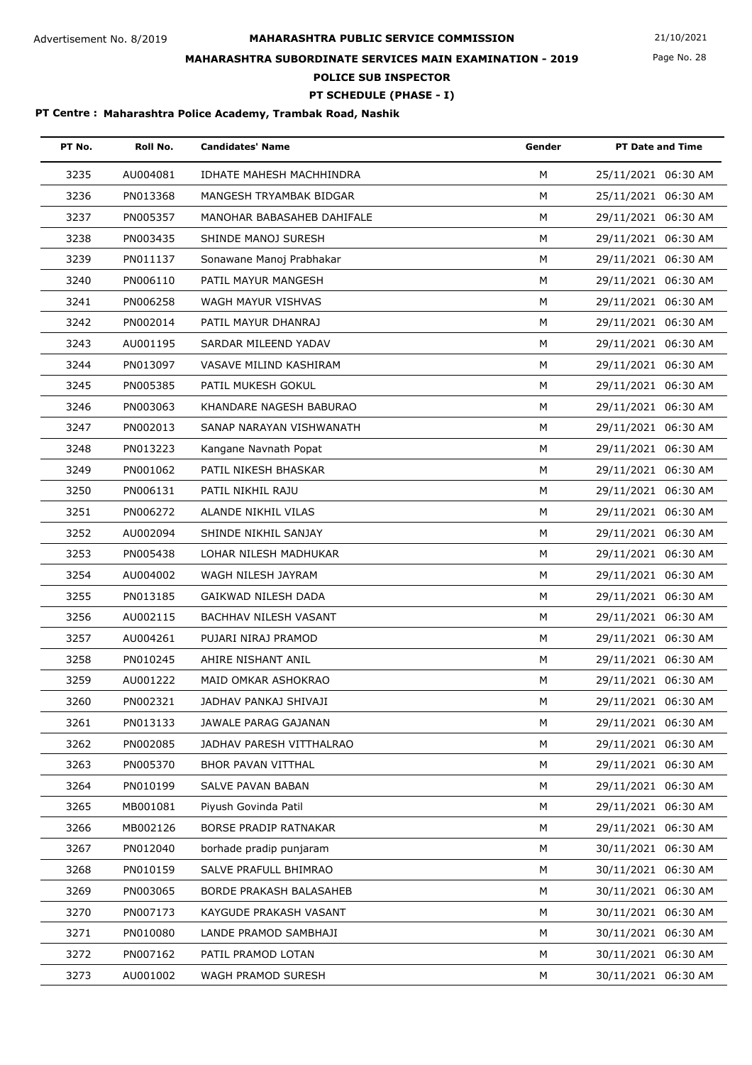Advertisement No. 8/2019

# MAHARASHTRA PUBLIC SERVICE COMMISSION

21/10/2021

## MAHARASHTRA SUBORDINATE SERVICES MAIN EXAMINATION - 2019

## POLICE SUB INSPECTOR

## PT SCHEDULE (PHASE - I)

**PT Centre : Maharashtra Police Academy, Trambak Road, Nashik**

| PT No. | Roll No. | Candidates' Name | Gender | PT Date and Time |
|---|---|---|---|---|
| 3235 | AU004081 | IDHATE MAHESH MACHHINDRA | M | 25/11/2021 06:30 AM |
| 3236 | PN013368 | MANGESH TRYAMBAK BIDGAR | M | 25/11/2021 06:30 AM |
| 3237 | PN005357 | MANOHAR BABASAHEB DAHIFALE | M | 29/11/2021 06:30 AM |
| 3238 | PN003435 | SHINDE MANOJ SURESH | M | 29/11/2021 06:30 AM |
| 3239 | PN011137 | Sonawane Manoj Prabhakar | M | 29/11/2021 06:30 AM |
| 3240 | PN006110 | PATIL MAYUR MANGESH | M | 29/11/2021 06:30 AM |
| 3241 | PN006258 | WAGH MAYUR VISHVAS | M | 29/11/2021 06:30 AM |
| 3242 | PN002014 | PATIL MAYUR DHANRAJ | M | 29/11/2021 06:30 AM |
| 3243 | AU001195 | SARDAR MILEEND YADAV | M | 29/11/2021 06:30 AM |
| 3244 | PN013097 | VASAVE MILIND KASHIRAM | M | 29/11/2021 06:30 AM |
| 3245 | PN005385 | PATIL MUKESH GOKUL | M | 29/11/2021 06:30 AM |
| 3246 | PN003063 | KHANDARE NAGESH BABURAO | M | 29/11/2021 06:30 AM |
| 3247 | PN002013 | SANAP NARAYAN VISHWANATH | M | 29/11/2021 06:30 AM |
| 3248 | PN013223 | Kangane Navnath Popat | M | 29/11/2021 06:30 AM |
| 3249 | PN001062 | PATIL NIKESH BHASKAR | M | 29/11/2021 06:30 AM |
| 3250 | PN006131 | PATIL NIKHIL RAJU | M | 29/11/2021 06:30 AM |
| 3251 | PN006272 | ALANDE NIKHIL VILAS | M | 29/11/2021 06:30 AM |
| 3252 | AU002094 | SHINDE NIKHIL SANJAY | M | 29/11/2021 06:30 AM |
| 3253 | PN005438 | LOHAR NILESH MADHUKAR | M | 29/11/2021 06:30 AM |
| 3254 | AU004002 | WAGH NILESH JAYRAM | M | 29/11/2021 06:30 AM |
| 3255 | PN013185 | GAIKWAD NILESH DADA | M | 29/11/2021 06:30 AM |
| 3256 | AU002115 | BACHHAV NILESH VASANT | M | 29/11/2021 06:30 AM |
| 3257 | AU004261 | PUJARI NIRAJ PRAMOD | M | 29/11/2021 06:30 AM |
| 3258 | PN010245 | AHIRE NISHANT ANIL | M | 29/11/2021 06:30 AM |
| 3259 | AU001222 | MAID OMKAR ASHOKRAO | M | 29/11/2021 06:30 AM |
| 3260 | PN002321 | JADHAV PANKAJ SHIVAJI | M | 29/11/2021 06:30 AM |
| 3261 | PN013133 | JAWALE PARAG GAJANAN | M | 29/11/2021 06:30 AM |
| 3262 | PN002085 | JADHAV PARESH VITTHALRAO | M | 29/11/2021 06:30 AM |
| 3263 | PN005370 | BHOR PAVAN VITTHAL | M | 29/11/2021 06:30 AM |
| 3264 | PN010199 | SALVE PAVAN BABAN | M | 29/11/2021 06:30 AM |
| 3265 | MB001081 | Piyush Govinda Patil | M | 29/11/2021 06:30 AM |
| 3266 | MB002126 | BORSE PRADIP RATNAKAR | M | 29/11/2021 06:30 AM |
| 3267 | PN012040 | borhade pradip punjaram | M | 30/11/2021 06:30 AM |
| 3268 | PN010159 | SALVE PRAFULL BHIMRAO | M | 30/11/2021 06:30 AM |
| 3269 | PN003065 | BORDE PRAKASH BALASAHEB | M | 30/11/2021 06:30 AM |
| 3270 | PN007173 | KAYGUDE PRAKASH VASANT | M | 30/11/2021 06:30 AM |
| 3271 | PN010080 | LANDE PRAMOD SAMBHAJI | M | 30/11/2021 06:30 AM |
| 3272 | PN007162 | PATIL PRAMOD LOTAN | M | 30/11/2021 06:30 AM |
| 3273 | AU001002 | WAGH PRAMOD SURESH | M | 30/11/2021 06:30 AM |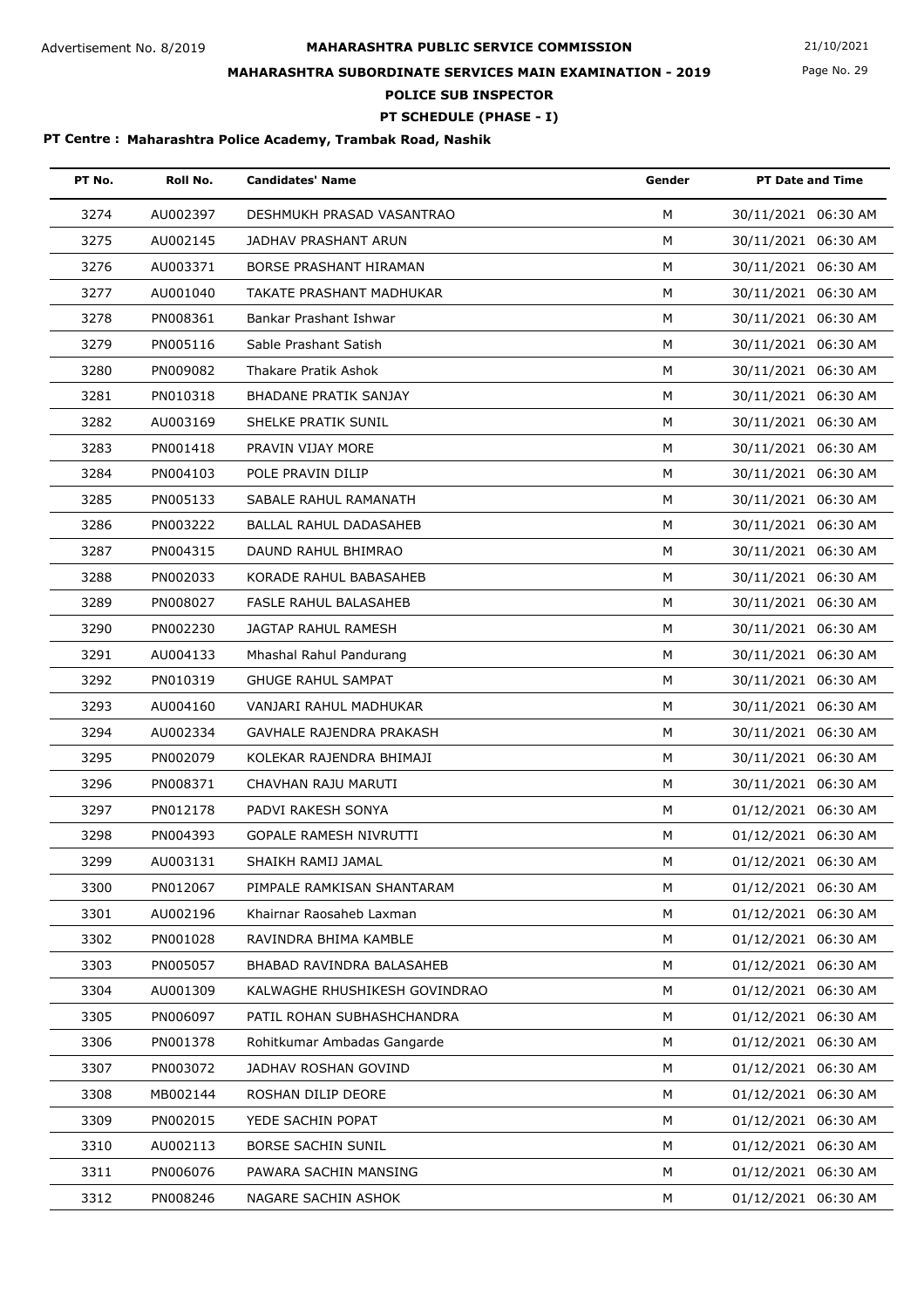Advertisement No. 8/2019

**MAHARASHTRA PUBLIC SERVICE COMMISSION**

21/10/2021

**MAHARASHTRA SUBORDINATE SERVICES MAIN EXAMINATION - 2019**

**POLICE SUB INSPECTOR**

**PT SCHEDULE (PHASE - I)**

**PT Centre : Maharashtra Police Academy, Trambak Road, Nashik**

| PT No. | Roll No. | Candidates' Name | Gender | PT Date and Time |
|---|---|---|---|---|
| 3274 | AU002397 | DESHMUKH PRASAD VASANTRAO | M | 30/11/2021 06:30 AM |
| 3275 | AU002145 | JADHAV PRASHANT ARUN | M | 30/11/2021 06:30 AM |
| 3276 | AU003371 | BORSE PRASHANT HIRAMAN | M | 30/11/2021 06:30 AM |
| 3277 | AU001040 | TAKATE PRASHANT MADHUKAR | M | 30/11/2021 06:30 AM |
| 3278 | PN008361 | Bankar Prashant Ishwar | M | 30/11/2021 06:30 AM |
| 3279 | PN005116 | Sable Prashant Satish | M | 30/11/2021 06:30 AM |
| 3280 | PN009082 | Thakare Pratik Ashok | M | 30/11/2021 06:30 AM |
| 3281 | PN010318 | BHADANE PRATIK SANJAY | M | 30/11/2021 06:30 AM |
| 3282 | AU003169 | SHELKE PRATIK SUNIL | M | 30/11/2021 06:30 AM |
| 3283 | PN001418 | PRAVIN VIJAY MORE | M | 30/11/2021 06:30 AM |
| 3284 | PN004103 | POLE PRAVIN DILIP | M | 30/11/2021 06:30 AM |
| 3285 | PN005133 | SABALE RAHUL RAMANATH | M | 30/11/2021 06:30 AM |
| 3286 | PN003222 | BALLAL RAHUL DADASAHEB | M | 30/11/2021 06:30 AM |
| 3287 | PN004315 | DAUND RAHUL BHIMRAO | M | 30/11/2021 06:30 AM |
| 3288 | PN002033 | KORADE RAHUL BABASAHEB | M | 30/11/2021 06:30 AM |
| 3289 | PN008027 | FASLE RAHUL BALASAHEB | M | 30/11/2021 06:30 AM |
| 3290 | PN002230 | JAGTAP RAHUL RAMESH | M | 30/11/2021 06:30 AM |
| 3291 | AU004133 | Mhashal Rahul Pandurang | M | 30/11/2021 06:30 AM |
| 3292 | PN010319 | GHUGE RAHUL SAMPAT | M | 30/11/2021 06:30 AM |
| 3293 | AU004160 | VANJARI RAHUL MADHUKAR | M | 30/11/2021 06:30 AM |
| 3294 | AU002334 | GAVHALE RAJENDRA PRAKASH | M | 30/11/2021 06:30 AM |
| 3295 | PN002079 | KOLEKAR RAJENDRA BHIMAJI | M | 30/11/2021 06:30 AM |
| 3296 | PN008371 | CHAVHAN RAJU MARUTI | M | 30/11/2021 06:30 AM |
| 3297 | PN012178 | PADVI RAKESH SONYA | M | 01/12/2021 06:30 AM |
| 3298 | PN004393 | GOPALE RAMESH NIVRUTTI | M | 01/12/2021 06:30 AM |
| 3299 | AU003131 | SHAIKH RAMIJ JAMAL | M | 01/12/2021 06:30 AM |
| 3300 | PN012067 | PIMPALE RAMKISAN SHANTARAM | M | 01/12/2021 06:30 AM |
| 3301 | AU002196 | Khairnar Raosaheb Laxman | M | 01/12/2021 06:30 AM |
| 3302 | PN001028 | RAVINDRA BHIMA KAMBLE | M | 01/12/2021 06:30 AM |
| 3303 | PN005057 | BHABAD RAVINDRA BALASAHEB | M | 01/12/2021 06:30 AM |
| 3304 | AU001309 | KALWAGHE RHUSHIKESH GOVINDRAO | M | 01/12/2021 06:30 AM |
| 3305 | PN006097 | PATIL ROHAN SUBHASHCHANDRA | M | 01/12/2021 06:30 AM |
| 3306 | PN001378 | Rohitkumar Ambadas Gangarde | M | 01/12/2021 06:30 AM |
| 3307 | PN003072 | JADHAV ROSHAN GOVIND | M | 01/12/2021 06:30 AM |
| 3308 | MB002144 | ROSHAN DILIP DEORE | M | 01/12/2021 06:30 AM |
| 3309 | PN002015 | YEDE SACHIN POPAT | M | 01/12/2021 06:30 AM |
| 3310 | AU002113 | BORSE SACHIN SUNIL | M | 01/12/2021 06:30 AM |
| 3311 | PN006076 | PAWARA SACHIN MANSING | M | 01/12/2021 06:30 AM |
| 3312 | PN008246 | NAGARE SACHIN ASHOK | M | 01/12/2021 06:30 AM |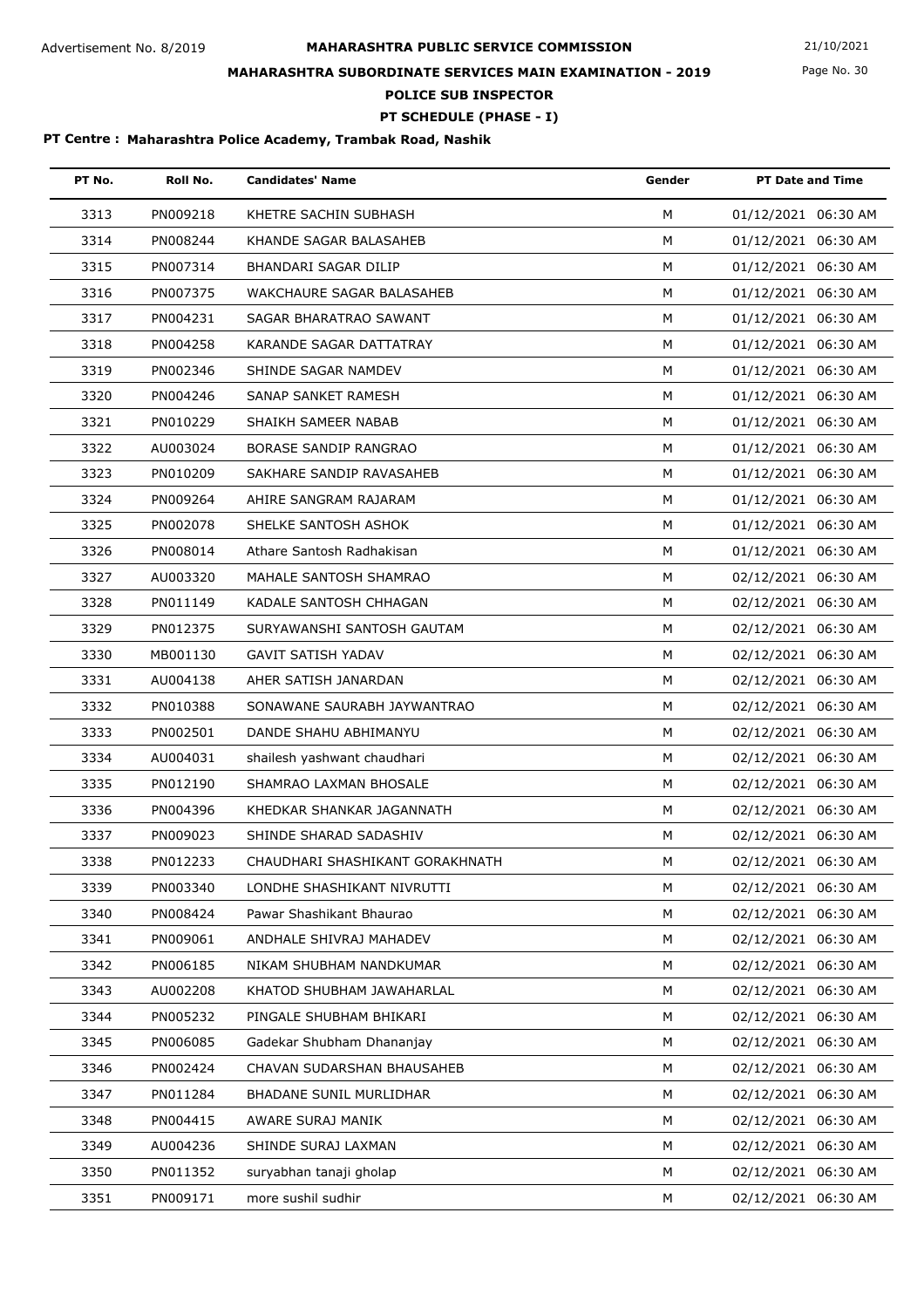Advertisement No. 8/2019

**MAHARASHTRA PUBLIC SERVICE COMMISSION**

21/10/2021

**MAHARASHTRA SUBORDINATE SERVICES MAIN EXAMINATION - 2019**

**POLICE SUB INSPECTOR**

**PT SCHEDULE (PHASE - I)**

**PT Centre : Maharashtra Police Academy, Trambak Road, Nashik**

| PT No. | Roll No. | Candidates' Name | Gender | PT Date and Time |
|---|---|---|---|---|
| 3313 | PN009218 | KHETRE SACHIN SUBHASH | M | 01/12/2021 06:30 AM |
| 3314 | PN008244 | KHANDE SAGAR BALASAHEB | M | 01/12/2021 06:30 AM |
| 3315 | PN007314 | BHANDARI SAGAR DILIP | M | 01/12/2021 06:30 AM |
| 3316 | PN007375 | WAKCHAURE SAGAR BALASAHEB | M | 01/12/2021 06:30 AM |
| 3317 | PN004231 | SAGAR BHARATRAO SAWANT | M | 01/12/2021 06:30 AM |
| 3318 | PN004258 | KARANDE SAGAR DATTATRAY | M | 01/12/2021 06:30 AM |
| 3319 | PN002346 | SHINDE SAGAR NAMDEV | M | 01/12/2021 06:30 AM |
| 3320 | PN004246 | SANAP SANKET RAMESH | M | 01/12/2021 06:30 AM |
| 3321 | PN010229 | SHAIKH SAMEER NABAB | M | 01/12/2021 06:30 AM |
| 3322 | AU003024 | BORASE SANDIP RANGRAO | M | 01/12/2021 06:30 AM |
| 3323 | PN010209 | SAKHARE SANDIP RAVASAHEB | M | 01/12/2021 06:30 AM |
| 3324 | PN009264 | AHIRE SANGRAM RAJARAM | M | 01/12/2021 06:30 AM |
| 3325 | PN002078 | SHELKE SANTOSH ASHOK | M | 01/12/2021 06:30 AM |
| 3326 | PN008014 | Athare Santosh Radhakisan | M | 01/12/2021 06:30 AM |
| 3327 | AU003320 | MAHALE SANTOSH SHAMRAO | M | 02/12/2021 06:30 AM |
| 3328 | PN011149 | KADALE SANTOSH CHHAGAN | M | 02/12/2021 06:30 AM |
| 3329 | PN012375 | SURYAWANSHI SANTOSH GAUTAM | M | 02/12/2021 06:30 AM |
| 3330 | MB001130 | GAVIT SATISH YADAV | M | 02/12/2021 06:30 AM |
| 3331 | AU004138 | AHER SATISH JANARDAN | M | 02/12/2021 06:30 AM |
| 3332 | PN010388 | SONAWANE SAURABH JAYWANTRAO | M | 02/12/2021 06:30 AM |
| 3333 | PN002501 | DANDE SHAHU ABHIMANYU | M | 02/12/2021 06:30 AM |
| 3334 | AU004031 | shailesh yashwant chaudhari | M | 02/12/2021 06:30 AM |
| 3335 | PN012190 | SHAMRAO LAXMAN BHOSALE | M | 02/12/2021 06:30 AM |
| 3336 | PN004396 | KHEDKAR SHANKAR JAGANNATH | M | 02/12/2021 06:30 AM |
| 3337 | PN009023 | SHINDE SHARAD SADASHIV | M | 02/12/2021 06:30 AM |
| 3338 | PN012233 | CHAUDHARI SHASHIKANT GORAKHNATH | M | 02/12/2021 06:30 AM |
| 3339 | PN003340 | LONDHE SHASHIKANT NIVRUTTI | M | 02/12/2021 06:30 AM |
| 3340 | PN008424 | Pawar Shashikant Bhaurao | M | 02/12/2021 06:30 AM |
| 3341 | PN009061 | ANDHALE SHIVRAJ MAHADEV | M | 02/12/2021 06:30 AM |
| 3342 | PN006185 | NIKAM SHUBHAM NANDKUMAR | M | 02/12/2021 06:30 AM |
| 3343 | AU002208 | KHATOD SHUBHAM JAWAHARLAL | M | 02/12/2021 06:30 AM |
| 3344 | PN005232 | PINGALE SHUBHAM BHIKARI | M | 02/12/2021 06:30 AM |
| 3345 | PN006085 | Gadekar Shubham Dhananjay | M | 02/12/2021 06:30 AM |
| 3346 | PN002424 | CHAVAN SUDARSHAN BHAUSAHEB | M | 02/12/2021 06:30 AM |
| 3347 | PN011284 | BHADANE SUNIL MURLIDHAR | M | 02/12/2021 06:30 AM |
| 3348 | PN004415 | AWARE SURAJ MANIK | M | 02/12/2021 06:30 AM |
| 3349 | AU004236 | SHINDE SURAJ LAXMAN | M | 02/12/2021 06:30 AM |
| 3350 | PN011352 | suryabhan tanaji gholap | M | 02/12/2021 06:30 AM |
| 3351 | PN009171 | more sushil sudhir | M | 02/12/2021 06:30 AM |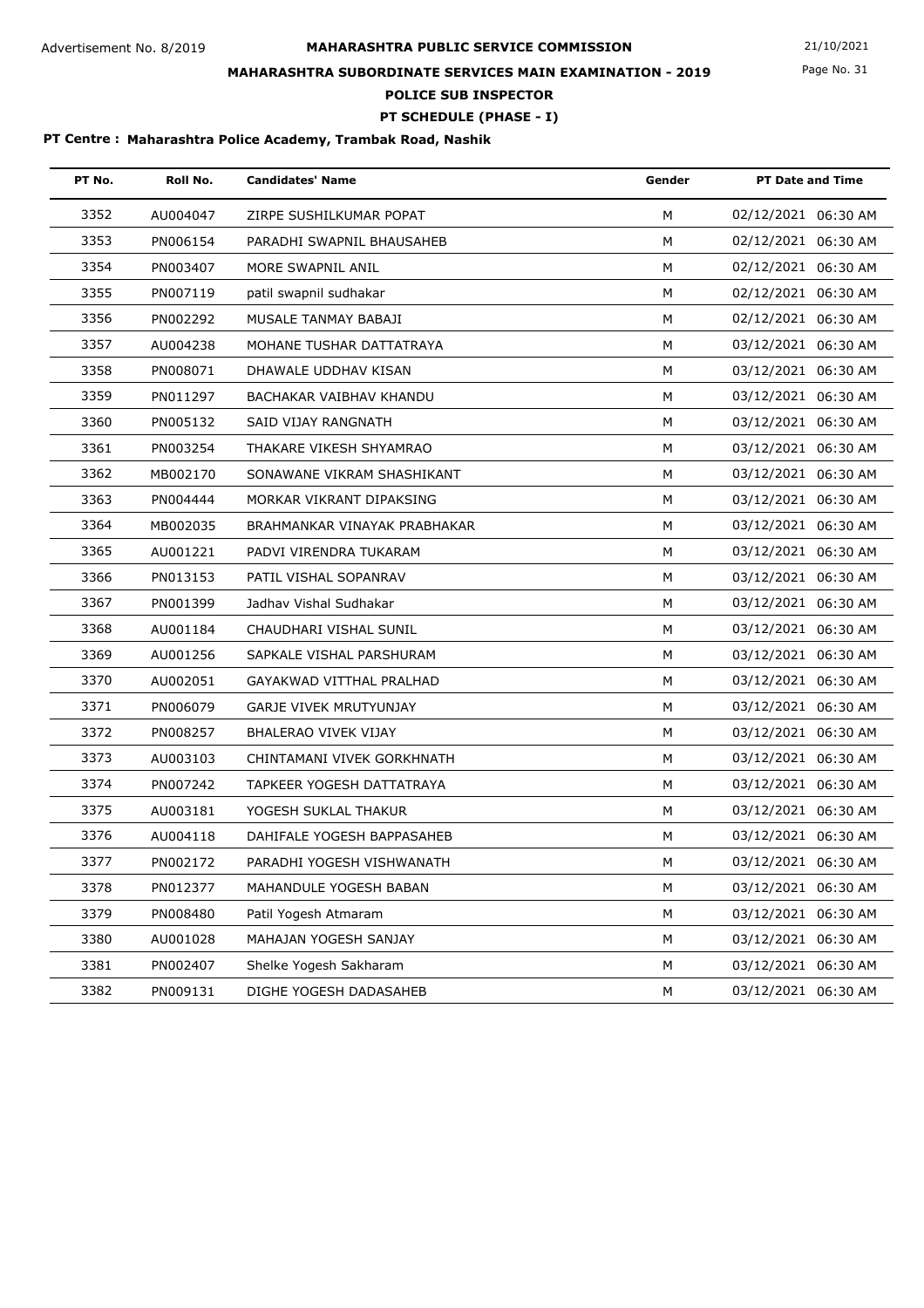Advertisement No. 8/2019

# MAHARASHTRA PUBLIC SERVICE COMMISSION

21/10/2021

## MAHARASHTRA SUBORDINATE SERVICES MAIN EXAMINATION - 2019

## POLICE SUB INSPECTOR

### PT SCHEDULE (PHASE - I)

**PT Centre : Maharashtra Police Academy, Trambak Road, Nashik**

| PT No. | Roll No. | Candidates' Name | Gender | PT Date and Time |
|---|---|---|---|---|
| 3352 | AU004047 | ZIRPE SUSHILKUMAR POPAT | M | 02/12/2021 06:30 AM |
| 3353 | PN006154 | PARADHI SWAPNIL BHAUSAHEB | M | 02/12/2021 06:30 AM |
| 3354 | PN003407 | MORE SWAPNIL ANIL | M | 02/12/2021 06:30 AM |
| 3355 | PN007119 | patil swapnil sudhakar | M | 02/12/2021 06:30 AM |
| 3356 | PN002292 | MUSALE TANMAY BABAJI | M | 02/12/2021 06:30 AM |
| 3357 | AU004238 | MOHANE TUSHAR DATTATRAYA | M | 03/12/2021 06:30 AM |
| 3358 | PN008071 | DHAWALE UDDHAV KISAN | M | 03/12/2021 06:30 AM |
| 3359 | PN011297 | BACHAKAR VAIBHAV KHANDU | M | 03/12/2021 06:30 AM |
| 3360 | PN005132 | SAID VIJAY RANGNATH | M | 03/12/2021 06:30 AM |
| 3361 | PN003254 | THAKARE VIKESH SHYAMRAO | M | 03/12/2021 06:30 AM |
| 3362 | MB002170 | SONAWANE VIKRAM SHASHIKANT | M | 03/12/2021 06:30 AM |
| 3363 | PN004444 | MORKAR VIKRANT DIPAKSING | M | 03/12/2021 06:30 AM |
| 3364 | MB002035 | BRAHMANKAR VINAYAK PRABHAKAR | M | 03/12/2021 06:30 AM |
| 3365 | AU001221 | PADVI VIRENDRA TUKARAM | M | 03/12/2021 06:30 AM |
| 3366 | PN013153 | PATIL VISHAL SOPANRAV | M | 03/12/2021 06:30 AM |
| 3367 | PN001399 | Jadhav Vishal Sudhakar | M | 03/12/2021 06:30 AM |
| 3368 | AU001184 | CHAUDHARI VISHAL SUNIL | M | 03/12/2021 06:30 AM |
| 3369 | AU001256 | SAPKALE VISHAL PARSHURAM | M | 03/12/2021 06:30 AM |
| 3370 | AU002051 | GAYAKWAD VITTHAL PRALHAD | M | 03/12/2021 06:30 AM |
| 3371 | PN006079 | GARJE VIVEK MRUTYUNJAY | M | 03/12/2021 06:30 AM |
| 3372 | PN008257 | BHALERAO VIVEK VIJAY | M | 03/12/2021 06:30 AM |
| 3373 | AU003103 | CHINTAMANI VIVEK GORKHNATH | M | 03/12/2021 06:30 AM |
| 3374 | PN007242 | TAPKEER YOGESH DATTATRAYA | M | 03/12/2021 06:30 AM |
| 3375 | AU003181 | YOGESH SUKLAL THAKUR | M | 03/12/2021 06:30 AM |
| 3376 | AU004118 | DAHIFALE YOGESH BAPPASAHEB | M | 03/12/2021 06:30 AM |
| 3377 | PN002172 | PARADHI YOGESH VISHWANATH | M | 03/12/2021 06:30 AM |
| 3378 | PN012377 | MAHANDULE YOGESH BABAN | M | 03/12/2021 06:30 AM |
| 3379 | PN008480 | Patil Yogesh Atmaram | M | 03/12/2021 06:30 AM |
| 3380 | AU001028 | MAHAJAN YOGESH SANJAY | M | 03/12/2021 06:30 AM |
| 3381 | PN002407 | Shelke Yogesh Sakharam | M | 03/12/2021 06:30 AM |
| 3382 | PN009131 | DIGHE YOGESH DADASAHEB | M | 03/12/2021 06:30 AM |